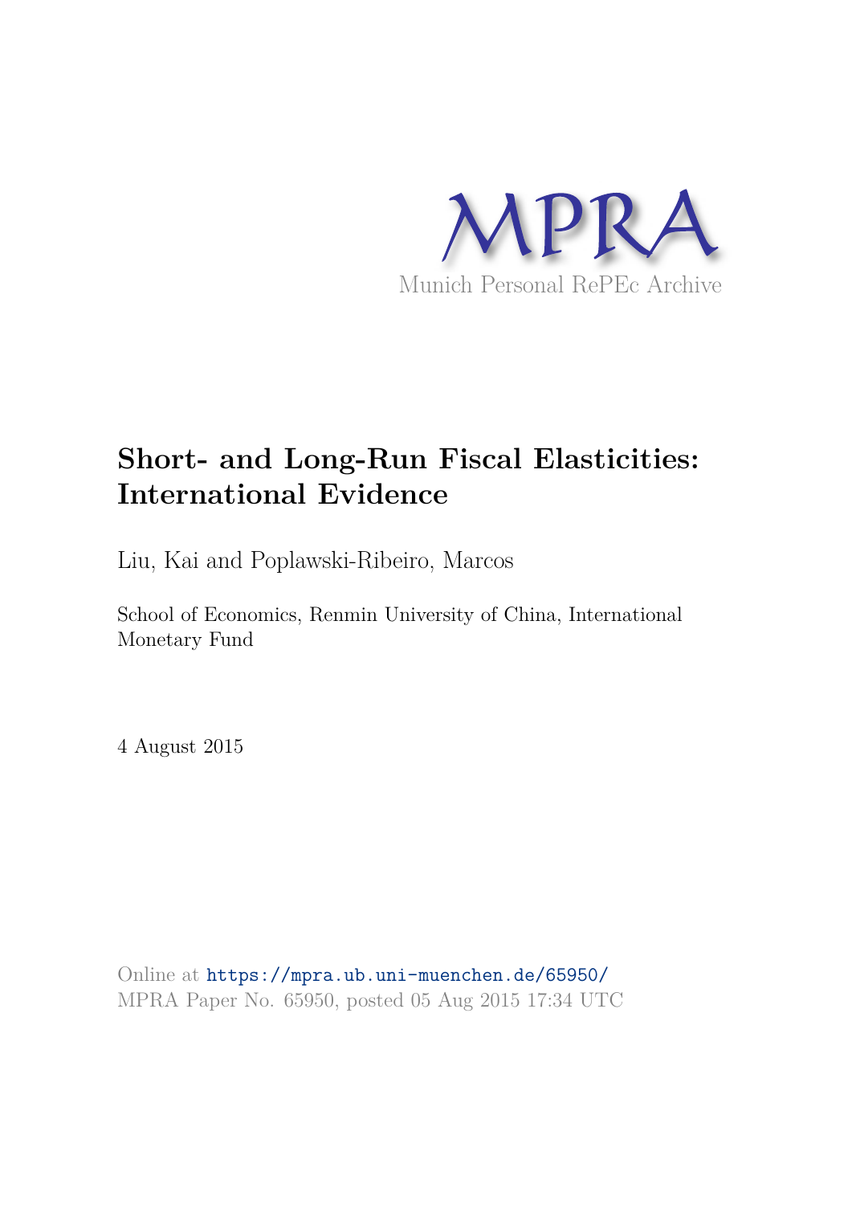MPRA

Munich Personal RePEc Archive

# Short- and Long-Run Fiscal Elasticities: International Evidence

Liu, Kai and Poplawski-Ribeiro, Marcos

School of Economics, Renmin University of China, International Monetary Fund

4 August 2015

Online at https://mpra.ub.uni-muenchen.de/65950/
MPRA Paper No. 65950, posted 05 Aug 2015 17:34 UTC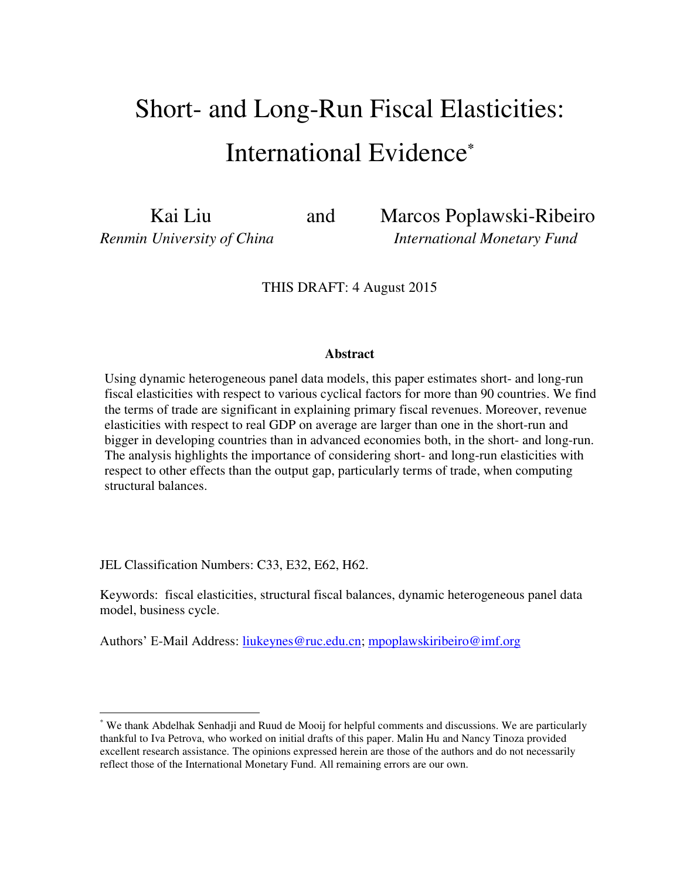# Short- and Long-Run Fiscal Elasticities: International Evidence[*]

Kai Liu — *Renmin University of China*

and

Marcos Poplawski-Ribeiro — *International Monetary Fund*

THIS DRAFT: 4 August 2015

**Abstract**

Using dynamic heterogeneous panel data models, this paper estimates short- and long-run fiscal elasticities with respect to various cyclical factors for more than 90 countries. We find the terms of trade are significant in explaining primary fiscal revenues. Moreover, revenue elasticities with respect to real GDP on average are larger than one in the short-run and bigger in developing countries than in advanced economies both, in the short- and long-run. The analysis highlights the importance of considering short- and long-run elasticities with respect to other effects than the output gap, particularly terms of trade, when computing structural balances.

JEL Classification Numbers: C33, E32, E62, H62.

Keywords: fiscal elasticities, structural fiscal balances, dynamic heterogeneous panel data model, business cycle.

Authors' E-Mail Address: liukeynes@ruc.edu.cn; mpoplawskiribeiro@imf.org

[*] We thank Abdelhak Senhadji and Ruud de Mooij for helpful comments and discussions. We are particularly thankful to Iva Petrova, who worked on initial drafts of this paper. Malin Hu and Nancy Tinoza provided excellent research assistance. The opinions expressed herein are those of the authors and do not necessarily reflect those of the International Monetary Fund. All remaining errors are our own.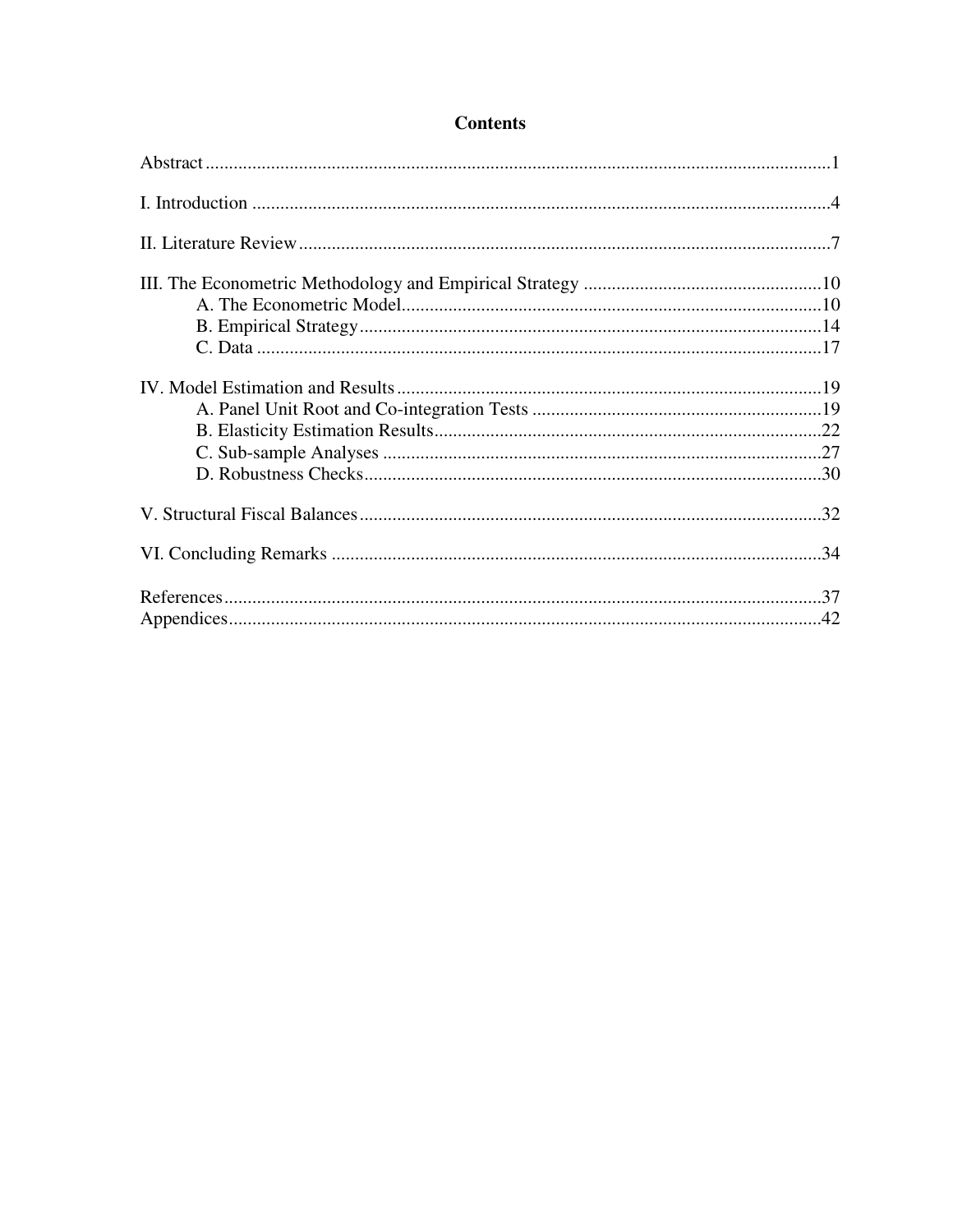# Contents

Abstract.....1

I. Introduction.....4

II. Literature Review.....7

III. The Econometric Methodology and Empirical Strategy.....10
  - A. The Econometric Model.....10
  - B. Empirical Strategy.....14
  - C. Data.....17

IV. Model Estimation and Results.....19
  - A. Panel Unit Root and Co-integration Tests.....19
  - B. Elasticity Estimation Results.....22
  - C. Sub-sample Analyses.....27
  - D. Robustness Checks.....30

V. Structural Fiscal Balances.....32

VI. Concluding Remarks.....34

References.....37

Appendices.....42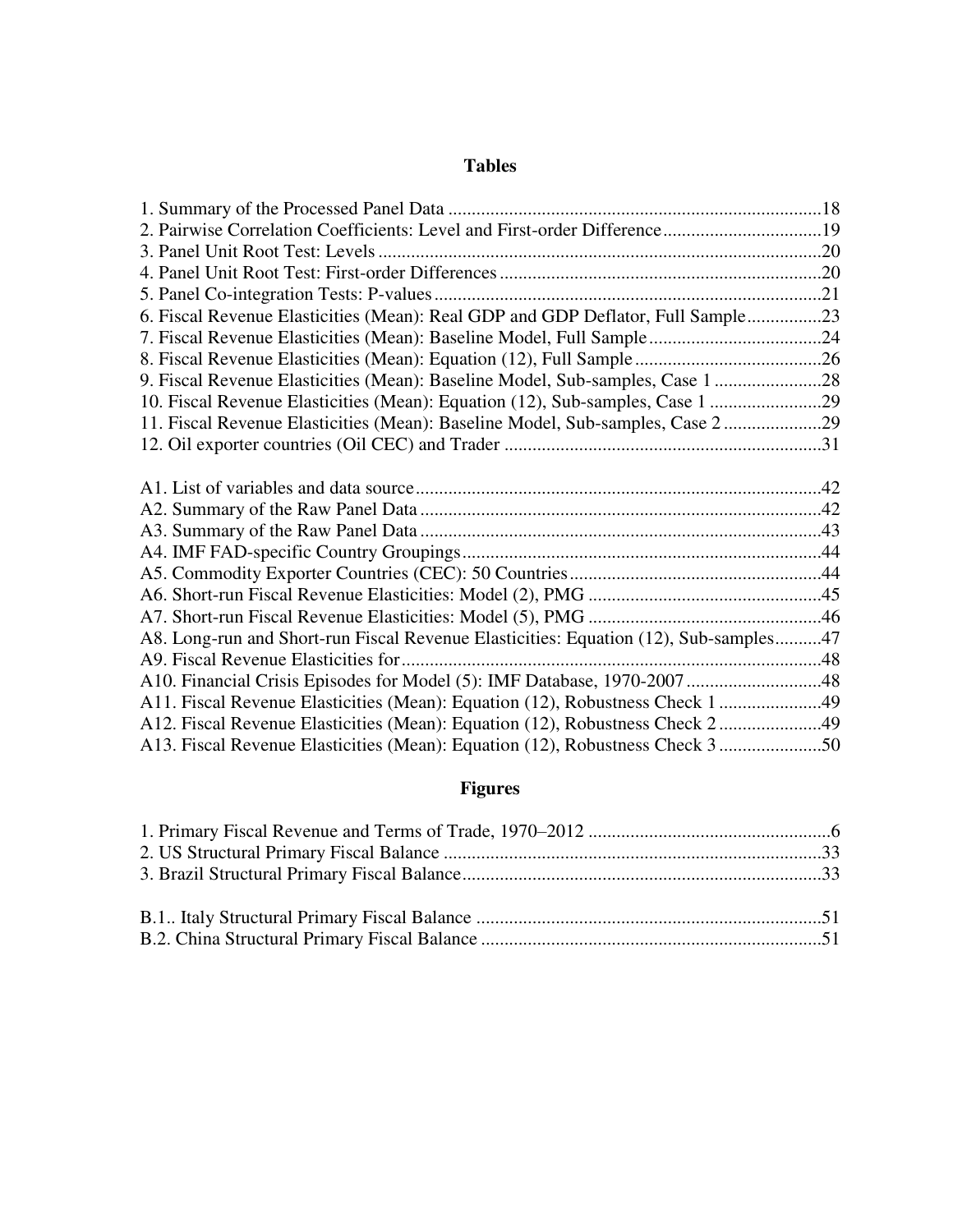## Tables

1. Summary of the Processed Panel Data ..............................................................................18
2. Pairwise Correlation Coefficients: Level and First-order Difference.................................19
3. Panel Unit Root Test: Levels ..............................................................................................20
4. Panel Unit Root Test: First-order Differences ....................................................................20
5. Panel Co-integration Tests: P-values ..................................................................................21
6. Fiscal Revenue Elasticities (Mean): Real GDP and GDP Deflator, Full Sample................23
7. Fiscal Revenue Elasticities (Mean): Baseline Model, Full Sample.....................................24
8. Fiscal Revenue Elasticities (Mean): Equation (12), Full Sample........................................26
9. Fiscal Revenue Elasticities (Mean): Baseline Model, Sub-samples, Case 1 .......................28
10. Fiscal Revenue Elasticities (Mean): Equation (12), Sub-samples, Case 1 ........................29
11. Fiscal Revenue Elasticities (Mean): Baseline Model, Sub-samples, Case 2 .....................29
12. Oil exporter countries (Oil CEC) and Trader ...................................................................31

A1. List of variables and data source.......................................................................................42
A2. Summary of the Raw Panel Data ......................................................................................42
A3. Summary of the Raw Panel Data ......................................................................................43
A4. IMF FAD-specific Country Groupings..............................................................................44
A5. Commodity Exporter Countries (CEC): 50 Countries ......................................................44
A6. Short-run Fiscal Revenue Elasticities: Model (2), PMG ..................................................45
A7. Short-run Fiscal Revenue Elasticities: Model (5), PMG ..................................................46
A8. Long-run and Short-run Fiscal Revenue Elasticities: Equation (12), Sub-samples..........47
A9. Fiscal Revenue Elasticities for..........................................................................................48
A10. Financial Crisis Episodes for Model (5): IMF Database, 1970-2007 .............................48
A11. Fiscal Revenue Elasticities (Mean): Equation (12), Robustness Check 1 ......................49
A12. Fiscal Revenue Elasticities (Mean): Equation (12), Robustness Check 2 ......................49
A13. Fiscal Revenue Elasticities (Mean): Equation (12), Robustness Check 3 ......................50

## Figures

1. Primary Fiscal Revenue and Terms of Trade, 1970–2012 ....................................................6
2. US Structural Primary Fiscal Balance .................................................................................33
3. Brazil Structural Primary Fiscal Balance.............................................................................33

B.1.. Italy Structural Primary Fiscal Balance ..........................................................................51
B.2. China Structural Primary Fiscal Balance .........................................................................51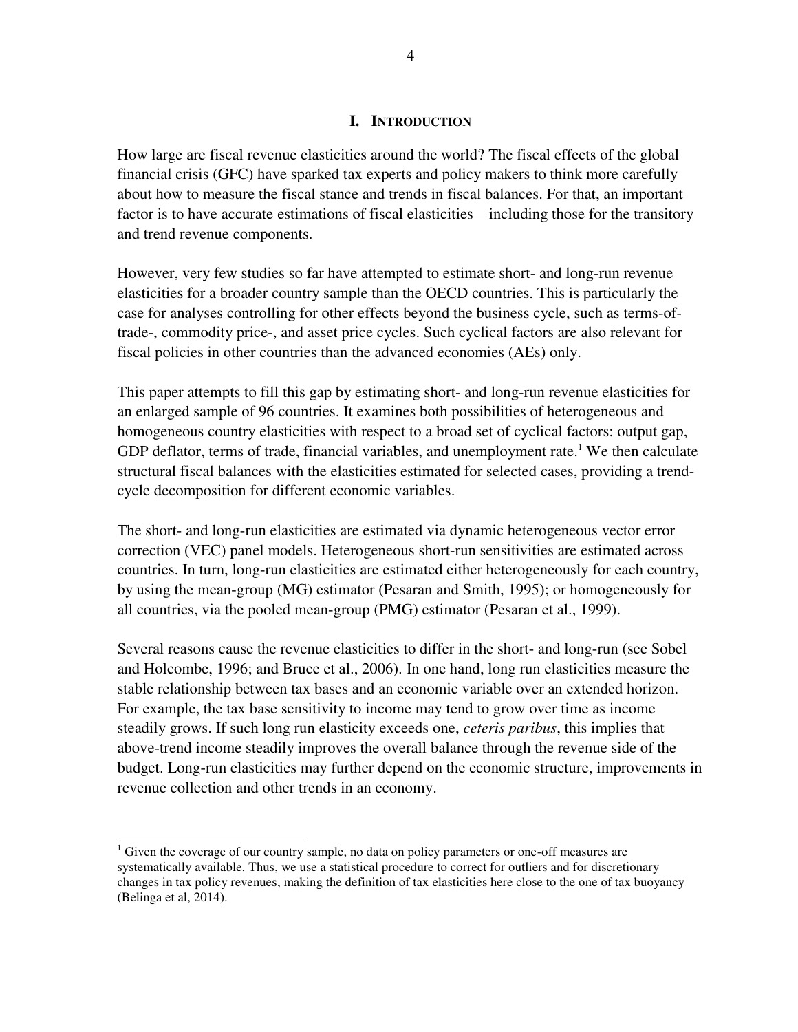# I. INTRODUCTION

How large are fiscal revenue elasticities around the world? The fiscal effects of the global financial crisis (GFC) have sparked tax experts and policy makers to think more carefully about how to measure the fiscal stance and trends in fiscal balances. For that, an important factor is to have accurate estimations of fiscal elasticities—including those for the transitory and trend revenue components.

However, very few studies so far have attempted to estimate short- and long-run revenue elasticities for a broader country sample than the OECD countries. This is particularly the case for analyses controlling for other effects beyond the business cycle, such as terms-of-trade-, commodity price-, and asset price cycles. Such cyclical factors are also relevant for fiscal policies in other countries than the advanced economies (AEs) only.

This paper attempts to fill this gap by estimating short- and long-run revenue elasticities for an enlarged sample of 96 countries. It examines both possibilities of heterogeneous and homogeneous country elasticities with respect to a broad set of cyclical factors: output gap, GDP deflator, terms of trade, financial variables, and unemployment rate.[1] We then calculate structural fiscal balances with the elasticities estimated for selected cases, providing a trend-cycle decomposition for different economic variables.

The short- and long-run elasticities are estimated via dynamic heterogeneous vector error correction (VEC) panel models. Heterogeneous short-run sensitivities are estimated across countries. In turn, long-run elasticities are estimated either heterogeneously for each country, by using the mean-group (MG) estimator (Pesaran and Smith, 1995); or homogeneously for all countries, via the pooled mean-group (PMG) estimator (Pesaran et al., 1999).

Several reasons cause the revenue elasticities to differ in the short- and long-run (see Sobel and Holcombe, 1996; and Bruce et al., 2006). In one hand, long run elasticities measure the stable relationship between tax bases and an economic variable over an extended horizon. For example, the tax base sensitivity to income may tend to grow over time as income steadily grows. If such long run elasticity exceeds one, *ceteris paribus*, this implies that above-trend income steadily improves the overall balance through the revenue side of the budget. Long-run elasticities may further depend on the economic structure, improvements in revenue collection and other trends in an economy.

[1] Given the coverage of our country sample, no data on policy parameters or one-off measures are systematically available. Thus, we use a statistical procedure to correct for outliers and for discretionary changes in tax policy revenues, making the definition of tax elasticities here close to the one of tax buoyancy (Belinga et al, 2014).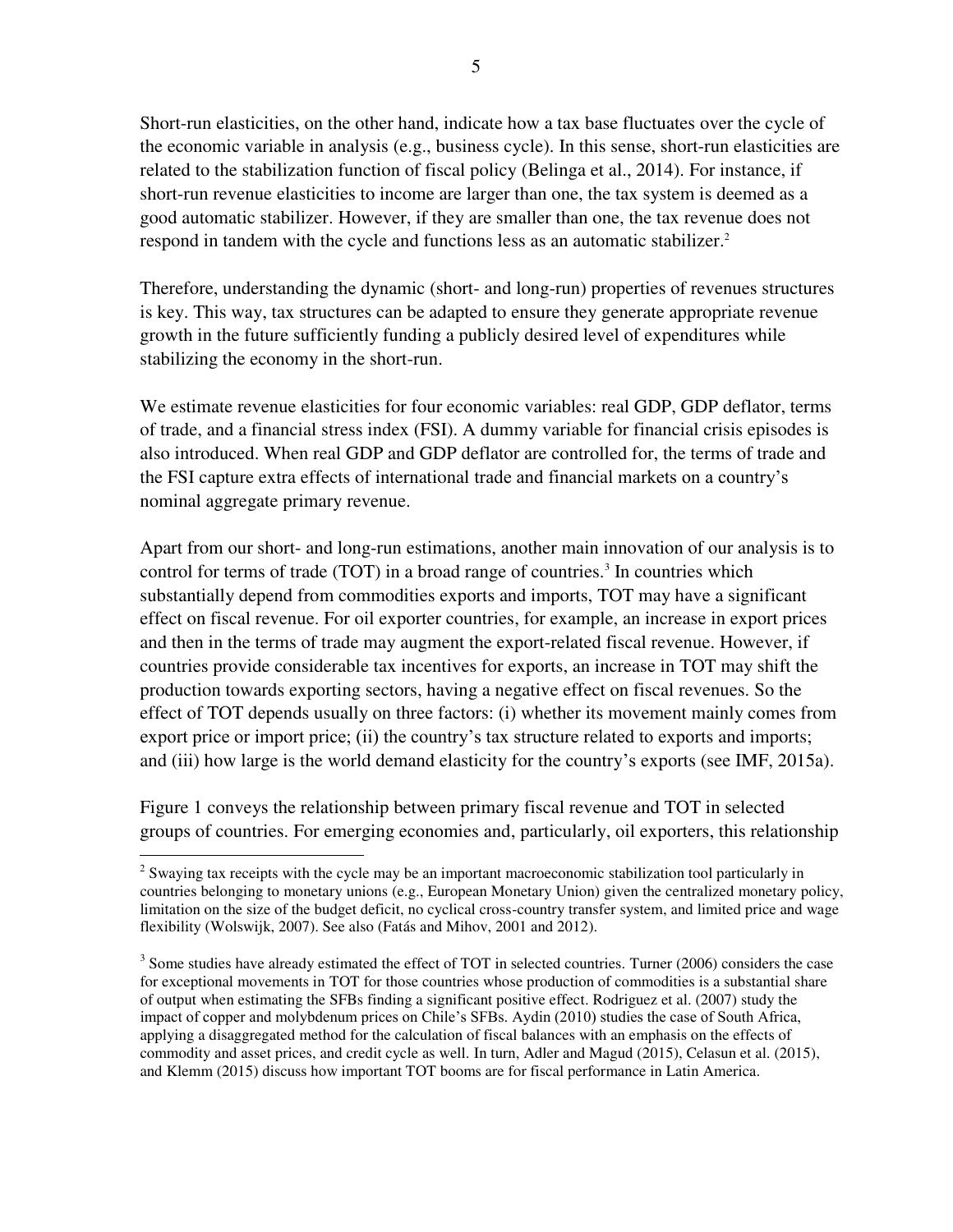Short-run elasticities, on the other hand, indicate how a tax base fluctuates over the cycle of the economic variable in analysis (e.g., business cycle). In this sense, short-run elasticities are related to the stabilization function of fiscal policy (Belinga et al., 2014). For instance, if short-run revenue elasticities to income are larger than one, the tax system is deemed as a good automatic stabilizer. However, if they are smaller than one, the tax revenue does not respond in tandem with the cycle and functions less as an automatic stabilizer.[2]

Therefore, understanding the dynamic (short- and long-run) properties of revenues structures is key. This way, tax structures can be adapted to ensure they generate appropriate revenue growth in the future sufficiently funding a publicly desired level of expenditures while stabilizing the economy in the short-run.

We estimate revenue elasticities for four economic variables: real GDP, GDP deflator, terms of trade, and a financial stress index (FSI). A dummy variable for financial crisis episodes is also introduced. When real GDP and GDP deflator are controlled for, the terms of trade and the FSI capture extra effects of international trade and financial markets on a country's nominal aggregate primary revenue.

Apart from our short- and long-run estimations, another main innovation of our analysis is to control for terms of trade (TOT) in a broad range of countries.[3] In countries which substantially depend from commodities exports and imports, TOT may have a significant effect on fiscal revenue. For oil exporter countries, for example, an increase in export prices and then in the terms of trade may augment the export-related fiscal revenue. However, if countries provide considerable tax incentives for exports, an increase in TOT may shift the production towards exporting sectors, having a negative effect on fiscal revenues. So the effect of TOT depends usually on three factors: (i) whether its movement mainly comes from export price or import price; (ii) the country's tax structure related to exports and imports; and (iii) how large is the world demand elasticity for the country's exports (see IMF, 2015a).

Figure 1 conveys the relationship between primary fiscal revenue and TOT in selected groups of countries. For emerging economies and, particularly, oil exporters, this relationship

---

[2] Swaying tax receipts with the cycle may be an important macroeconomic stabilization tool particularly in countries belonging to monetary unions (e.g., European Monetary Union) given the centralized monetary policy, limitation on the size of the budget deficit, no cyclical cross-country transfer system, and limited price and wage flexibility (Wolswijk, 2007). See also (Fatás and Mihov, 2001 and 2012).

[3] Some studies have already estimated the effect of TOT in selected countries. Turner (2006) considers the case for exceptional movements in TOT for those countries whose production of commodities is a substantial share of output when estimating the SFBs finding a significant positive effect. Rodriguez et al. (2007) study the impact of copper and molybdenum prices on Chile's SFBs. Aydin (2010) studies the case of South Africa, applying a disaggregated method for the calculation of fiscal balances with an emphasis on the effects of commodity and asset prices, and credit cycle as well. In turn, Adler and Magud (2015), Celasun et al. (2015), and Klemm (2015) discuss how important TOT booms are for fiscal performance in Latin America.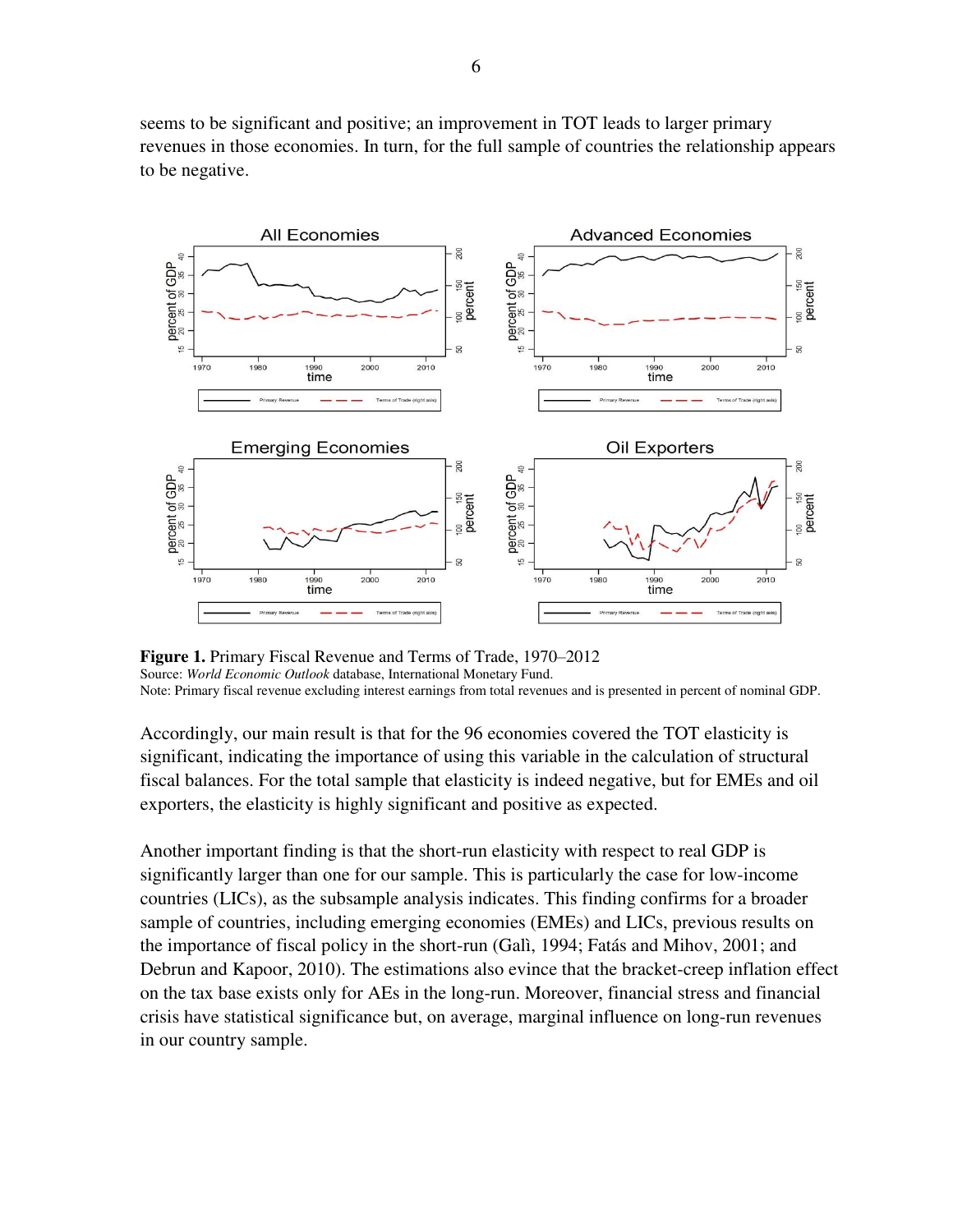seems to be significant and positive; an improvement in TOT leads to larger primary revenues in those economies. In turn, for the full sample of countries the relationship appears to be negative.

**Figure 1.** Primary Fiscal Revenue and Terms of Trade, 1970–2012
Source: *World Economic Outlook* database, International Monetary Fund.
Note: Primary fiscal revenue excluding interest earnings from total revenues and is presented in percent of nominal GDP.

Accordingly, our main result is that for the 96 economies covered the TOT elasticity is significant, indicating the importance of using this variable in the calculation of structural fiscal balances. For the total sample that elasticity is indeed negative, but for EMEs and oil exporters, the elasticity is highly significant and positive as expected.

Another important finding is that the short-run elasticity with respect to real GDP is significantly larger than one for our sample. This is particularly the case for low-income countries (LICs), as the subsample analysis indicates. This finding confirms for a broader sample of countries, including emerging economies (EMEs) and LICs, previous results on the importance of fiscal policy in the short-run (Galì, 1994; Fatás and Mihov, 2001; and Debrun and Kapoor, 2010). The estimations also evince that the bracket-creep inflation effect on the tax base exists only for AEs in the long-run. Moreover, financial stress and financial crisis have statistical significance but, on average, marginal influence on long-run revenues in our country sample.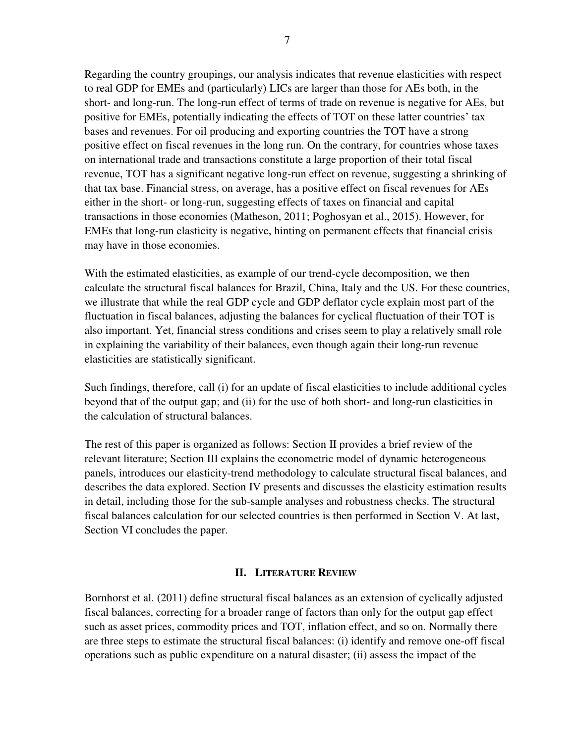Regarding the country groupings, our analysis indicates that revenue elasticities with respect to real GDP for EMEs and (particularly) LICs are larger than those for AEs both, in the short- and long-run. The long-run effect of terms of trade on revenue is negative for AEs, but positive for EMEs, potentially indicating the effects of TOT on these latter countries' tax bases and revenues. For oil producing and exporting countries the TOT have a strong positive effect on fiscal revenues in the long run. On the contrary, for countries whose taxes on international trade and transactions constitute a large proportion of their total fiscal revenue, TOT has a significant negative long-run effect on revenue, suggesting a shrinking of that tax base. Financial stress, on average, has a positive effect on fiscal revenues for AEs either in the short- or long-run, suggesting effects of taxes on financial and capital transactions in those economies (Matheson, 2011; Poghosyan et al., 2015). However, for EMEs that long-run elasticity is negative, hinting on permanent effects that financial crisis may have in those economies.

With the estimated elasticities, as example of our trend-cycle decomposition, we then calculate the structural fiscal balances for Brazil, China, Italy and the US. For these countries, we illustrate that while the real GDP cycle and GDP deflator cycle explain most part of the fluctuation in fiscal balances, adjusting the balances for cyclical fluctuation of their TOT is also important. Yet, financial stress conditions and crises seem to play a relatively small role in explaining the variability of their balances, even though again their long-run revenue elasticities are statistically significant.

Such findings, therefore, call (i) for an update of fiscal elasticities to include additional cycles beyond that of the output gap; and (ii) for the use of both short- and long-run elasticities in the calculation of structural balances.

The rest of this paper is organized as follows: Section II provides a brief review of the relevant literature; Section III explains the econometric model of dynamic heterogeneous panels, introduces our elasticity-trend methodology to calculate structural fiscal balances, and describes the data explored. Section IV presents and discusses the elasticity estimation results in detail, including those for the sub-sample analyses and robustness checks. The structural fiscal balances calculation for our selected countries is then performed in Section V. At last, Section VI concludes the paper.

## II. Literature Review

Bornhorst et al. (2011) define structural fiscal balances as an extension of cyclically adjusted fiscal balances, correcting for a broader range of factors than only for the output gap effect such as asset prices, commodity prices and TOT, inflation effect, and so on. Normally there are three steps to estimate the structural fiscal balances: (i) identify and remove one-off fiscal operations such as public expenditure on a natural disaster; (ii) assess the impact of the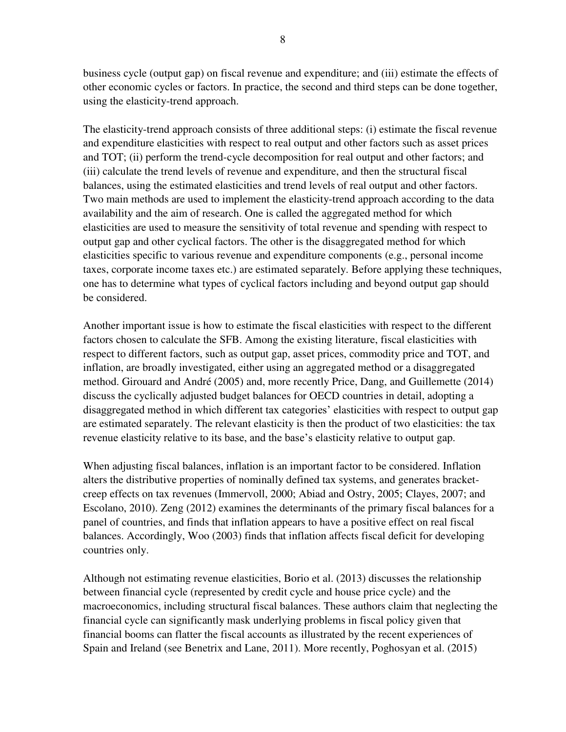business cycle (output gap) on fiscal revenue and expenditure; and (iii) estimate the effects of other economic cycles or factors. In practice, the second and third steps can be done together, using the elasticity-trend approach.

The elasticity-trend approach consists of three additional steps: (i) estimate the fiscal revenue and expenditure elasticities with respect to real output and other factors such as asset prices and TOT; (ii) perform the trend-cycle decomposition for real output and other factors; and (iii) calculate the trend levels of revenue and expenditure, and then the structural fiscal balances, using the estimated elasticities and trend levels of real output and other factors. Two main methods are used to implement the elasticity-trend approach according to the data availability and the aim of research. One is called the aggregated method for which elasticities are used to measure the sensitivity of total revenue and spending with respect to output gap and other cyclical factors. The other is the disaggregated method for which elasticities specific to various revenue and expenditure components (e.g., personal income taxes, corporate income taxes etc.) are estimated separately. Before applying these techniques, one has to determine what types of cyclical factors including and beyond output gap should be considered.

Another important issue is how to estimate the fiscal elasticities with respect to the different factors chosen to calculate the SFB. Among the existing literature, fiscal elasticities with respect to different factors, such as output gap, asset prices, commodity price and TOT, and inflation, are broadly investigated, either using an aggregated method or a disaggregated method. Girouard and André (2005) and, more recently Price, Dang, and Guillemette (2014) discuss the cyclically adjusted budget balances for OECD countries in detail, adopting a disaggregated method in which different tax categories' elasticities with respect to output gap are estimated separately. The relevant elasticity is then the product of two elasticities: the tax revenue elasticity relative to its base, and the base's elasticity relative to output gap.

When adjusting fiscal balances, inflation is an important factor to be considered. Inflation alters the distributive properties of nominally defined tax systems, and generates bracket-creep effects on tax revenues (Immervoll, 2000; Abiad and Ostry, 2005; Clayes, 2007; and Escolano, 2010). Zeng (2012) examines the determinants of the primary fiscal balances for a panel of countries, and finds that inflation appears to have a positive effect on real fiscal balances. Accordingly, Woo (2003) finds that inflation affects fiscal deficit for developing countries only.

Although not estimating revenue elasticities, Borio et al. (2013) discusses the relationship between financial cycle (represented by credit cycle and house price cycle) and the macroeconomics, including structural fiscal balances. These authors claim that neglecting the financial cycle can significantly mask underlying problems in fiscal policy given that financial booms can flatter the fiscal accounts as illustrated by the recent experiences of Spain and Ireland (see Benetrix and Lane, 2011). More recently, Poghosyan et al. (2015)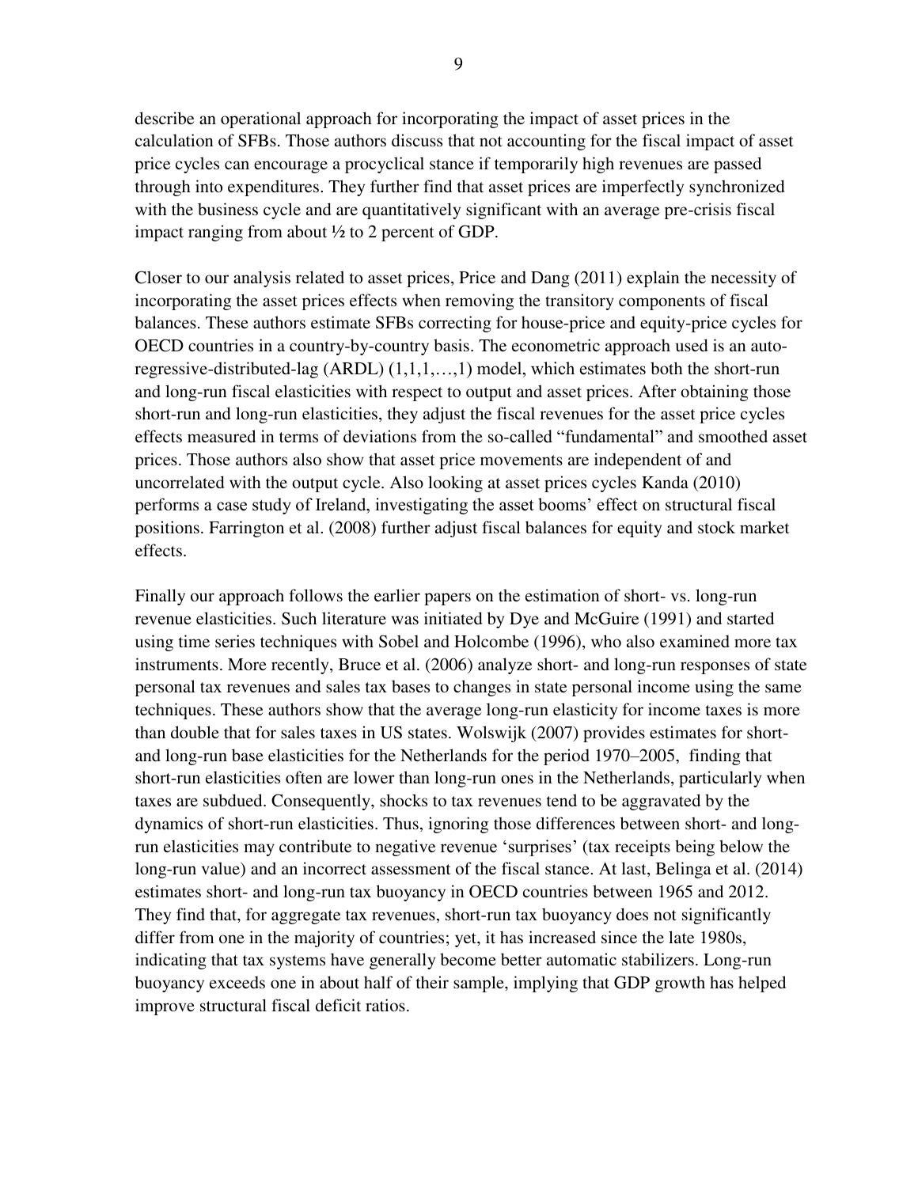describe an operational approach for incorporating the impact of asset prices in the calculation of SFBs. Those authors discuss that not accounting for the fiscal impact of asset price cycles can encourage a procyclical stance if temporarily high revenues are passed through into expenditures. They further find that asset prices are imperfectly synchronized with the business cycle and are quantitatively significant with an average pre-crisis fiscal impact ranging from about ½ to 2 percent of GDP.

Closer to our analysis related to asset prices, Price and Dang (2011) explain the necessity of incorporating the asset prices effects when removing the transitory components of fiscal balances. These authors estimate SFBs correcting for house-price and equity-price cycles for OECD countries in a country-by-country basis. The econometric approach used is an auto-regressive-distributed-lag (ARDL) (1,1,1,…,1) model, which estimates both the short-run and long-run fiscal elasticities with respect to output and asset prices. After obtaining those short-run and long-run elasticities, they adjust the fiscal revenues for the asset price cycles effects measured in terms of deviations from the so-called "fundamental" and smoothed asset prices. Those authors also show that asset price movements are independent of and uncorrelated with the output cycle. Also looking at asset prices cycles Kanda (2010) performs a case study of Ireland, investigating the asset booms' effect on structural fiscal positions. Farrington et al. (2008) further adjust fiscal balances for equity and stock market effects.

Finally our approach follows the earlier papers on the estimation of short- vs. long-run revenue elasticities. Such literature was initiated by Dye and McGuire (1991) and started using time series techniques with Sobel and Holcombe (1996), who also examined more tax instruments. More recently, Bruce et al. (2006) analyze short- and long-run responses of state personal tax revenues and sales tax bases to changes in state personal income using the same techniques. These authors show that the average long-run elasticity for income taxes is more than double that for sales taxes in US states. Wolswijk (2007) provides estimates for short- and long-run base elasticities for the Netherlands for the period 1970–2005, finding that short-run elasticities often are lower than long-run ones in the Netherlands, particularly when taxes are subdued. Consequently, shocks to tax revenues tend to be aggravated by the dynamics of short-run elasticities. Thus, ignoring those differences between short- and long-run elasticities may contribute to negative revenue 'surprises' (tax receipts being below the long-run value) and an incorrect assessment of the fiscal stance. At last, Belinga et al. (2014) estimates short- and long-run tax buoyancy in OECD countries between 1965 and 2012. They find that, for aggregate tax revenues, short-run tax buoyancy does not significantly differ from one in the majority of countries; yet, it has increased since the late 1980s, indicating that tax systems have generally become better automatic stabilizers. Long-run buoyancy exceeds one in about half of their sample, implying that GDP growth has helped improve structural fiscal deficit ratios.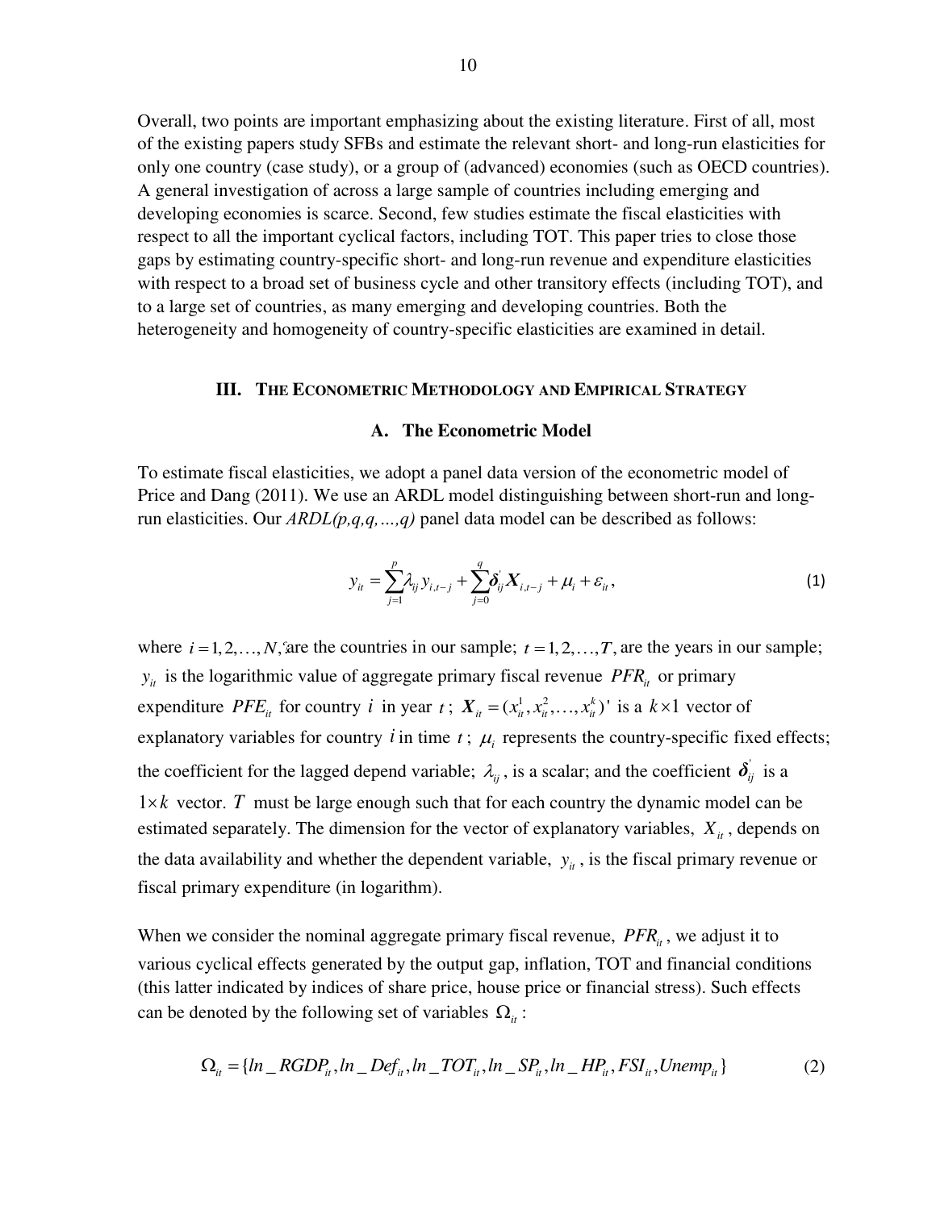Overall, two points are important emphasizing about the existing literature. First of all, most of the existing papers study SFBs and estimate the relevant short- and long-run elasticities for only one country (case study), or a group of (advanced) economies (such as OECD countries). A general investigation of across a large sample of countries including emerging and developing economies is scarce. Second, few studies estimate the fiscal elasticities with respect to all the important cyclical factors, including TOT. This paper tries to close those gaps by estimating country-specific short- and long-run revenue and expenditure elasticities with respect to a broad set of business cycle and other transitory effects (including TOT), and to a large set of countries, as many emerging and developing countries. Both the heterogeneity and homogeneity of country-specific elasticities are examined in detail.

## III. The Econometric Methodology and Empirical Strategy

### A. The Econometric Model

To estimate fiscal elasticities, we adopt a panel data version of the econometric model of Price and Dang (2011). We use an ARDL model distinguishing between short-run and long-run elasticities. Our *ARDL(p,q,q,...,q)* panel data model can be described as follows:

$$y_{it} = \sum_{j=1}^{p} \lambda_{ij} y_{i,t-j} + \sum_{j=0}^{q} \boldsymbol{\delta}_{ij}^{'} \boldsymbol{X}_{i,t-j} + \mu_i + \varepsilon_{it}, \tag{1}$$

where $i = 1, 2, \ldots, N,$ are the countries in our sample; $t = 1, 2, \ldots, T$, are the years in our sample; $y_{it}$ is the logarithmic value of aggregate primary fiscal revenue $PFR_{it}$ or primary expenditure $PFE_{it}$ for country $i$ in year $t$; $\boldsymbol{X}_{it} = (x_{it}^1, x_{it}^2, \ldots, x_{it}^k)'$ is a $k \times 1$ vector of explanatory variables for country $i$ in time $t$; $\mu_i$ represents the country-specific fixed effects; the coefficient for the lagged depend variable; $\lambda_{ij}$, is a scalar; and the coefficient $\boldsymbol{\delta}_{ij}^{'}$ is a $1 \times k$ vector. $T$ must be large enough such that for each country the dynamic model can be estimated separately. The dimension for the vector of explanatory variables, $X_{it}$, depends on the data availability and whether the dependent variable, $y_{it}$, is the fiscal primary revenue or fiscal primary expenditure (in logarithm).

When we consider the nominal aggregate primary fiscal revenue, $PFR_{it}$, we adjust it to various cyclical effects generated by the output gap, inflation, TOT and financial conditions (this latter indicated by indices of share price, house price or financial stress). Such effects can be denoted by the following set of variables $\Omega_{it}$:

$$\Omega_{it} = \{ln\_RGDP_{it}, ln\_Def_{it}, ln\_TOT_{it}, ln\_SP_{it}, ln\_HP_{it}, FSI_{it}, Unemp_{it}\} \tag{2}$$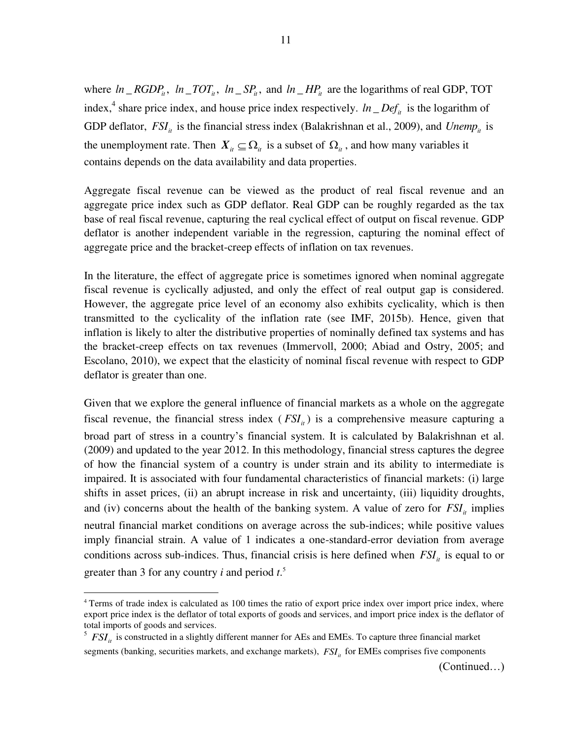where $ln\_RGDP_{it}$, $ln\_TOT_{it}$, $ln\_SP_{it}$, and $ln\_HP_{it}$ are the logarithms of real GDP, TOT index,[4] share price index, and house price index respectively. $ln\_Def_{it}$ is the logarithm of GDP deflator, $FSI_{it}$ is the financial stress index (Balakrishnan et al., 2009), and $Unemp_{it}$ is the unemployment rate. Then $\boldsymbol{X}_{it} \subseteq \Omega_{it}$ is a subset of $\Omega_{it}$, and how many variables it contains depends on the data availability and data properties.

Aggregate fiscal revenue can be viewed as the product of real fiscal revenue and an aggregate price index such as GDP deflator. Real GDP can be roughly regarded as the tax base of real fiscal revenue, capturing the real cyclical effect of output on fiscal revenue. GDP deflator is another independent variable in the regression, capturing the nominal effect of aggregate price and the bracket-creep effects of inflation on tax revenues.

In the literature, the effect of aggregate price is sometimes ignored when nominal aggregate fiscal revenue is cyclically adjusted, and only the effect of real output gap is considered. However, the aggregate price level of an economy also exhibits cyclicality, which is then transmitted to the cyclicality of the inflation rate (see IMF, 2015b). Hence, given that inflation is likely to alter the distributive properties of nominally defined tax systems and has the bracket-creep effects on tax revenues (Immervoll, 2000; Abiad and Ostry, 2005; and Escolano, 2010), we expect that the elasticity of nominal fiscal revenue with respect to GDP deflator is greater than one.

Given that we explore the general influence of financial markets as a whole on the aggregate fiscal revenue, the financial stress index ($FSI_{it}$) is a comprehensive measure capturing a broad part of stress in a country's financial system. It is calculated by Balakrishnan et al. (2009) and updated to the year 2012. In this methodology, financial stress captures the degree of how the financial system of a country is under strain and its ability to intermediate is impaired. It is associated with four fundamental characteristics of financial markets: (i) large shifts in asset prices, (ii) an abrupt increase in risk and uncertainty, (iii) liquidity droughts, and (iv) concerns about the health of the banking system. A value of zero for $FSI_{it}$ implies neutral financial market conditions on average across the sub-indices; while positive values imply financial strain. A value of 1 indicates a one-standard-error deviation from average conditions across sub-indices. Thus, financial crisis is here defined when $FSI_{it}$ is equal to or greater than 3 for any country *i* and period *t*.[5]

---

[4] Terms of trade index is calculated as 100 times the ratio of export price index over import price index, where export price index is the deflator of total exports of goods and services, and import price index is the deflator of total imports of goods and services.

[5] $FSI_{it}$ is constructed in a slightly different manner for AEs and EMEs. To capture three financial market segments (banking, securities markets, and exchange markets), $FSI_{it}$ for EMEs comprises five components

(Continued…)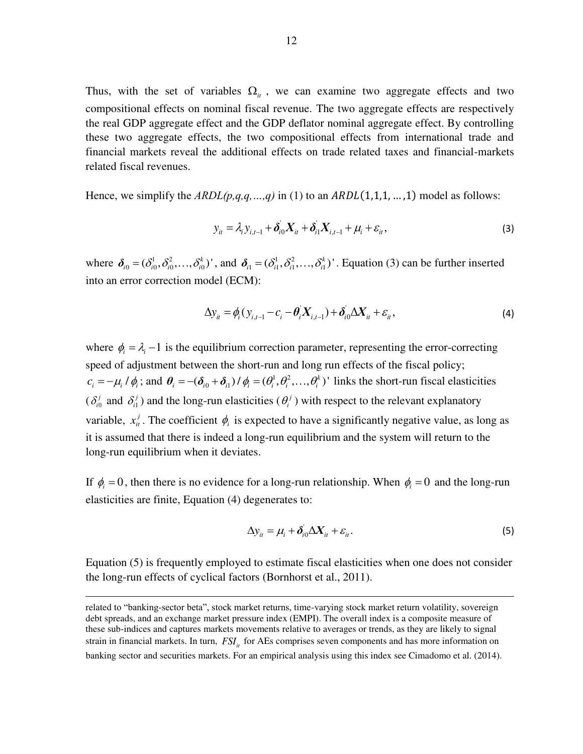Thus, with the set of variables $\Omega_{it}$, we can examine two aggregate effects and two compositional effects on nominal fiscal revenue. The two aggregate effects are respectively the real GDP aggregate effect and the GDP deflator nominal aggregate effect. By controlling these two aggregate effects, the two compositional effects from international trade and financial markets reveal the additional effects on trade related taxes and financial-markets related fiscal revenues.

Hence, we simplify the *ARDL(p,q,q,…,q)* in (1) to an $ARDL(1,1,1,\ldots,1)$ model as follows:

$$y_{it} = \lambda_i y_{i,t-1} + \boldsymbol{\delta}_{i0}^{'} \boldsymbol{X}_{it} + \boldsymbol{\delta}_{i1}^{'} \boldsymbol{X}_{i,t-1} + \mu_i + \varepsilon_{it}, \tag{3}$$

where $\boldsymbol{\delta}_{i0} = (\delta_{i0}^1, \delta_{i0}^2, \ldots, \delta_{i0}^k)'$, and $\boldsymbol{\delta}_{i1} = (\delta_{i1}^1, \delta_{i1}^2, \ldots, \delta_{i1}^k)'$. Equation (3) can be further inserted into an error correction model (ECM):

$$\Delta y_{it} = \phi_i (y_{i,t-1} - c_i - \boldsymbol{\theta}_i^{'} \boldsymbol{X}_{i,t-1}) + \boldsymbol{\delta}_{i0}^{'} \Delta \boldsymbol{X}_{it} + \varepsilon_{it}, \tag{4}$$

where $\phi_i = \lambda_i - 1$ is the equilibrium correction parameter, representing the error-correcting speed of adjustment between the short-run and long run effects of the fiscal policy; $c_i = -\mu_i / \phi_i$; and $\boldsymbol{\theta}_i = -(\boldsymbol{\delta}_{i0} + \boldsymbol{\delta}_{i1}) / \phi_i = (\theta_i^1, \theta_i^2, \ldots, \theta_i^k)'$ links the short-run fiscal elasticities ($\delta_{i0}^j$ and $\delta_{i1}^j$) and the long-run elasticities ($\theta_i^j$) with respect to the relevant explanatory variable, $x_{it}^j$. The coefficient $\phi_i$ is expected to have a significantly negative value, as long as it is assumed that there is indeed a long-run equilibrium and the system will return to the long-run equilibrium when it deviates.

If $\phi_i = 0$, then there is no evidence for a long-run relationship. When $\phi_i = 0$ and the long-run elasticities are finite, Equation (4) degenerates to:

$$\Delta y_{it} = \mu_i + \boldsymbol{\delta}_{i0}^{'} \Delta \boldsymbol{X}_{it} + \varepsilon_{it}. \tag{5}$$

Equation (5) is frequently employed to estimate fiscal elasticities when one does not consider the long-run effects of cyclical factors (Bornhorst et al., 2011).

---

related to "banking-sector beta", stock market returns, time-varying stock market return volatility, sovereign debt spreads, and an exchange market pressure index (EMPI). The overall index is a composite measure of these sub-indices and captures markets movements relative to averages or trends, as they are likely to signal strain in financial markets. In turn, $FSI_{it}$ for AEs comprises seven components and has more information on banking sector and securities markets. For an empirical analysis using this index see Cimadomo et al. (2014).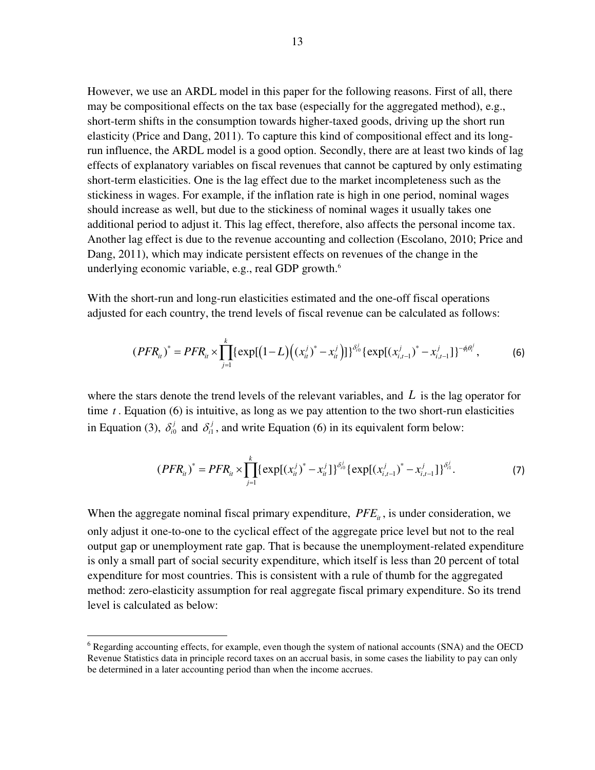However, we use an ARDL model in this paper for the following reasons. First of all, there may be compositional effects on the tax base (especially for the aggregated method), e.g., short-term shifts in the consumption towards higher-taxed goods, driving up the short run elasticity (Price and Dang, 2011). To capture this kind of compositional effect and its long-run influence, the ARDL model is a good option. Secondly, there are at least two kinds of lag effects of explanatory variables on fiscal revenues that cannot be captured by only estimating short-term elasticities. One is the lag effect due to the market incompleteness such as the stickiness in wages. For example, if the inflation rate is high in one period, nominal wages should increase as well, but due to the stickiness of nominal wages it usually takes one additional period to adjust it. This lag effect, therefore, also affects the personal income tax. Another lag effect is due to the revenue accounting and collection (Escolano, 2010; Price and Dang, 2011), which may indicate persistent effects on revenues of the change in the underlying economic variable, e.g., real GDP growth.[6]

With the short-run and long-run elasticities estimated and the one-off fiscal operations adjusted for each country, the trend levels of fiscal revenue can be calculated as follows:

$$(PFR_{it})^* = PFR_{it} \times \prod_{j=1}^{k} \{\exp[(1-L)((x_{it}^j)^* - x_{it}^j)]\}^{\delta_{i0}^j} \{\exp[(x_{i,t-1}^j)^* - x_{i,t-1}^j]\}^{-\phi_i \theta_i^j}, \tag{6}$$

where the stars denote the trend levels of the relevant variables, and $L$ is the lag operator for time $t$. Equation (6) is intuitive, as long as we pay attention to the two short-run elasticities in Equation (3), $\delta_{i0}^j$ and $\delta_{i1}^j$, and write Equation (6) in its equivalent form below:

$$(PFR_{it})^* = PFR_{it} \times \prod_{j=1}^{k} \{\exp[(x_{it}^j)^* - x_{it}^j]\}^{\delta_{i0}^j} \{\exp[(x_{i,t-1}^j)^* - x_{i,t-1}^j]\}^{\delta_{i1}^j}. \tag{7}$$

When the aggregate nominal fiscal primary expenditure, $PFE_{it}$, is under consideration, we only adjust it one-to-one to the cyclical effect of the aggregate price level but not to the real output gap or unemployment rate gap. That is because the unemployment-related expenditure is only a small part of social security expenditure, which itself is less than 20 percent of total expenditure for most countries. This is consistent with a rule of thumb for the aggregated method: zero-elasticity assumption for real aggregate fiscal primary expenditure. So its trend level is calculated as below:

[6] Regarding accounting effects, for example, even though the system of national accounts (SNA) and the OECD Revenue Statistics data in principle record taxes on an accrual basis, in some cases the liability to pay can only be determined in a later accounting period than when the income accrues.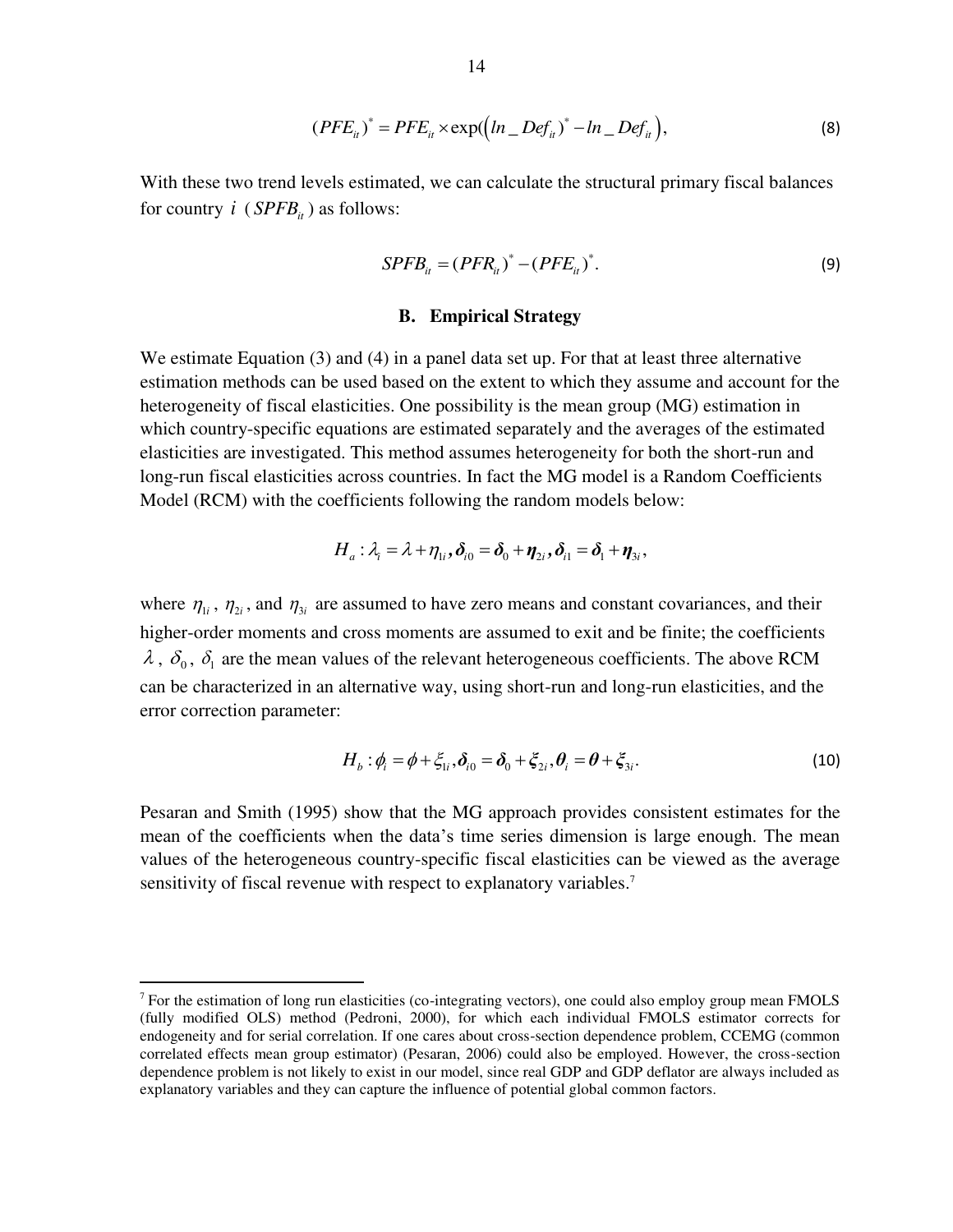$$(PFE_{it})^* = PFE_{it} \times \exp\left((ln\_Def_{it})^* - ln\_Def_{it}\right), \tag{8}$$

With these two trend levels estimated, we can calculate the structural primary fiscal balances for country $i$ ($SPFB_{it}$) as follows:

$$SPFB_{it} = (PFR_{it})^* - (PFE_{it})^*. \tag{9}$$

### B. Empirical Strategy

We estimate Equation (3) and (4) in a panel data set up. For that at least three alternative estimation methods can be used based on the extent to which they assume and account for the heterogeneity of fiscal elasticities. One possibility is the mean group (MG) estimation in which country-specific equations are estimated separately and the averages of the estimated elasticities are investigated. This method assumes heterogeneity for both the short-run and long-run fiscal elasticities across countries. In fact the MG model is a Random Coefficients Model (RCM) with the coefficients following the random models below:

$$H_a : \lambda_i = \lambda + \eta_{1i}, \boldsymbol{\delta}_{i0} = \boldsymbol{\delta}_0 + \boldsymbol{\eta}_{2i}, \boldsymbol{\delta}_{i1} = \boldsymbol{\delta}_1 + \boldsymbol{\eta}_{3i},$$

where $\eta_{1i}$, $\eta_{2i}$, and $\eta_{3i}$ are assumed to have zero means and constant covariances, and their higher-order moments and cross moments are assumed to exit and be finite; the coefficients $\lambda$, $\delta_0$, $\delta_1$ are the mean values of the relevant heterogeneous coefficients. The above RCM can be characterized in an alternative way, using short-run and long-run elasticities, and the error correction parameter:

$$H_b : \phi_i = \phi + \xi_{1i}, \boldsymbol{\delta}_{i0} = \boldsymbol{\delta}_0 + \boldsymbol{\xi}_{2i}, \boldsymbol{\theta}_i = \boldsymbol{\theta} + \boldsymbol{\xi}_{3i}. \tag{10}$$

Pesaran and Smith (1995) show that the MG approach provides consistent estimates for the mean of the coefficients when the data's time series dimension is large enough. The mean values of the heterogeneous country-specific fiscal elasticities can be viewed as the average sensitivity of fiscal revenue with respect to explanatory variables.[7]

---

[7] For the estimation of long run elasticities (co-integrating vectors), one could also employ group mean FMOLS (fully modified OLS) method (Pedroni, 2000), for which each individual FMOLS estimator corrects for endogeneity and for serial correlation. If one cares about cross-section dependence problem, CCEMG (common correlated effects mean group estimator) (Pesaran, 2006) could also be employed. However, the cross-section dependence problem is not likely to exist in our model, since real GDP and GDP deflator are always included as explanatory variables and they can capture the influence of potential global common factors.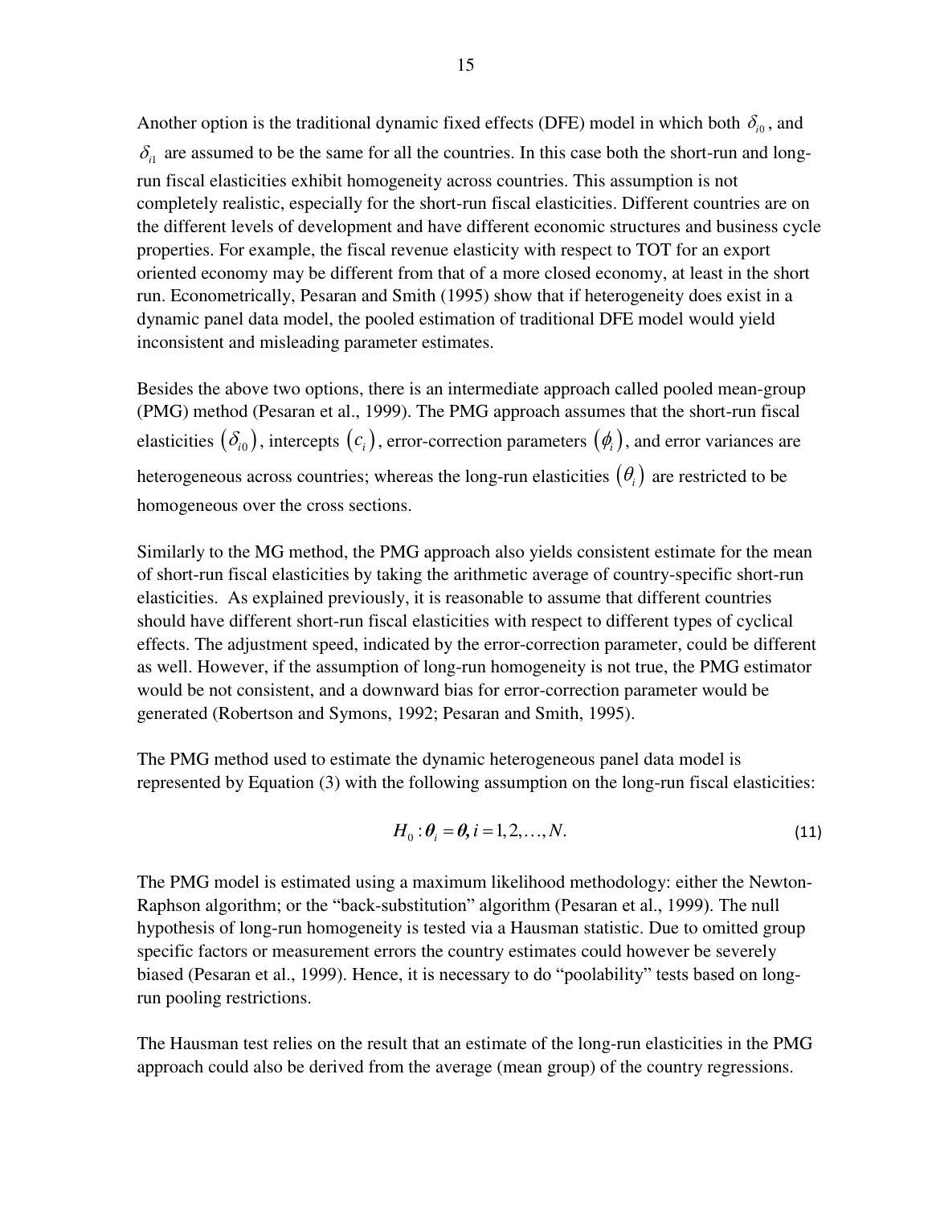Another option is the traditional dynamic fixed effects (DFE) model in which both $\delta_{i0}$, and $\delta_{i1}$ are assumed to be the same for all the countries. In this case both the short-run and long-run fiscal elasticities exhibit homogeneity across countries. This assumption is not completely realistic, especially for the short-run fiscal elasticities. Different countries are on the different levels of development and have different economic structures and business cycle properties. For example, the fiscal revenue elasticity with respect to TOT for an export oriented economy may be different from that of a more closed economy, at least in the short run. Econometrically, Pesaran and Smith (1995) show that if heterogeneity does exist in a dynamic panel data model, the pooled estimation of traditional DFE model would yield inconsistent and misleading parameter estimates.

Besides the above two options, there is an intermediate approach called pooled mean-group (PMG) method (Pesaran et al., 1999). The PMG approach assumes that the short-run fiscal elasticities $(\delta_{i0})$, intercepts $(c_i)$, error-correction parameters $(\phi_i)$, and error variances are heterogeneous across countries; whereas the long-run elasticities $(\theta_i)$ are restricted to be homogeneous over the cross sections.

Similarly to the MG method, the PMG approach also yields consistent estimate for the mean of short-run fiscal elasticities by taking the arithmetic average of country-specific short-run elasticities. As explained previously, it is reasonable to assume that different countries should have different short-run fiscal elasticities with respect to different types of cyclical effects. The adjustment speed, indicated by the error-correction parameter, could be different as well. However, if the assumption of long-run homogeneity is not true, the PMG estimator would be not consistent, and a downward bias for error-correction parameter would be generated (Robertson and Symons, 1992; Pesaran and Smith, 1995).

The PMG method used to estimate the dynamic heterogeneous panel data model is represented by Equation (3) with the following assumption on the long-run fiscal elasticities:

$$H_0 : \boldsymbol{\theta}_i = \boldsymbol{\theta}, i = 1, 2, \ldots, N. \tag{11}$$

The PMG model is estimated using a maximum likelihood methodology: either the Newton-Raphson algorithm; or the "back-substitution" algorithm (Pesaran et al., 1999). The null hypothesis of long-run homogeneity is tested via a Hausman statistic. Due to omitted group specific factors or measurement errors the country estimates could however be severely biased (Pesaran et al., 1999). Hence, it is necessary to do "poolability" tests based on long-run pooling restrictions.

The Hausman test relies on the result that an estimate of the long-run elasticities in the PMG approach could also be derived from the average (mean group) of the country regressions.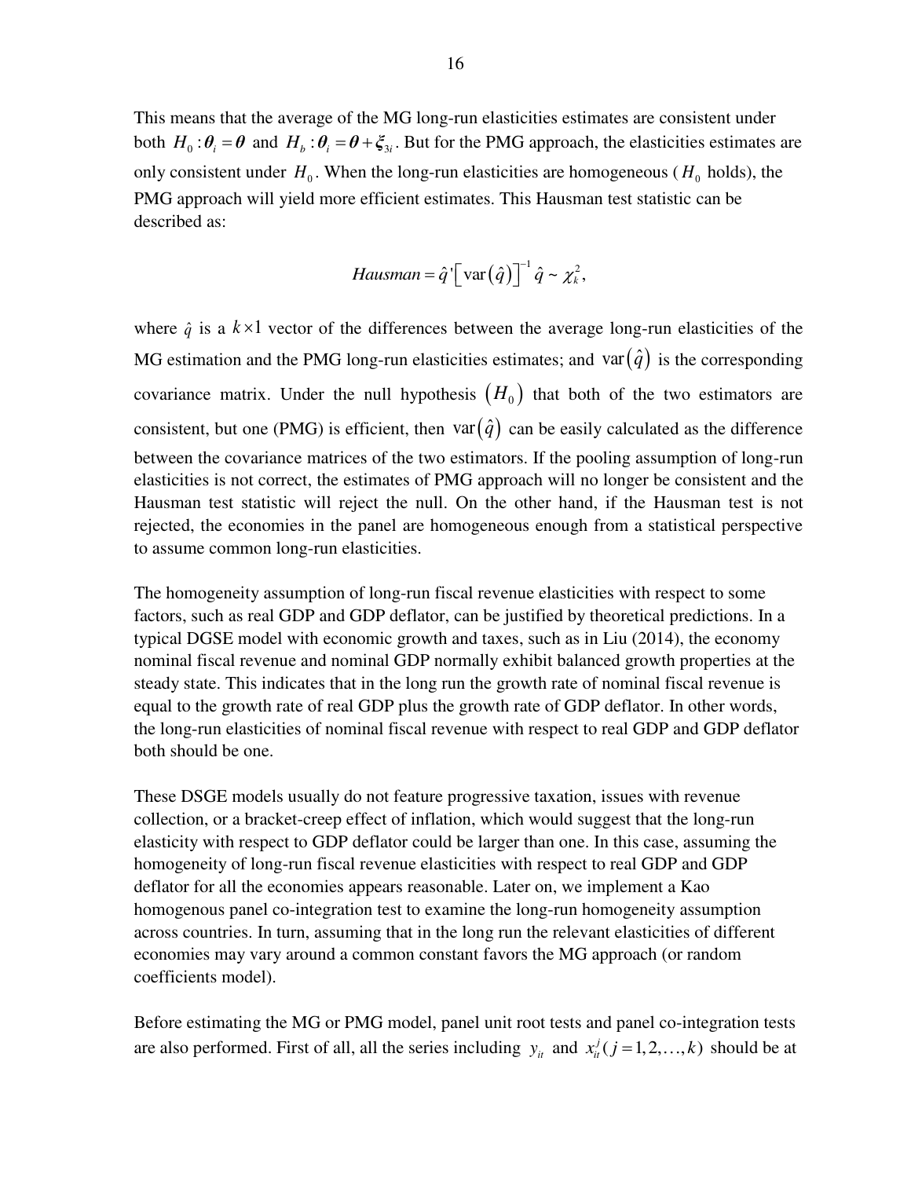This means that the average of the MG long-run elasticities estimates are consistent under both $H_0 : \boldsymbol{\theta}_i = \boldsymbol{\theta}$ and $H_b : \boldsymbol{\theta}_i = \boldsymbol{\theta} + \boldsymbol{\xi}_{3i}$. But for the PMG approach, the elasticities estimates are only consistent under $H_0$. When the long-run elasticities are homogeneous ($H_0$ holds), the PMG approach will yield more efficient estimates. This Hausman test statistic can be described as:

$$Hausman = \hat{q}'\left[\operatorname{var}\left(\hat{q}\right)\right]^{-1}\hat{q} \sim \chi_k^2,$$

where $\hat{q}$ is a $k \times 1$ vector of the differences between the average long-run elasticities of the MG estimation and the PMG long-run elasticities estimates; and $\operatorname{var}\left(\hat{q}\right)$ is the corresponding covariance matrix. Under the null hypothesis $\left(H_0\right)$ that both of the two estimators are consistent, but one (PMG) is efficient, then $\operatorname{var}\left(\hat{q}\right)$ can be easily calculated as the difference between the covariance matrices of the two estimators. If the pooling assumption of long-run elasticities is not correct, the estimates of PMG approach will no longer be consistent and the Hausman test statistic will reject the null. On the other hand, if the Hausman test is not rejected, the economies in the panel are homogeneous enough from a statistical perspective to assume common long-run elasticities.

The homogeneity assumption of long-run fiscal revenue elasticities with respect to some factors, such as real GDP and GDP deflator, can be justified by theoretical predictions. In a typical DGSE model with economic growth and taxes, such as in Liu (2014), the economy nominal fiscal revenue and nominal GDP normally exhibit balanced growth properties at the steady state. This indicates that in the long run the growth rate of nominal fiscal revenue is equal to the growth rate of real GDP plus the growth rate of GDP deflator. In other words, the long-run elasticities of nominal fiscal revenue with respect to real GDP and GDP deflator both should be one.

These DSGE models usually do not feature progressive taxation, issues with revenue collection, or a bracket-creep effect of inflation, which would suggest that the long-run elasticity with respect to GDP deflator could be larger than one. In this case, assuming the homogeneity of long-run fiscal revenue elasticities with respect to real GDP and GDP deflator for all the economies appears reasonable. Later on, we implement a Kao homogenous panel co-integration test to examine the long-run homogeneity assumption across countries. In turn, assuming that in the long run the relevant elasticities of different economies may vary around a common constant favors the MG approach (or random coefficients model).

Before estimating the MG or PMG model, panel unit root tests and panel co-integration tests are also performed. First of all, all the series including $y_{it}$ and $x_{it}^j (j = 1, 2, \ldots, k)$ should be at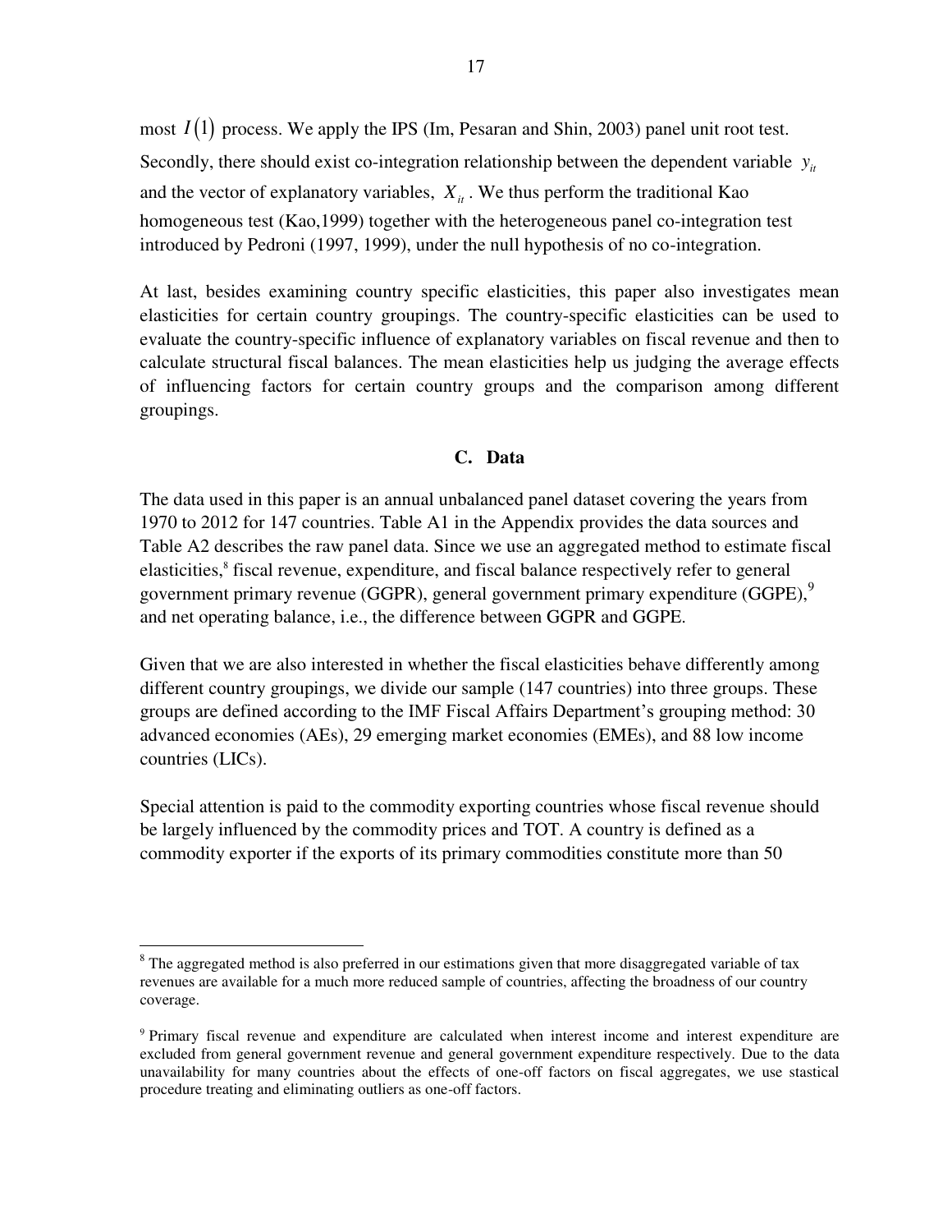most $I(1)$ process. We apply the IPS (Im, Pesaran and Shin, 2003) panel unit root test. Secondly, there should exist co-integration relationship between the dependent variable $y_{it}$ and the vector of explanatory variables, $X_{it}$. We thus perform the traditional Kao homogeneous test (Kao,1999) together with the heterogeneous panel co-integration test introduced by Pedroni (1997, 1999), under the null hypothesis of no co-integration.

At last, besides examining country specific elasticities, this paper also investigates mean elasticities for certain country groupings. The country-specific elasticities can be used to evaluate the country-specific influence of explanatory variables on fiscal revenue and then to calculate structural fiscal balances. The mean elasticities help us judging the average effects of influencing factors for certain country groups and the comparison among different groupings.

### C. Data

The data used in this paper is an annual unbalanced panel dataset covering the years from 1970 to 2012 for 147 countries. Table A1 in the Appendix provides the data sources and Table A2 describes the raw panel data. Since we use an aggregated method to estimate fiscal elasticities,[8] fiscal revenue, expenditure, and fiscal balance respectively refer to general government primary revenue (GGPR), general government primary expenditure (GGPE),[9] and net operating balance, i.e., the difference between GGPR and GGPE.

Given that we are also interested in whether the fiscal elasticities behave differently among different country groupings, we divide our sample (147 countries) into three groups. These groups are defined according to the IMF Fiscal Affairs Department's grouping method: 30 advanced economies (AEs), 29 emerging market economies (EMEs), and 88 low income countries (LICs).

Special attention is paid to the commodity exporting countries whose fiscal revenue should be largely influenced by the commodity prices and TOT. A country is defined as a commodity exporter if the exports of its primary commodities constitute more than 50

---

[8] The aggregated method is also preferred in our estimations given that more disaggregated variable of tax revenues are available for a much more reduced sample of countries, affecting the broadness of our country coverage.

[9] Primary fiscal revenue and expenditure are calculated when interest income and interest expenditure are excluded from general government revenue and general government expenditure respectively. Due to the data unavailability for many countries about the effects of one-off factors on fiscal aggregates, we use stastical procedure treating and eliminating outliers as one-off factors.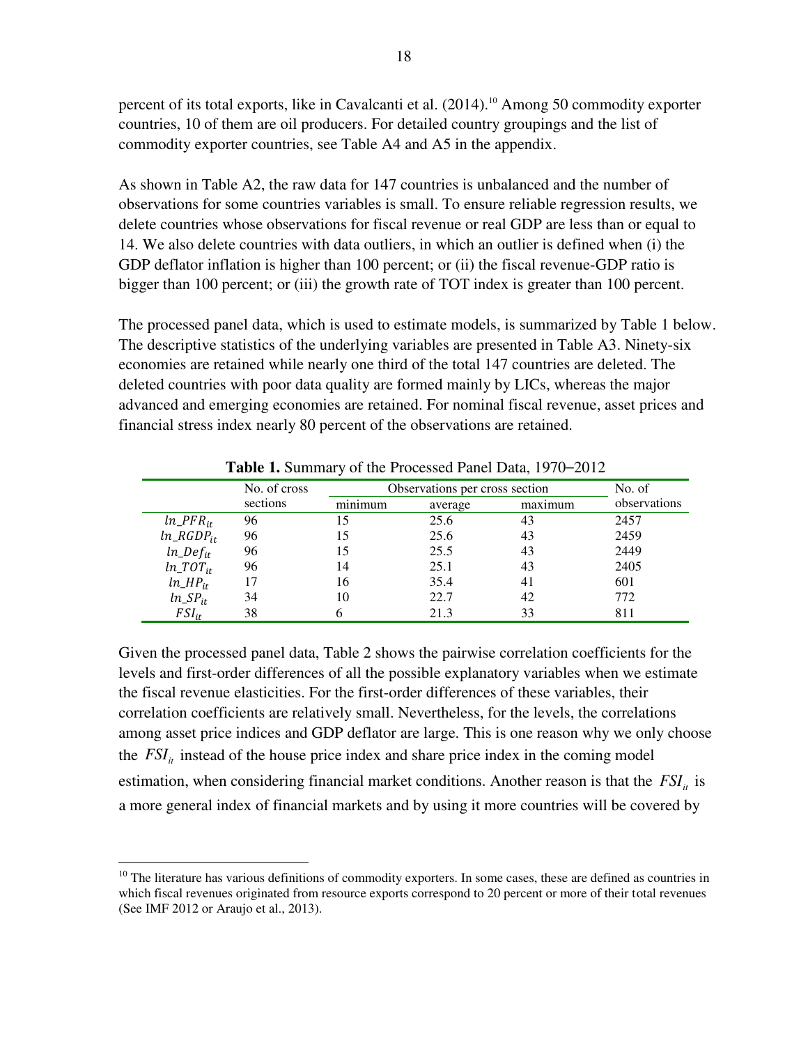percent of its total exports, like in Cavalcanti et al. (2014).[10] Among 50 commodity exporter countries, 10 of them are oil producers. For detailed country groupings and the list of commodity exporter countries, see Table A4 and A5 in the appendix.

As shown in Table A2, the raw data for 147 countries is unbalanced and the number of observations for some countries variables is small. To ensure reliable regression results, we delete countries whose observations for fiscal revenue or real GDP are less than or equal to 14. We also delete countries with data outliers, in which an outlier is defined when (i) the GDP deflator inflation is higher than 100 percent; or (ii) the fiscal revenue-GDP ratio is bigger than 100 percent; or (iii) the growth rate of TOT index is greater than 100 percent.

The processed panel data, which is used to estimate models, is summarized by Table 1 below. The descriptive statistics of the underlying variables are presented in Table A3. Ninety-six economies are retained while nearly one third of the total 147 countries are deleted. The deleted countries with poor data quality are formed mainly by LICs, whereas the major advanced and emerging economies are retained. For nominal fiscal revenue, asset prices and financial stress index nearly 80 percent of the observations are retained.

**Table 1.** Summary of the Processed Panel Data, 1970–2012

| | No. of cross sections | Observations per cross section | | | No. of observations |
|---|---|---|---|---|---|
| | | minimum | average | maximum | |
| $ln\_PFR_{it}$ | 96 | 15 | 25.6 | 43 | 2457 |
| $ln\_RGDP_{it}$ | 96 | 15 | 25.6 | 43 | 2459 |
| $ln\_Def_{it}$ | 96 | 15 | 25.5 | 43 | 2449 |
| $ln\_TOT_{it}$ | 96 | 14 | 25.1 | 43 | 2405 |
| $ln\_HP_{it}$ | 17 | 16 | 35.4 | 41 | 601 |
| $ln\_SP_{it}$ | 34 | 10 | 22.7 | 42 | 772 |
| $FSI_{it}$ | 38 | 6 | 21.3 | 33 | 811 |

Given the processed panel data, Table 2 shows the pairwise correlation coefficients for the levels and first-order differences of all the possible explanatory variables when we estimate the fiscal revenue elasticities. For the first-order differences of these variables, their correlation coefficients are relatively small. Nevertheless, for the levels, the correlations among asset price indices and GDP deflator are large. This is one reason why we only choose the $FSI_{it}$ instead of the house price index and share price index in the coming model estimation, when considering financial market conditions. Another reason is that the $FSI_{it}$ is a more general index of financial markets and by using it more countries will be covered by

[10] The literature has various definitions of commodity exporters. In some cases, these are defined as countries in which fiscal revenues originated from resource exports correspond to 20 percent or more of their total revenues (See IMF 2012 or Araujo et al., 2013).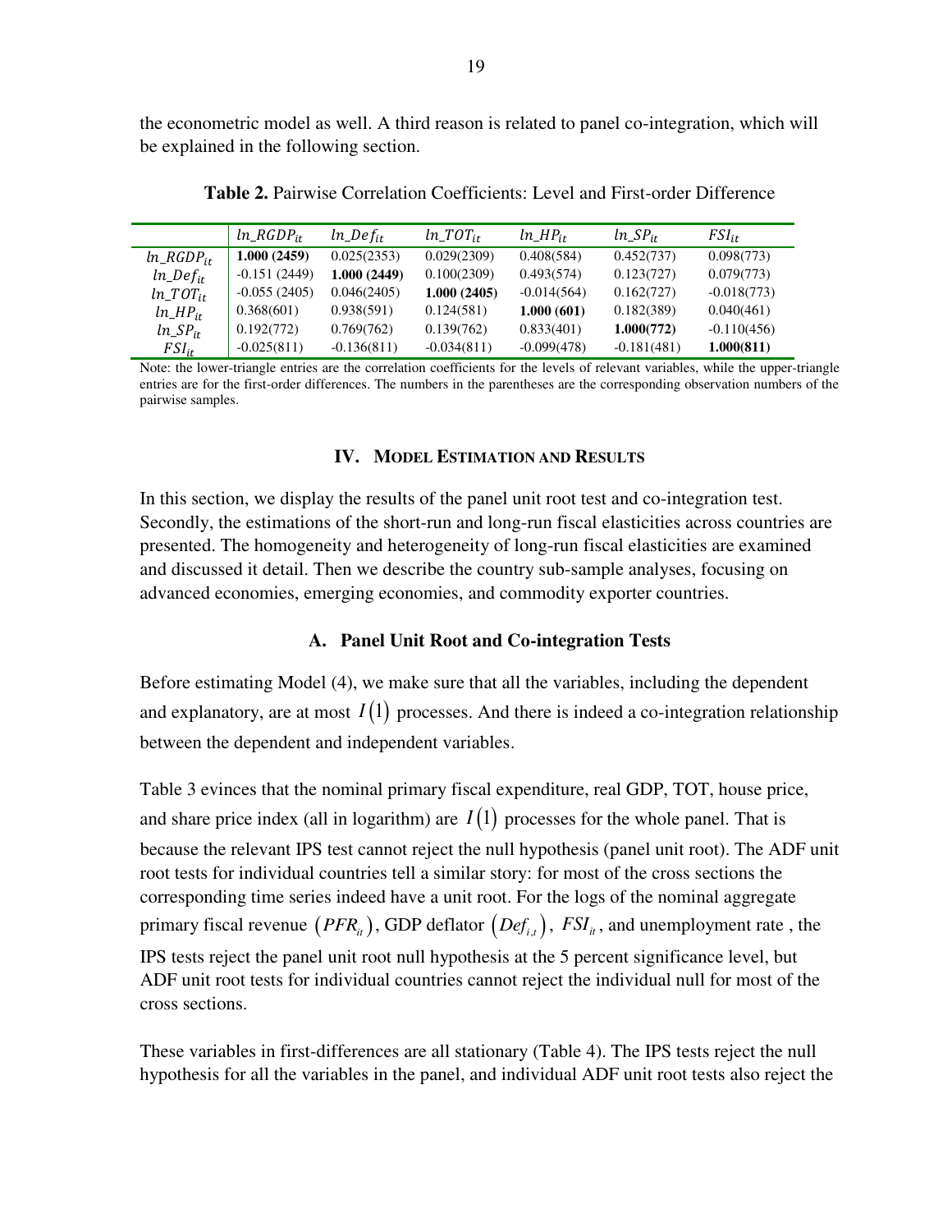the econometric model as well. A third reason is related to panel co-integration, which will be explained in the following section.

**Table 2.** Pairwise Correlation Coefficients: Level and First-order Difference

| | $ln\_RGDP_{it}$ | $ln\_Def_{it}$ | $ln\_TOT_{it}$ | $ln\_HP_{it}$ | $ln\_SP_{it}$ | $FSI_{it}$ |
|---|---|---|---|---|---|---|
| $ln\_RGDP_{it}$ | **1.000 (2459)** | 0.025(2353) | 0.029(2309) | 0.408(584) | 0.452(737) | 0.098(773) |
| $ln\_Def_{it}$ | -0.151 (2449) | **1.000 (2449)** | 0.100(2309) | 0.493(574) | 0.123(727) | 0.079(773) |
| $ln\_TOT_{it}$ | -0.055 (2405) | 0.046(2405) | **1.000 (2405)** | -0.014(564) | 0.162(727) | -0.018(773) |
| $ln\_HP_{it}$ | 0.368(601) | 0.938(591) | 0.124(581) | **1.000 (601)** | 0.182(389) | 0.040(461) |
| $ln\_SP_{it}$ | 0.192(772) | 0.769(762) | 0.139(762) | 0.833(401) | **1.000(772)** | -0.110(456) |
| $FSI_{it}$ | -0.025(811) | -0.136(811) | -0.034(811) | -0.099(478) | -0.181(481) | **1.000(811)** |

Note: the lower-triangle entries are the correlation coefficients for the levels of relevant variables, while the upper-triangle entries are for the first-order differences. The numbers in the parentheses are the corresponding observation numbers of the pairwise samples.

## IV. Model Estimation and Results

In this section, we display the results of the panel unit root test and co-integration test. Secondly, the estimations of the short-run and long-run fiscal elasticities across countries are presented. The homogeneity and heterogeneity of long-run fiscal elasticities are examined and discussed it detail. Then we describe the country sub-sample analyses, focusing on advanced economies, emerging economies, and commodity exporter countries.

### A. Panel Unit Root and Co-integration Tests

Before estimating Model (4), we make sure that all the variables, including the dependent and explanatory, are at most $I(1)$ processes. And there is indeed a co-integration relationship between the dependent and independent variables.

Table 3 evinces that the nominal primary fiscal expenditure, real GDP, TOT, house price, and share price index (all in logarithm) are $I(1)$ processes for the whole panel. That is because the relevant IPS test cannot reject the null hypothesis (panel unit root). The ADF unit root tests for individual countries tell a similar story: for most of the cross sections the corresponding time series indeed have a unit root. For the logs of the nominal aggregate primary fiscal revenue $(PFR_{it})$, GDP deflator $(Def_{i,t})$, $FSI_{it}$, and unemployment rate , the IPS tests reject the panel unit root null hypothesis at the 5 percent significance level, but ADF unit root tests for individual countries cannot reject the individual null for most of the cross sections.

These variables in first-differences are all stationary (Table 4). The IPS tests reject the null hypothesis for all the variables in the panel, and individual ADF unit root tests also reject the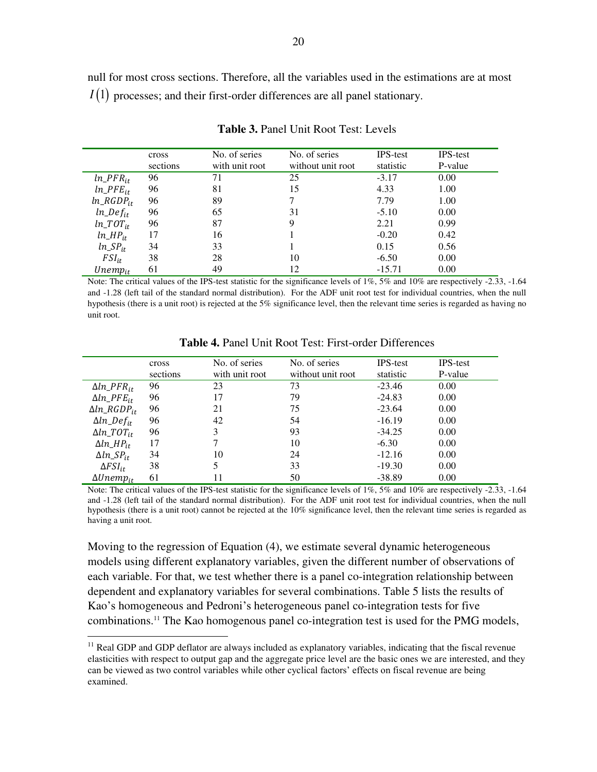null for most cross sections. Therefore, all the variables used in the estimations are at most $I(1)$ processes; and their first-order differences are all panel stationary.

**Table 3.** Panel Unit Root Test: Levels

| | cross sections | No. of series with unit root | No. of series without unit root | IPS-test statistic | IPS-test P-value |
|---|---|---|---|---|---|
| $ln\_PFR_{it}$ | 96 | 71 | 25 | -3.17 | 0.00 |
| $ln\_PFE_{it}$ | 96 | 81 | 15 | 4.33 | 1.00 |
| $ln\_RGDP_{it}$ | 96 | 89 | 7 | 7.79 | 1.00 |
| $ln\_Def_{it}$ | 96 | 65 | 31 | -5.10 | 0.00 |
| $ln\_TOT_{it}$ | 96 | 87 | 9 | 2.21 | 0.99 |
| $ln\_HP_{it}$ | 17 | 16 | 1 | -0.20 | 0.42 |
| $ln\_SP_{it}$ | 34 | 33 | 1 | 0.15 | 0.56 |
| $FSI_{it}$ | 38 | 28 | 10 | -6.50 | 0.00 |
| $Unemp_{it}$ | 61 | 49 | 12 | -15.71 | 0.00 |

Note: The critical values of the IPS-test statistic for the significance levels of 1%, 5% and 10% are respectively -2.33, -1.64 and -1.28 (left tail of the standard normal distribution). For the ADF unit root test for individual countries, when the null hypothesis (there is a unit root) is rejected at the 5% significance level, then the relevant time series is regarded as having no unit root.

**Table 4.** Panel Unit Root Test: First-order Differences

| | cross sections | No. of series with unit root | No. of series without unit root | IPS-test statistic | IPS-test P-value |
|---|---|---|---|---|---|
| $\Delta ln\_PFR_{it}$ | 96 | 23 | 73 | -23.46 | 0.00 |
| $\Delta ln\_PFE_{it}$ | 96 | 17 | 79 | -24.83 | 0.00 |
| $\Delta ln\_RGDP_{it}$ | 96 | 21 | 75 | -23.64 | 0.00 |
| $\Delta ln\_Def_{it}$ | 96 | 42 | 54 | -16.19 | 0.00 |
| $\Delta ln\_TOT_{it}$ | 96 | 3 | 93 | -34.25 | 0.00 |
| $\Delta ln\_HP_{it}$ | 17 | 7 | 10 | -6.30 | 0.00 |
| $\Delta ln\_SP_{it}$ | 34 | 10 | 24 | -12.16 | 0.00 |
| $\Delta FSI_{it}$ | 38 | 5 | 33 | -19.30 | 0.00 |
| $\Delta Unemp_{it}$ | 61 | 11 | 50 | -38.89 | 0.00 |

Note: The critical values of the IPS-test statistic for the significance levels of 1%, 5% and 10% are respectively -2.33, -1.64 and -1.28 (left tail of the standard normal distribution). For the ADF unit root test for individual countries, when the null hypothesis (there is a unit root) cannot be rejected at the 10% significance level, then the relevant time series is regarded as having a unit root.

Moving to the regression of Equation (4), we estimate several dynamic heterogeneous models using different explanatory variables, given the different number of observations of each variable. For that, we test whether there is a panel co-integration relationship between dependent and explanatory variables for several combinations. Table 5 lists the results of Kao's homogeneous and Pedroni's heterogeneous panel co-integration tests for five combinations.[11] The Kao homogenous panel co-integration test is used for the PMG models,

[11] Real GDP and GDP deflator are always included as explanatory variables, indicating that the fiscal revenue elasticities with respect to output gap and the aggregate price level are the basic ones we are interested, and they can be viewed as two control variables while other cyclical factors' effects on fiscal revenue are being examined.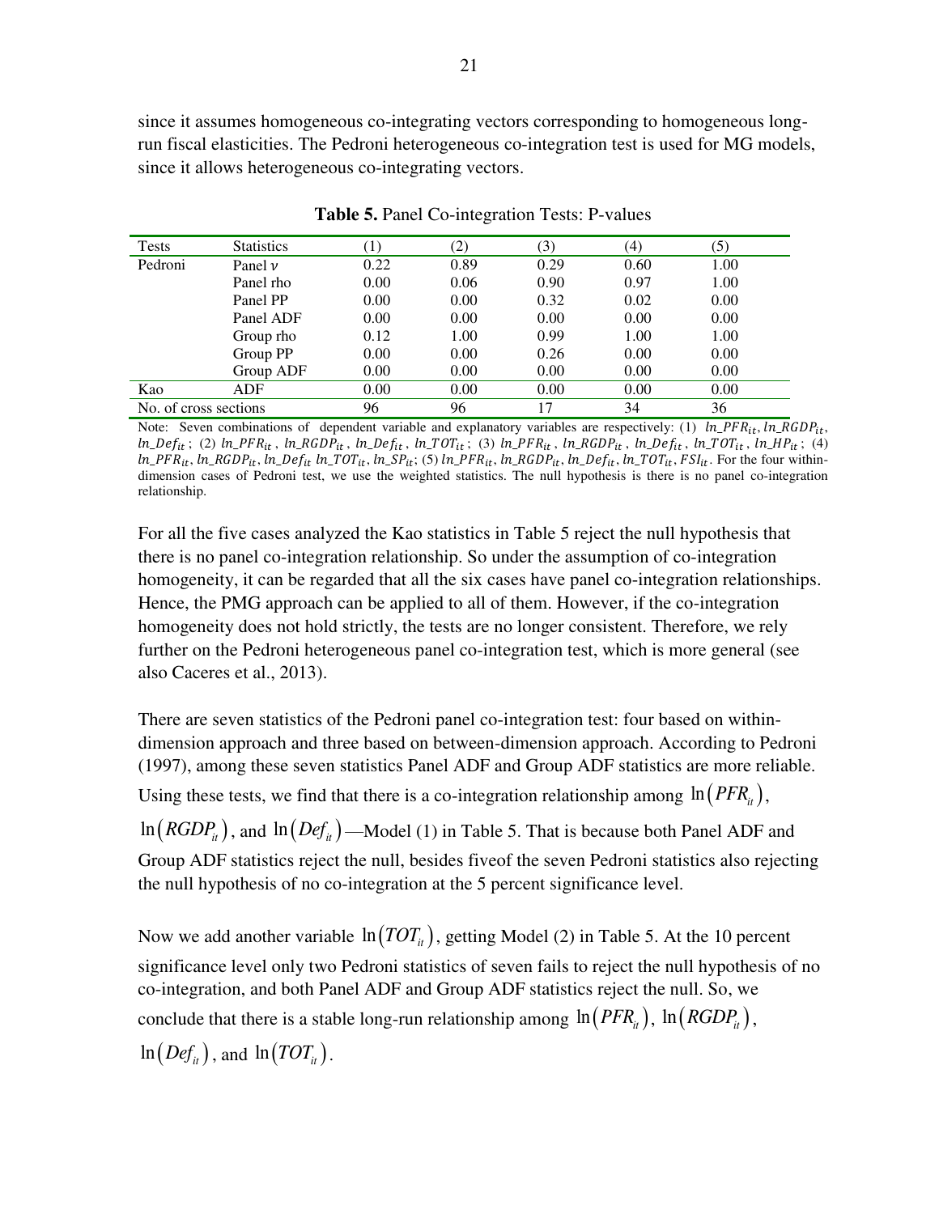since it assumes homogeneous co-integrating vectors corresponding to homogeneous long-run fiscal elasticities. The Pedroni heterogeneous co-integration test is used for MG models, since it allows heterogeneous co-integrating vectors.

**Table 5.** Panel Co-integration Tests: P-values

| Tests | Statistics | (1) | (2) | (3) | (4) | (5) |
|---|---|---|---|---|---|---|
| Pedroni | Panel $\nu$ | 0.22 | 0.89 | 0.29 | 0.60 | 1.00 |
| | Panel rho | 0.00 | 0.06 | 0.90 | 0.97 | 1.00 |
| | Panel PP | 0.00 | 0.00 | 0.32 | 0.02 | 0.00 |
| | Panel ADF | 0.00 | 0.00 | 0.00 | 0.00 | 0.00 |
| | Group rho | 0.12 | 1.00 | 0.99 | 1.00 | 1.00 |
| | Group PP | 0.00 | 0.00 | 0.26 | 0.00 | 0.00 |
| | Group ADF | 0.00 | 0.00 | 0.00 | 0.00 | 0.00 |
| Kao | ADF | 0.00 | 0.00 | 0.00 | 0.00 | 0.00 |
| No. of cross sections | | 96 | 96 | 17 | 34 | 36 |

Note: Seven combinations of dependent variable and explanatory variables are respectively: (1) $ln\_PFR_{it}, ln\_RGDP_{it}, ln\_Def_{it}$; (2) $ln\_PFR_{it}$, $ln\_RGDP_{it}$, $ln\_Def_{it}$, $ln\_TOT_{it}$; (3) $ln\_PFR_{it}$, $ln\_RGDP_{it}$, $ln\_Def_{it}$, $ln\_TOT_{it}$, $ln\_HP_{it}$; (4) $ln\_PFR_{it}, ln\_RGDP_{it}, ln\_Def_{it}$ $ln\_TOT_{it}, ln\_SP_{it}$; (5) $ln\_PFR_{it}, ln\_RGDP_{it}, ln\_Def_{it}, ln\_TOT_{it}, FSI_{it}$. For the four within-dimension cases of Pedroni test, we use the weighted statistics. The null hypothesis is there is no panel co-integration relationship.

For all the five cases analyzed the Kao statistics in Table 5 reject the null hypothesis that there is no panel co-integration relationship. So under the assumption of co-integration homogeneity, it can be regarded that all the six cases have panel co-integration relationships. Hence, the PMG approach can be applied to all of them. However, if the co-integration homogeneity does not hold strictly, the tests are no longer consistent. Therefore, we rely further on the Pedroni heterogeneous panel co-integration test, which is more general (see also Caceres et al., 2013).

There are seven statistics of the Pedroni panel co-integration test: four based on within-dimension approach and three based on between-dimension approach. According to Pedroni (1997), among these seven statistics Panel ADF and Group ADF statistics are more reliable. Using these tests, we find that there is a co-integration relationship among $\ln(PFR_{it})$, $\ln(RGDP_{it})$, and $\ln(Def_{it})$—Model (1) in Table 5. That is because both Panel ADF and Group ADF statistics reject the null, besides fiveof the seven Pedroni statistics also rejecting the null hypothesis of no co-integration at the 5 percent significance level.

Now we add another variable $\ln(TOT_{it})$, getting Model (2) in Table 5. At the 10 percent significance level only two Pedroni statistics of seven fails to reject the null hypothesis of no co-integration, and both Panel ADF and Group ADF statistics reject the null. So, we conclude that there is a stable long-run relationship among $\ln(PFR_{it})$, $\ln(RGDP_{it})$, $\ln(Def_{it})$, and $\ln(TOT_{it})$.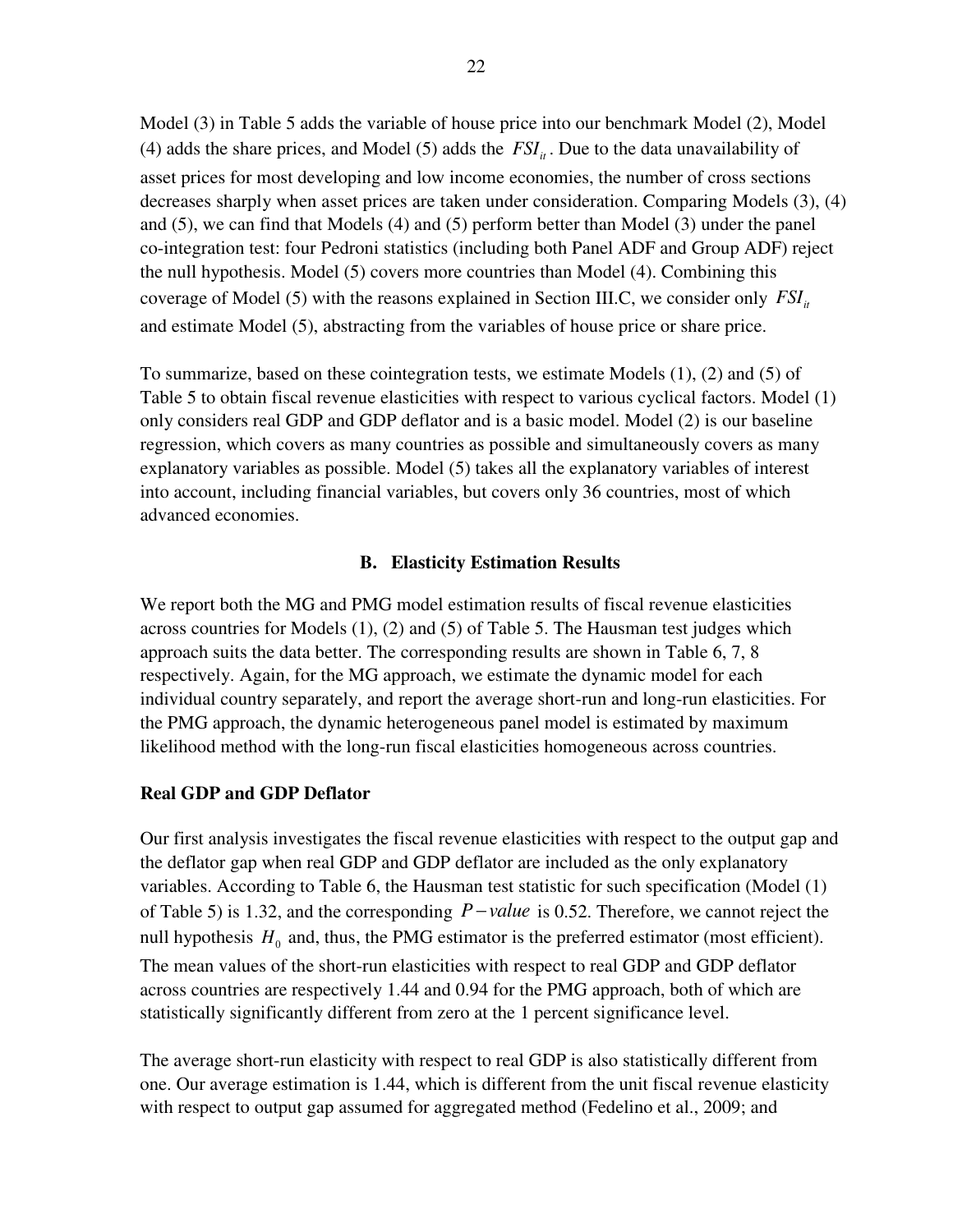Model (3) in Table 5 adds the variable of house price into our benchmark Model (2), Model (4) adds the share prices, and Model (5) adds the $FSI_{it}$. Due to the data unavailability of asset prices for most developing and low income economies, the number of cross sections decreases sharply when asset prices are taken under consideration. Comparing Models (3), (4) and (5), we can find that Models (4) and (5) perform better than Model (3) under the panel co-integration test: four Pedroni statistics (including both Panel ADF and Group ADF) reject the null hypothesis. Model (5) covers more countries than Model (4). Combining this coverage of Model (5) with the reasons explained in Section III.C, we consider only $FSI_{it}$ and estimate Model (5), abstracting from the variables of house price or share price.

To summarize, based on these cointegration tests, we estimate Models (1), (2) and (5) of Table 5 to obtain fiscal revenue elasticities with respect to various cyclical factors. Model (1) only considers real GDP and GDP deflator and is a basic model. Model (2) is our baseline regression, which covers as many countries as possible and simultaneously covers as many explanatory variables as possible. Model (5) takes all the explanatory variables of interest into account, including financial variables, but covers only 36 countries, most of which advanced economies.

## B. Elasticity Estimation Results

We report both the MG and PMG model estimation results of fiscal revenue elasticities across countries for Models (1), (2) and (5) of Table 5. The Hausman test judges which approach suits the data better. The corresponding results are shown in Table 6, 7, 8 respectively. Again, for the MG approach, we estimate the dynamic model for each individual country separately, and report the average short-run and long-run elasticities. For the PMG approach, the dynamic heterogeneous panel model is estimated by maximum likelihood method with the long-run fiscal elasticities homogeneous across countries.

### Real GDP and GDP Deflator

Our first analysis investigates the fiscal revenue elasticities with respect to the output gap and the deflator gap when real GDP and GDP deflator are included as the only explanatory variables. According to Table 6, the Hausman test statistic for such specification (Model (1) of Table 5) is 1.32, and the corresponding $P-value$ is 0.52. Therefore, we cannot reject the null hypothesis $H_0$ and, thus, the PMG estimator is the preferred estimator (most efficient). The mean values of the short-run elasticities with respect to real GDP and GDP deflator across countries are respectively 1.44 and 0.94 for the PMG approach, both of which are statistically significantly different from zero at the 1 percent significance level.

The average short-run elasticity with respect to real GDP is also statistically different from one. Our average estimation is 1.44, which is different from the unit fiscal revenue elasticity with respect to output gap assumed for aggregated method (Fedelino et al., 2009; and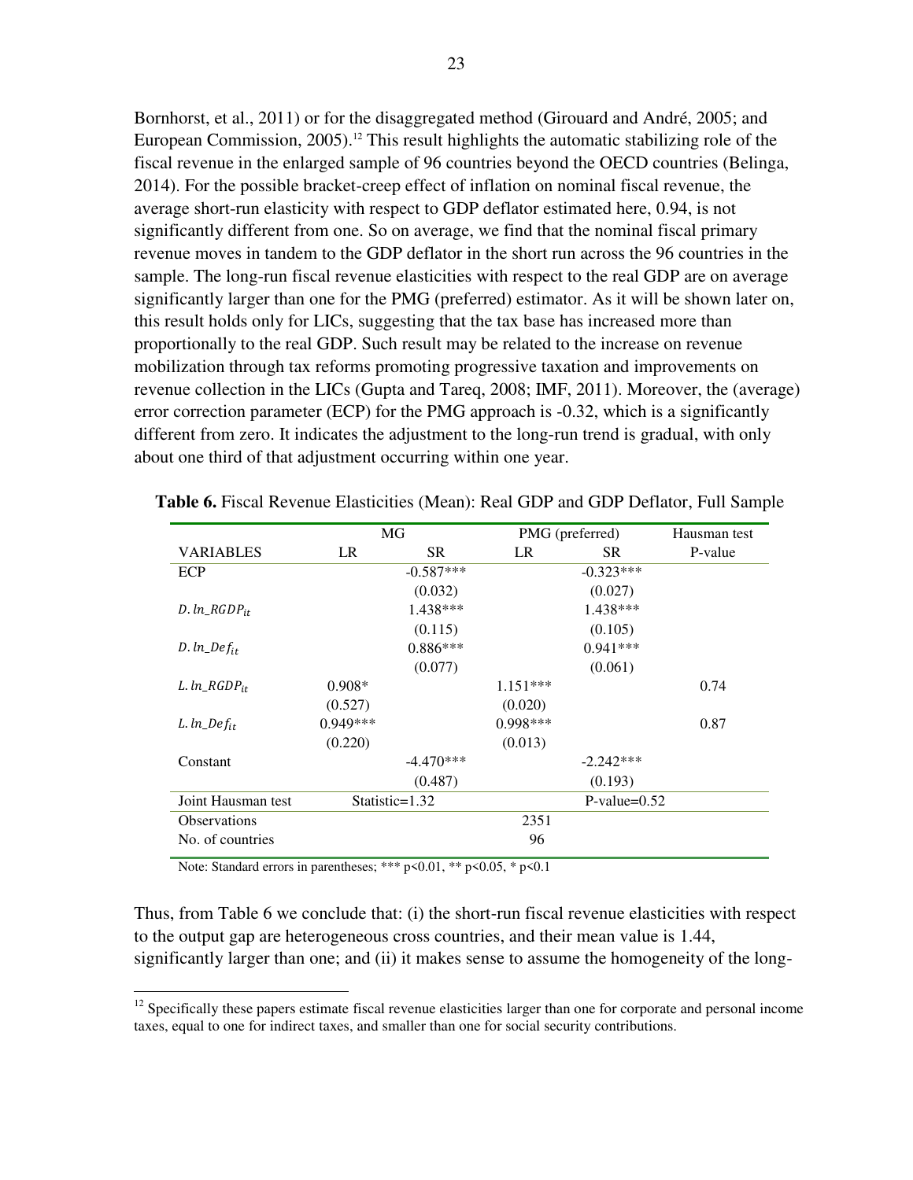Bornhorst, et al., 2011) or for the disaggregated method (Girouard and André, 2005; and European Commission, 2005).[12] This result highlights the automatic stabilizing role of the fiscal revenue in the enlarged sample of 96 countries beyond the OECD countries (Belinga, 2014). For the possible bracket-creep effect of inflation on nominal fiscal revenue, the average short-run elasticity with respect to GDP deflator estimated here, 0.94, is not significantly different from one. So on average, we find that the nominal fiscal primary revenue moves in tandem to the GDP deflator in the short run across the 96 countries in the sample. The long-run fiscal revenue elasticities with respect to the real GDP are on average significantly larger than one for the PMG (preferred) estimator. As it will be shown later on, this result holds only for LICs, suggesting that the tax base has increased more than proportionally to the real GDP. Such result may be related to the increase on revenue mobilization through tax reforms promoting progressive taxation and improvements on revenue collection in the LICs (Gupta and Tareq, 2008; IMF, 2011). Moreover, the (average) error correction parameter (ECP) for the PMG approach is -0.32, which is a significantly different from zero. It indicates the adjustment to the long-run trend is gradual, with only about one third of that adjustment occurring within one year.

**Table 6.** Fiscal Revenue Elasticities (Mean): Real GDP and GDP Deflator, Full Sample

| | MG | | PMG (preferred) | | Hausman test |
|---|---|---|---|---|---|
| VARIABLES | LR | SR | LR | SR | P-value |
| ECP | | -0.587*** | | -0.323*** | |
| | | (0.032) | | (0.027) | |
| $D.\ln\_RGDP_{it}$ | | 1.438*** | | 1.438*** | |
| | | (0.115) | | (0.105) | |
| $D.\ln\_Def_{it}$ | | 0.886*** | | 0.941*** | |
| | | (0.077) | | (0.061) | |
| $L.\ln\_RGDP_{it}$ | 0.908* | | 1.151*** | | 0.74 |
| | (0.527) | | (0.020) | | |
| $L.\ln\_Def_{it}$ | 0.949*** | | 0.998*** | | 0.87 |
| | (0.220) | | (0.013) | | |
| Constant | | -4.470*** | | -2.242*** | |
| | | (0.487) | | (0.193) | |
| Joint Hausman test | Statistic=1.32 | | | P-value=0.52 | |
| Observations | | | 2351 | | |
| No. of countries | | | 96 | | |

Note: Standard errors in parentheses; *** p<0.01, ** p<0.05, * p<0.1

Thus, from Table 6 we conclude that: (i) the short-run fiscal revenue elasticities with respect to the output gap are heterogeneous cross countries, and their mean value is 1.44, significantly larger than one; and (ii) it makes sense to assume the homogeneity of the long-

[12] Specifically these papers estimate fiscal revenue elasticities larger than one for corporate and personal income taxes, equal to one for indirect taxes, and smaller than one for social security contributions.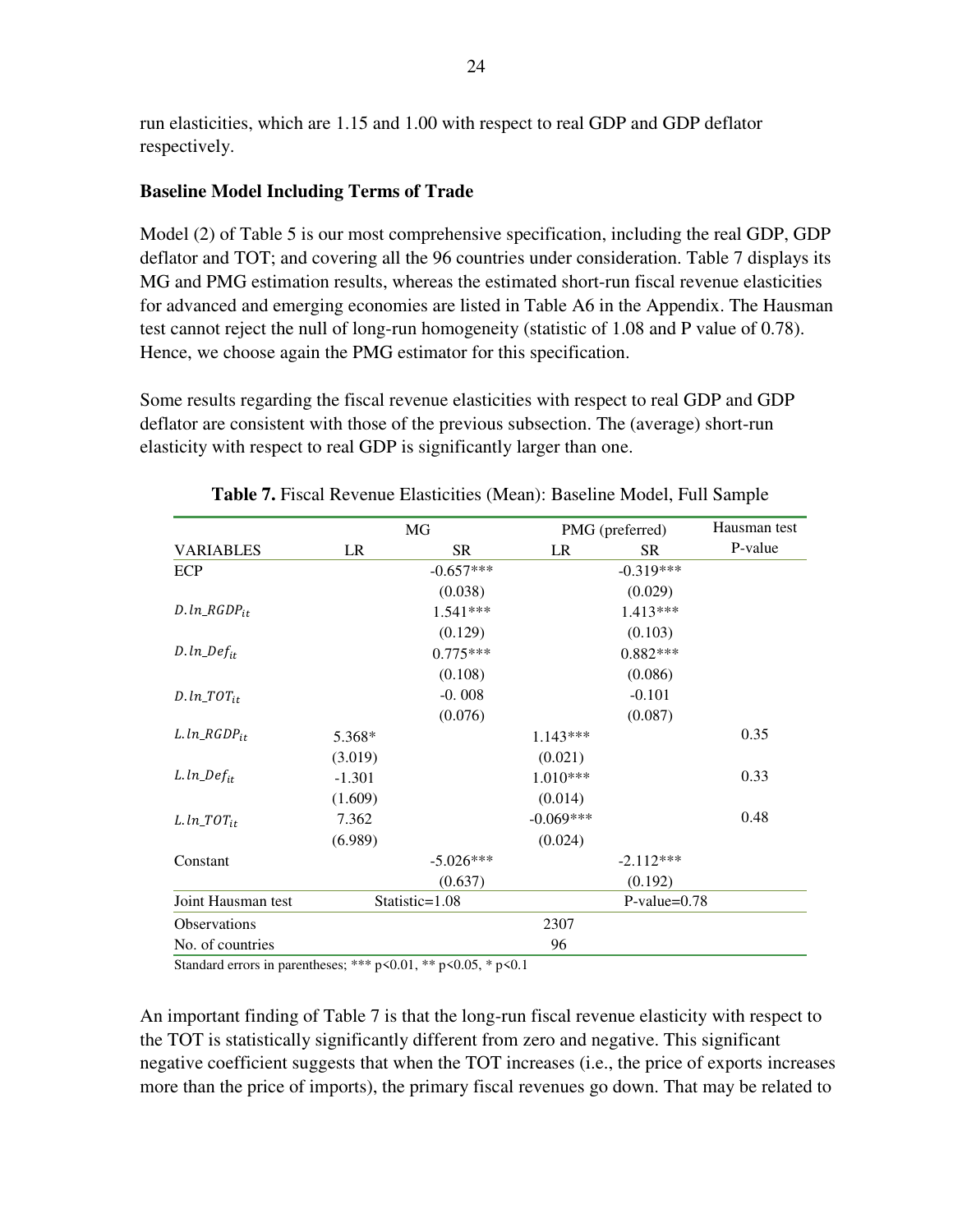run elasticities, which are 1.15 and 1.00 with respect to real GDP and GDP deflator respectively.

**Baseline Model Including Terms of Trade**

Model (2) of Table 5 is our most comprehensive specification, including the real GDP, GDP deflator and TOT; and covering all the 96 countries under consideration. Table 7 displays its MG and PMG estimation results, whereas the estimated short-run fiscal revenue elasticities for advanced and emerging economies are listed in Table A6 in the Appendix. The Hausman test cannot reject the null of long-run homogeneity (statistic of 1.08 and P value of 0.78). Hence, we choose again the PMG estimator for this specification.

Some results regarding the fiscal revenue elasticities with respect to real GDP and GDP deflator are consistent with those of the previous subsection. The (average) short-run elasticity with respect to real GDP is significantly larger than one.

**Table 7.** Fiscal Revenue Elasticities (Mean): Baseline Model, Full Sample

| | MG | | PMG (preferred) | | Hausman test |
|---|---|---|---|---|---|
| VARIABLES | LR | SR | LR | SR | P-value |
| ECP | | -0.657*** | | -0.319*** | |
| | | (0.038) | | (0.029) | |
| $D.ln\_RGDP_{it}$ | | 1.541*** | | 1.413*** | |
| | | (0.129) | | (0.103) | |
| $D.ln\_Def_{it}$ | | 0.775*** | | 0.882*** | |
| | | (0.108) | | (0.086) | |
| $D.ln\_TOT_{it}$ | | -0. 008 | | -0.101 | |
| | | (0.076) | | (0.087) | |
| $L.ln\_RGDP_{it}$ | 5.368* | | 1.143*** | | 0.35 |
| | (3.019) | | (0.021) | | |
| $L.ln\_Def_{it}$ | -1.301 | | 1.010*** | | 0.33 |
| | (1.609) | | (0.014) | | |
| $L.ln\_TOT_{it}$ | 7.362 | | -0.069*** | | 0.48 |
| | (6.989) | | (0.024) | | |
| Constant | | -5.026*** | | -2.112*** | |
| | | (0.637) | | (0.192) | |
| Joint Hausman test | Statistic=1.08 | | P-value=0.78 | | |
| Observations | | | 2307 | | |
| No. of countries | | | 96 | | |

Standard errors in parentheses; *** p<0.01, ** p<0.05, * p<0.1

An important finding of Table 7 is that the long-run fiscal revenue elasticity with respect to the TOT is statistically significantly different from zero and negative. This significant negative coefficient suggests that when the TOT increases (i.e., the price of exports increases more than the price of imports), the primary fiscal revenues go down. That may be related to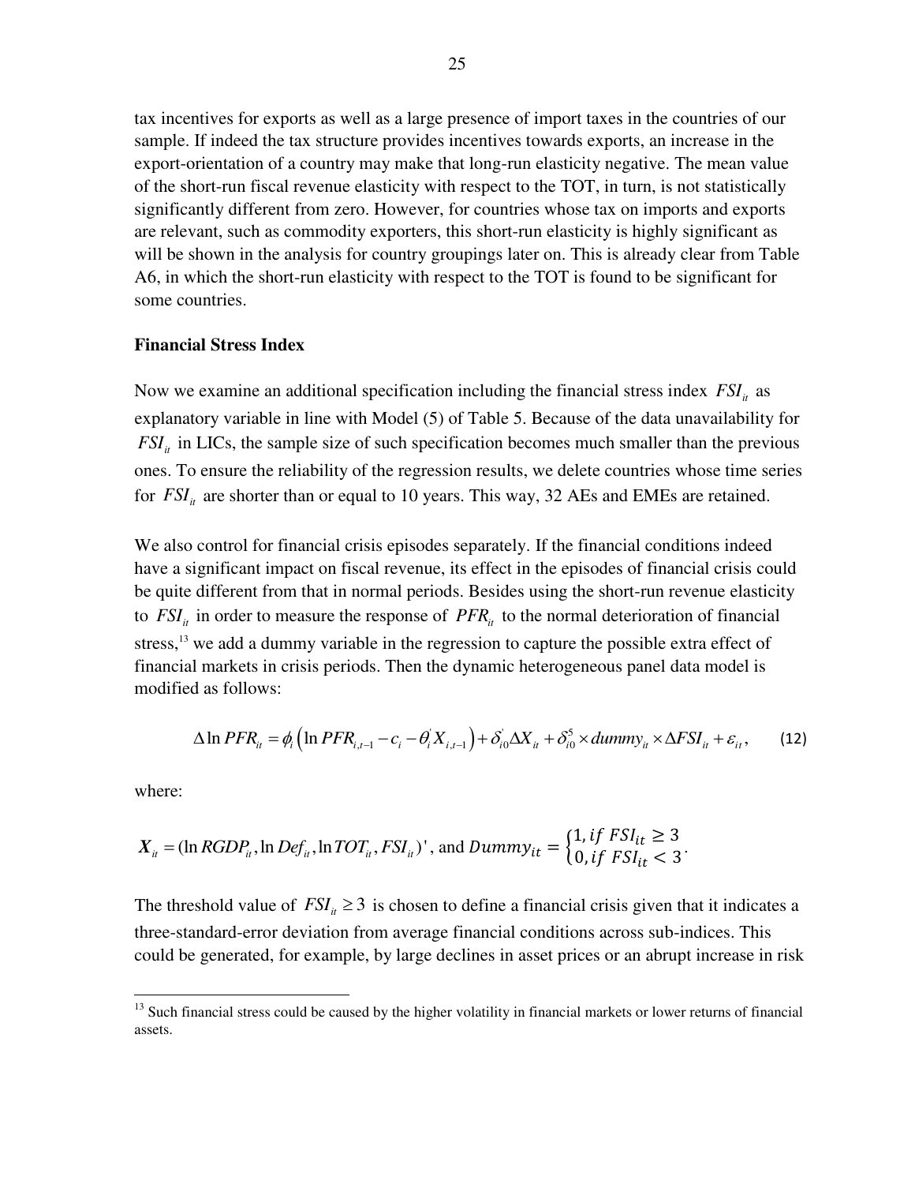tax incentives for exports as well as a large presence of import taxes in the countries of our sample. If indeed the tax structure provides incentives towards exports, an increase in the export-orientation of a country may make that long-run elasticity negative. The mean value of the short-run fiscal revenue elasticity with respect to the TOT, in turn, is not statistically significantly different from zero. However, for countries whose tax on imports and exports are relevant, such as commodity exporters, this short-run elasticity is highly significant as will be shown in the analysis for country groupings later on. This is already clear from Table A6, in which the short-run elasticity with respect to the TOT is found to be significant for some countries.

**Financial Stress Index**

Now we examine an additional specification including the financial stress index $FSI_{it}$ as explanatory variable in line with Model (5) of Table 5. Because of the data unavailability for $FSI_{it}$ in LICs, the sample size of such specification becomes much smaller than the previous ones. To ensure the reliability of the regression results, we delete countries whose time series for $FSI_{it}$ are shorter than or equal to 10 years. This way, 32 AEs and EMEs are retained.

We also control for financial crisis episodes separately. If the financial conditions indeed have a significant impact on fiscal revenue, its effect in the episodes of financial crisis could be quite different from that in normal periods. Besides using the short-run revenue elasticity to $FSI_{it}$ in order to measure the response of $PFR_{it}$ to the normal deterioration of financial stress,[13] we add a dummy variable in the regression to capture the possible extra effect of financial markets in crisis periods. Then the dynamic heterogeneous panel data model is modified as follows:

$$\Delta \ln PFR_{it} = \phi_i \left( \ln PFR_{i,t-1} - c_i - \theta_i^{'} X_{i,t-1} \right) + \delta_{i0}^{'} \Delta X_{it} + \delta_{i0}^{5} \times dummy_{it} \times \Delta FSI_{it} + \varepsilon_{it}, \qquad (12)$$

where:

$X_{it} = (\ln RGDP_{it}, \ln Def_{it}, \ln TOT_{it}, FSI_{it})'$, and $Dummy_{it} = \begin{cases} 1, if\ FSI_{it} \geq 3 \\ 0, if\ FSI_{it} < 3 \end{cases}$.

The threshold value of $FSI_{it} \geq 3$ is chosen to define a financial crisis given that it indicates a three-standard-error deviation from average financial conditions across sub-indices. This could be generated, for example, by large declines in asset prices or an abrupt increase in risk

[13] Such financial stress could be caused by the higher volatility in financial markets or lower returns of financial assets.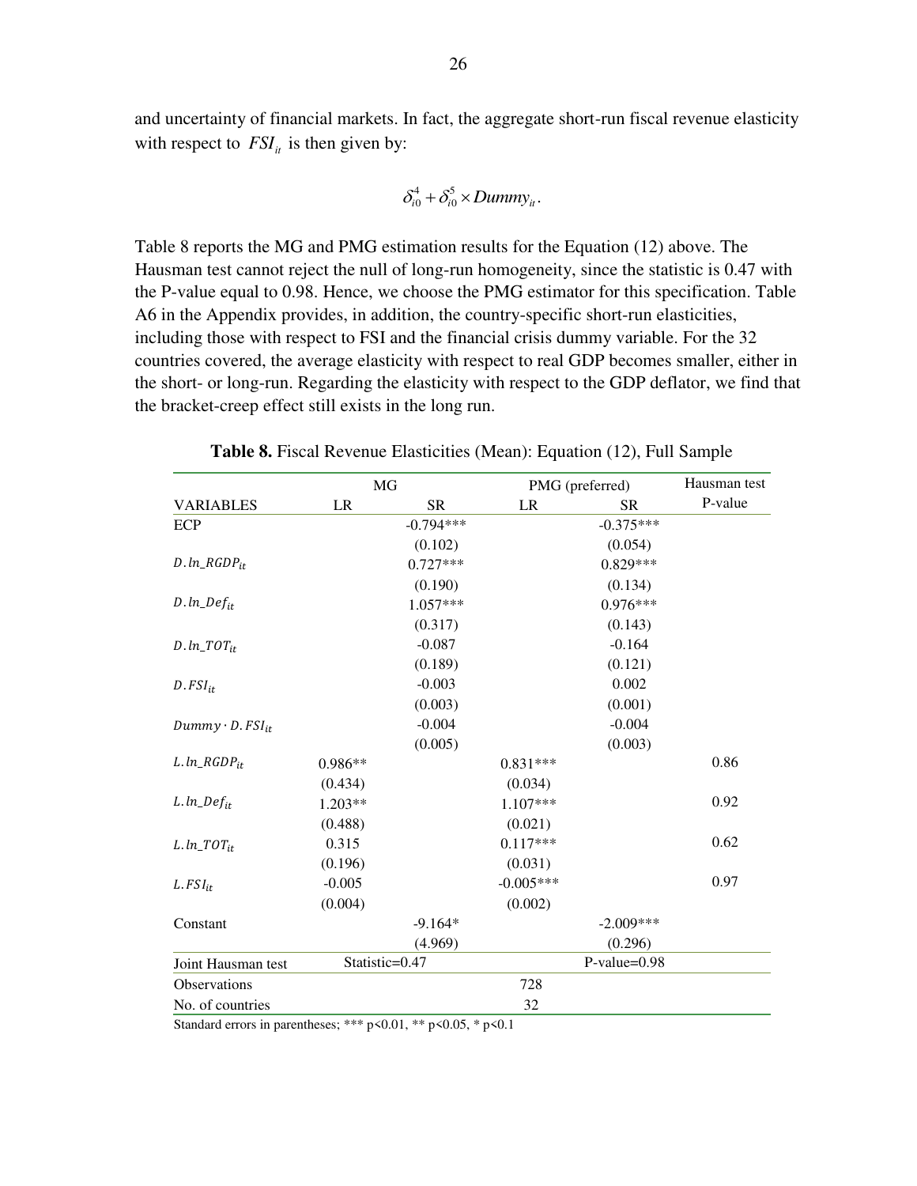and uncertainty of financial markets. In fact, the aggregate short-run fiscal revenue elasticity with respect to $FSI_{it}$ is then given by:

$$\delta_{i0}^{4} + \delta_{i0}^{5} \times Dummy_{it}.$$

Table 8 reports the MG and PMG estimation results for the Equation (12) above. The Hausman test cannot reject the null of long-run homogeneity, since the statistic is 0.47 with the P-value equal to 0.98. Hence, we choose the PMG estimator for this specification. Table A6 in the Appendix provides, in addition, the country-specific short-run elasticities, including those with respect to FSI and the financial crisis dummy variable. For the 32 countries covered, the average elasticity with respect to real GDP becomes smaller, either in the short- or long-run. Regarding the elasticity with respect to the GDP deflator, we find that the bracket-creep effect still exists in the long run.

**Table 8.** Fiscal Revenue Elasticities (Mean): Equation (12), Full Sample

| | MG | | PMG (preferred) | | Hausman test |
|---|---|---|---|---|---|
| VARIABLES | LR | SR | LR | SR | P-value |
| ECP | | -0.794*** | | -0.375*** | |
| | | (0.102) | | (0.054) | |
| $D.ln\_RGDP_{it}$ | | 0.727*** | | 0.829*** | |
| | | (0.190) | | (0.134) | |
| $D.ln\_Def_{it}$ | | 1.057*** | | 0.976*** | |
| | | (0.317) | | (0.143) | |
| $D.ln\_TOT_{it}$ | | -0.087 | | -0.164 | |
| | | (0.189) | | (0.121) | |
| $D.FSI_{it}$ | | -0.003 | | 0.002 | |
| | | (0.003) | | (0.001) | |
| $Dummy \cdot D.FSI_{it}$ | | -0.004 | | -0.004 | |
| | | (0.005) | | (0.003) | |
| $L.ln\_RGDP_{it}$ | 0.986** | | 0.831*** | | 0.86 |
| | (0.434) | | (0.034) | | |
| $L.ln\_Def_{it}$ | 1.203** | | 1.107*** | | 0.92 |
| | (0.488) | | (0.021) | | |
| $L.ln\_TOT_{it}$ | 0.315 | | 0.117*** | | 0.62 |
| | (0.196) | | (0.031) | | |
| $L.FSI_{it}$ | -0.005 | | -0.005*** | | 0.97 |
| | (0.004) | | (0.002) | | |
| Constant | | -9.164* | | -2.009*** | |
| | | (4.969) | | (0.296) | |
| Joint Hausman test | Statistic=0.47 | | | P-value=0.98 | |
| Observations | | | 728 | | |
| No. of countries | | | 32 | | |

Standard errors in parentheses; *** p<0.01, ** p<0.05, * p<0.1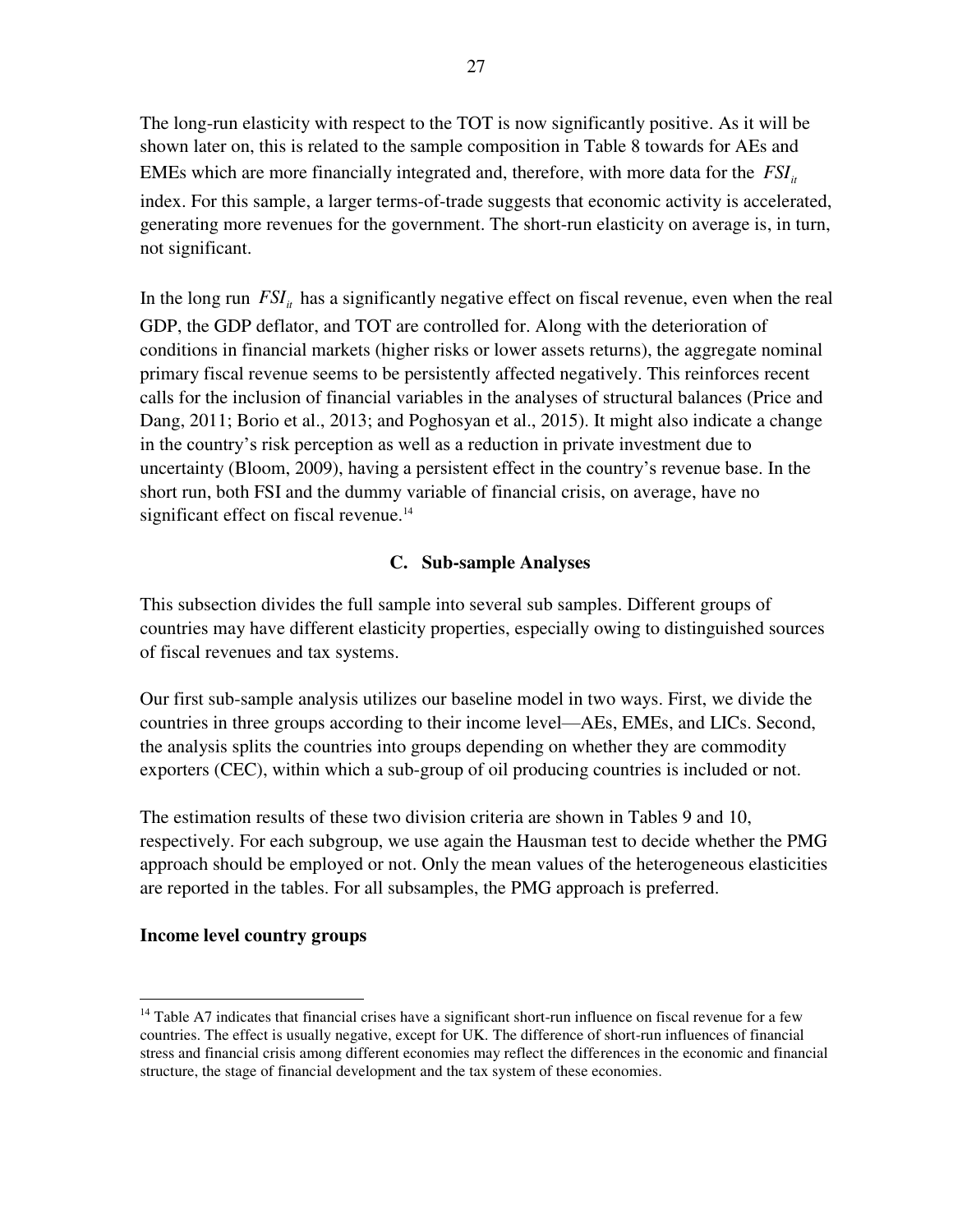The long-run elasticity with respect to the TOT is now significantly positive. As it will be shown later on, this is related to the sample composition in Table 8 towards for AEs and EMEs which are more financially integrated and, therefore, with more data for the $FSI_{it}$ index. For this sample, a larger terms-of-trade suggests that economic activity is accelerated, generating more revenues for the government. The short-run elasticity on average is, in turn, not significant.

In the long run $FSI_{it}$ has a significantly negative effect on fiscal revenue, even when the real GDP, the GDP deflator, and TOT are controlled for. Along with the deterioration of conditions in financial markets (higher risks or lower assets returns), the aggregate nominal primary fiscal revenue seems to be persistently affected negatively. This reinforces recent calls for the inclusion of financial variables in the analyses of structural balances (Price and Dang, 2011; Borio et al., 2013; and Poghosyan et al., 2015). It might also indicate a change in the country's risk perception as well as a reduction in private investment due to uncertainty (Bloom, 2009), having a persistent effect in the country's revenue base. In the short run, both FSI and the dummy variable of financial crisis, on average, have no significant effect on fiscal revenue.[14]

## C. Sub-sample Analyses

This subsection divides the full sample into several sub samples. Different groups of countries may have different elasticity properties, especially owing to distinguished sources of fiscal revenues and tax systems.

Our first sub-sample analysis utilizes our baseline model in two ways. First, we divide the countries in three groups according to their income level—AEs, EMEs, and LICs. Second, the analysis splits the countries into groups depending on whether they are commodity exporters (CEC), within which a sub-group of oil producing countries is included or not.

The estimation results of these two division criteria are shown in Tables 9 and 10, respectively. For each subgroup, we use again the Hausman test to decide whether the PMG approach should be employed or not. Only the mean values of the heterogeneous elasticities are reported in the tables. For all subsamples, the PMG approach is preferred.

**Income level country groups**

[14] Table A7 indicates that financial crises have a significant short-run influence on fiscal revenue for a few countries. The effect is usually negative, except for UK. The difference of short-run influences of financial stress and financial crisis among different economies may reflect the differences in the economic and financial structure, the stage of financial development and the tax system of these economies.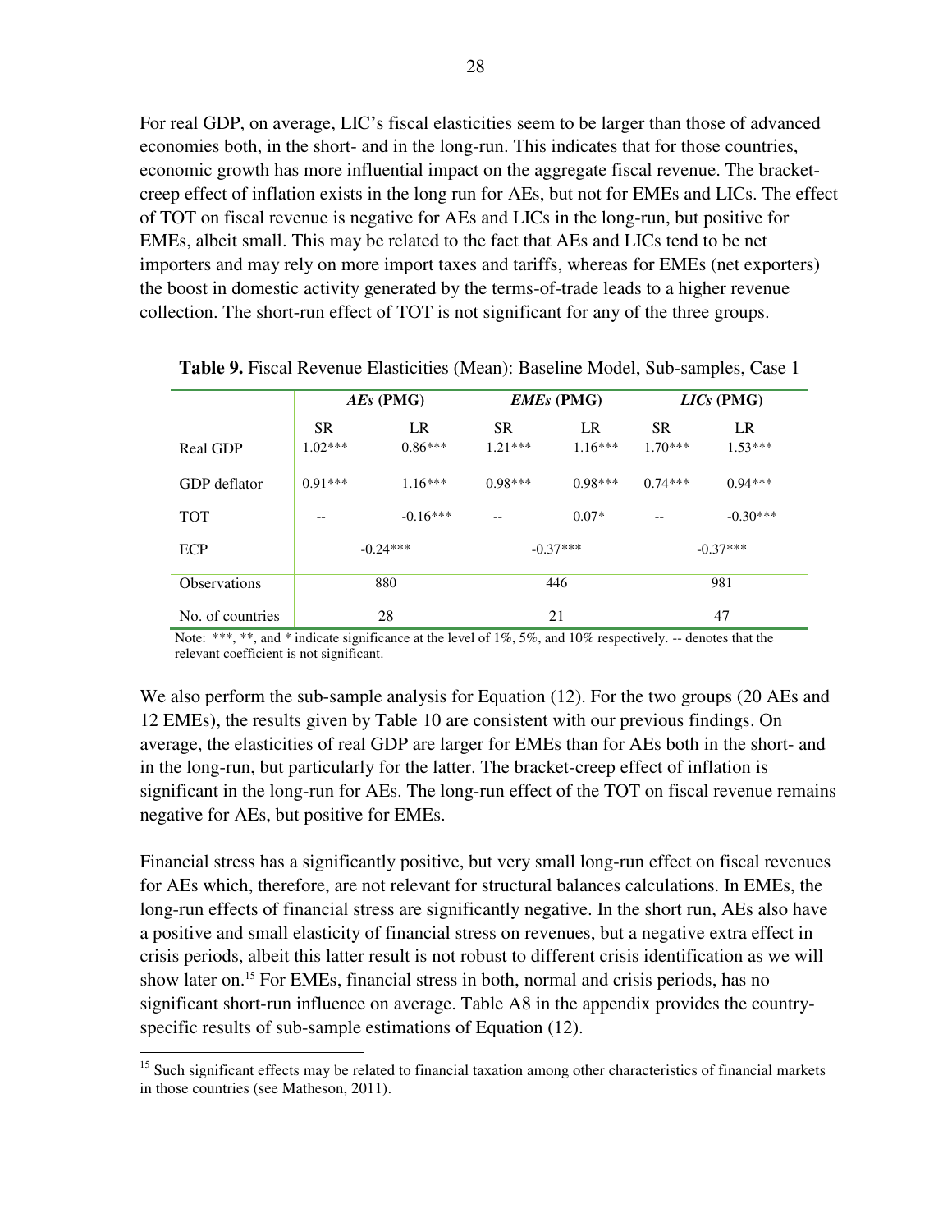For real GDP, on average, LIC's fiscal elasticities seem to be larger than those of advanced economies both, in the short- and in the long-run. This indicates that for those countries, economic growth has more influential impact on the aggregate fiscal revenue. The bracket-creep effect of inflation exists in the long run for AEs, but not for EMEs and LICs. The effect of TOT on fiscal revenue is negative for AEs and LICs in the long-run, but positive for EMEs, albeit small. This may be related to the fact that AEs and LICs tend to be net importers and may rely on more import taxes and tariffs, whereas for EMEs (net exporters) the boost in domestic activity generated by the terms-of-trade leads to a higher revenue collection. The short-run effect of TOT is not significant for any of the three groups.

**Table 9.** Fiscal Revenue Elasticities (Mean): Baseline Model, Sub-samples, Case 1

| | *AEs* (PMG) | | *EMEs* (PMG) | | *LICs* (PMG) | |
|---|---|---|---|---|---|---|
| | SR | LR | SR | LR | SR | LR |
| Real GDP | 1.02*** | 0.86*** | 1.21*** | 1.16*** | 1.70*** | 1.53*** |
| GDP deflator | 0.91*** | 1.16*** | 0.98*** | 0.98*** | 0.74*** | 0.94*** |
| TOT | -- | -0.16*** | -- | 0.07* | -- | -0.30*** |
| ECP | -0.24*** | | -0.37*** | | -0.37*** | |
| Observations | 880 | | 446 | | 981 | |
| No. of countries | 28 | | 21 | | 47 | |

Note: ***, **, and * indicate significance at the level of 1%, 5%, and 10% respectively. -- denotes that the relevant coefficient is not significant.

We also perform the sub-sample analysis for Equation (12). For the two groups (20 AEs and 12 EMEs), the results given by Table 10 are consistent with our previous findings. On average, the elasticities of real GDP are larger for EMEs than for AEs both in the short- and in the long-run, but particularly for the latter. The bracket-creep effect of inflation is significant in the long-run for AEs. The long-run effect of the TOT on fiscal revenue remains negative for AEs, but positive for EMEs.

Financial stress has a significantly positive, but very small long-run effect on fiscal revenues for AEs which, therefore, are not relevant for structural balances calculations. In EMEs, the long-run effects of financial stress are significantly negative. In the short run, AEs also have a positive and small elasticity of financial stress on revenues, but a negative extra effect in crisis periods, albeit this latter result is not robust to different crisis identification as we will show later on.[15] For EMEs, financial stress in both, normal and crisis periods, has no significant short-run influence on average. Table A8 in the appendix provides the country-specific results of sub-sample estimations of Equation (12).

[15] Such significant effects may be related to financial taxation among other characteristics of financial markets in those countries (see Matheson, 2011).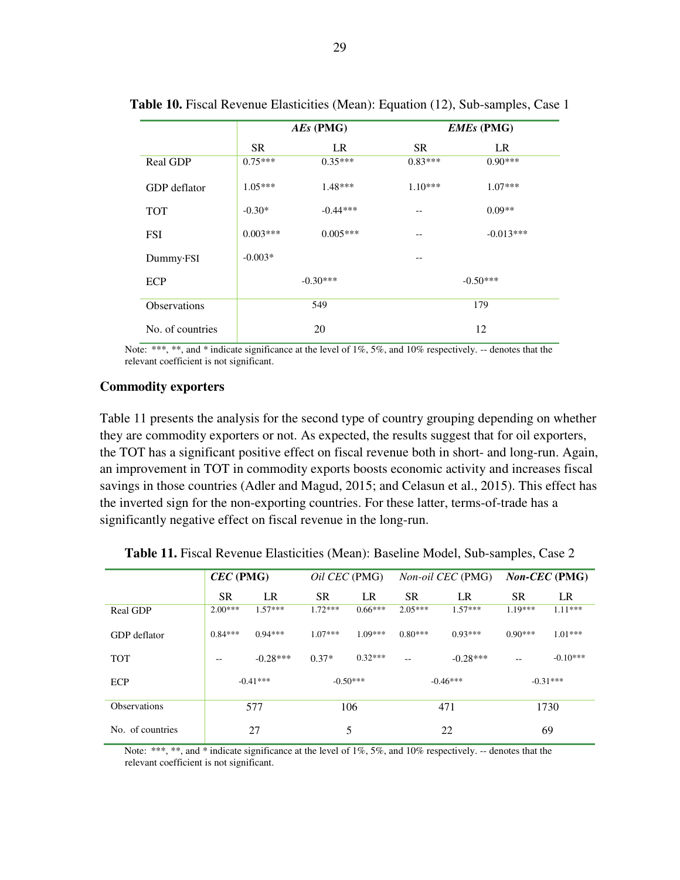**Table 10.** Fiscal Revenue Elasticities (Mean): Equation (12), Sub-samples, Case 1

| | ***AEs* (PMG)** | | ***EMEs* (PMG)** | |
|---|---|---|---|---|
| | SR | LR | SR | LR |
| Real GDP | 0.75*** | 0.35*** | 0.83*** | 0.90*** |
| GDP deflator | 1.05*** | 1.48*** | 1.10*** | 1.07*** |
| TOT | -0.30* | -0.44*** | -- | 0.09** |
| FSI | 0.003*** | 0.005*** | -- | -0.013*** |
| Dummy·FSI | -0.003* | | -- | |
| ECP | -0.30*** | | -0.50*** | |
| Observations | 549 | | 179 | |
| No. of countries | 20 | | 12 | |

Note: ***, **, and * indicate significance at the level of 1%, 5%, and 10% respectively. -- denotes that the relevant coefficient is not significant.

### Commodity exporters

Table 11 presents the analysis for the second type of country grouping depending on whether they are commodity exporters or not. As expected, the results suggest that for oil exporters, the TOT has a significant positive effect on fiscal revenue both in short- and long-run. Again, an improvement in TOT in commodity exports boosts economic activity and increases fiscal savings in those countries (Adler and Magud, 2015; and Celasun et al., 2015). This effect has the inverted sign for the non-exporting countries. For these latter, terms-of-trade has a significantly negative effect on fiscal revenue in the long-run.

**Table 11.** Fiscal Revenue Elasticities (Mean): Baseline Model, Sub-samples, Case 2

| | ***CEC* (PMG)** | | *Oil CEC* (PMG) | | *Non-oil CEC* (PMG) | | ***Non-CEC* (PMG)** | |
|---|---|---|---|---|---|---|---|---|
| | SR | LR | SR | LR | SR | LR | SR | LR |
| Real GDP | 2.00*** | 1.57*** | 1.72*** | 0.66*** | 2.05*** | 1.57*** | 1.19*** | 1.11*** |
| GDP deflator | 0.84*** | 0.94*** | 1.07*** | 1.09*** | 0.80*** | 0.93*** | 0.90*** | 1.01*** |
| TOT | -- | -0.28*** | 0.37* | 0.32*** | -- | -0.28*** | -- | -0.10*** |
| ECP | -0.41*** | | -0.50*** | | -0.46*** | | -0.31*** | |
| Observations | 577 | | 106 | | 471 | | 1730 | |
| No. of countries | 27 | | 5 | | 22 | | 69 | |

Note: ***, **, and * indicate significance at the level of 1%, 5%, and 10% respectively. -- denotes that the relevant coefficient is not significant.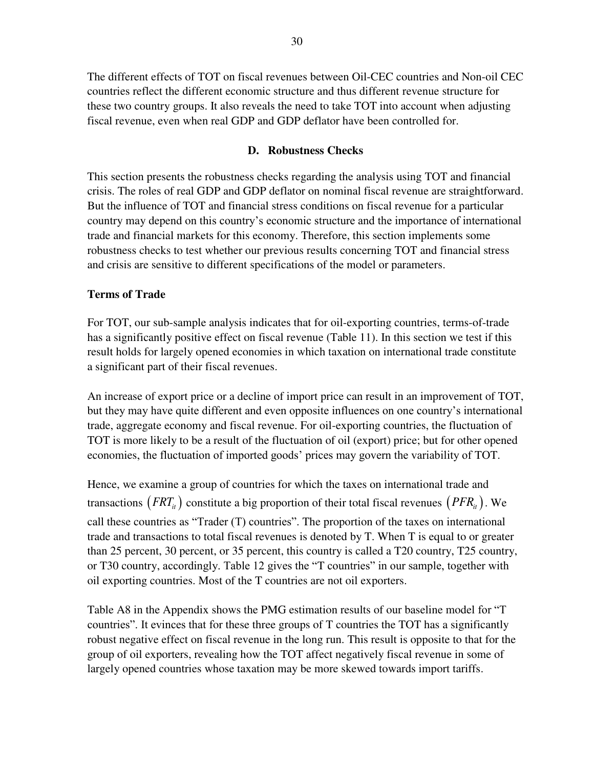The different effects of TOT on fiscal revenues between Oil-CEC countries and Non-oil CEC countries reflect the different economic structure and thus different revenue structure for these two country groups. It also reveals the need to take TOT into account when adjusting fiscal revenue, even when real GDP and GDP deflator have been controlled for.

## D. Robustness Checks

This section presents the robustness checks regarding the analysis using TOT and financial crisis. The roles of real GDP and GDP deflator on nominal fiscal revenue are straightforward. But the influence of TOT and financial stress conditions on fiscal revenue for a particular country may depend on this country's economic structure and the importance of international trade and financial markets for this economy. Therefore, this section implements some robustness checks to test whether our previous results concerning TOT and financial stress and crisis are sensitive to different specifications of the model or parameters.

**Terms of Trade**

For TOT, our sub-sample analysis indicates that for oil-exporting countries, terms-of-trade has a significantly positive effect on fiscal revenue (Table 11). In this section we test if this result holds for largely opened economies in which taxation on international trade constitute a significant part of their fiscal revenues.

An increase of export price or a decline of import price can result in an improvement of TOT, but they may have quite different and even opposite influences on one country's international trade, aggregate economy and fiscal revenue. For oil-exporting countries, the fluctuation of TOT is more likely to be a result of the fluctuation of oil (export) price; but for other opened economies, the fluctuation of imported goods' prices may govern the variability of TOT.

Hence, we examine a group of countries for which the taxes on international trade and transactions $\left(FRT_{it}\right)$ constitute a big proportion of their total fiscal revenues $\left(PFR_{it}\right)$. We call these countries as "Trader (T) countries". The proportion of the taxes on international trade and transactions to total fiscal revenues is denoted by T. When T is equal to or greater than 25 percent, 30 percent, or 35 percent, this country is called a T20 country, T25 country, or T30 country, accordingly. Table 12 gives the "T countries" in our sample, together with oil exporting countries. Most of the T countries are not oil exporters.

Table A8 in the Appendix shows the PMG estimation results of our baseline model for "T countries". It evinces that for these three groups of T countries the TOT has a significantly robust negative effect on fiscal revenue in the long run. This result is opposite to that for the group of oil exporters, revealing how the TOT affect negatively fiscal revenue in some of largely opened countries whose taxation may be more skewed towards import tariffs.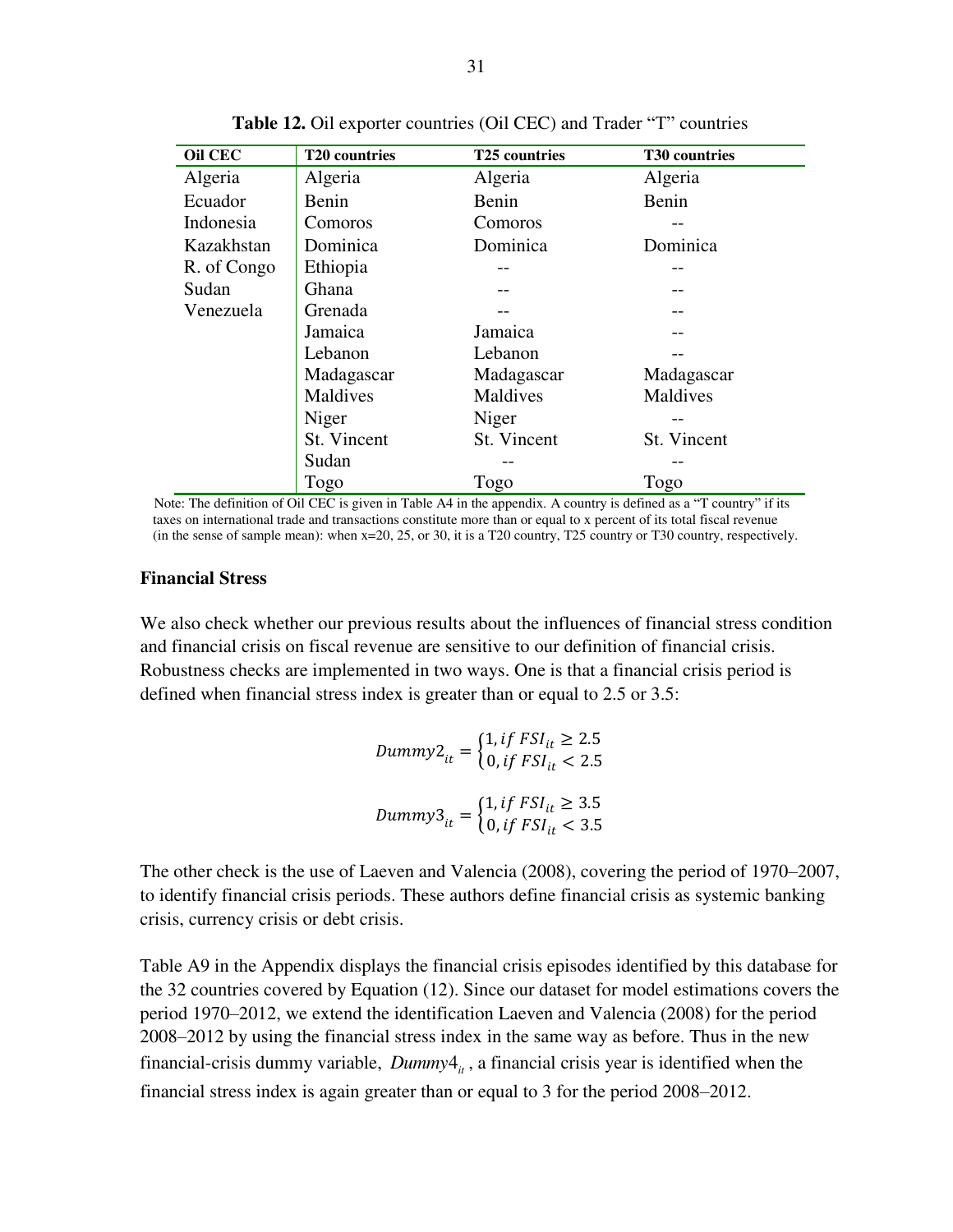**Table 12.** Oil exporter countries (Oil CEC) and Trader "T" countries

| Oil CEC | T20 countries | T25 countries | T30 countries |
|---|---|---|---|
| Algeria | Algeria | Algeria | Algeria |
| Ecuador | Benin | Benin | Benin |
| Indonesia | Comoros | Comoros | -- |
| Kazakhstan | Dominica | Dominica | Dominica |
| R. of Congo | Ethiopia | -- | -- |
| Sudan | Ghana | -- | -- |
| Venezuela | Grenada | -- | -- |
| | Jamaica | Jamaica | -- |
| | Lebanon | Lebanon | -- |
| | Madagascar | Madagascar | Madagascar |
| | Maldives | Maldives | Maldives |
| | Niger | Niger | -- |
| | St. Vincent | St. Vincent | St. Vincent |
| | Sudan | -- | -- |
| | Togo | Togo | Togo |

Note: The definition of Oil CEC is given in Table A4 in the appendix. A country is defined as a "T country" if its taxes on international trade and transactions constitute more than or equal to x percent of its total fiscal revenue (in the sense of sample mean): when x=20, 25, or 30, it is a T20 country, T25 country or T30 country, respectively.

### Financial Stress

We also check whether our previous results about the influences of financial stress condition and financial crisis on fiscal revenue are sensitive to our definition of financial crisis. Robustness checks are implemented in two ways. One is that a financial crisis period is defined when financial stress index is greater than or equal to 2.5 or 3.5:

$$Dummy2_{it} = \begin{cases} 1, if\ FSI_{it} \geq 2.5 \\ 0, if\ FSI_{it} < 2.5 \end{cases}$$

$$Dummy3_{it} = \begin{cases} 1, if\ FSI_{it} \geq 3.5 \\ 0, if\ FSI_{it} < 3.5 \end{cases}$$

The other check is the use of Laeven and Valencia (2008), covering the period of 1970–2007, to identify financial crisis periods. These authors define financial crisis as systemic banking crisis, currency crisis or debt crisis.

Table A9 in the Appendix displays the financial crisis episodes identified by this database for the 32 countries covered by Equation (12). Since our dataset for model estimations covers the period 1970–2012, we extend the identification Laeven and Valencia (2008) for the period 2008–2012 by using the financial stress index in the same way as before. Thus in the new financial-crisis dummy variable, $Dummy4_{it}$, a financial crisis year is identified when the financial stress index is again greater than or equal to 3 for the period 2008–2012.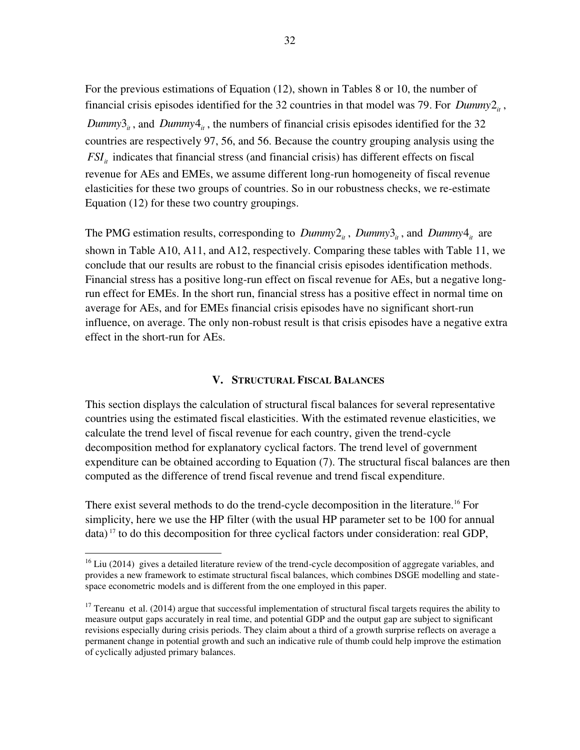For the previous estimations of Equation (12), shown in Tables 8 or 10, the number of financial crisis episodes identified for the 32 countries in that model was 79. For $Dummy2_{it}$, $Dummy3_{it}$, and $Dummy4_{it}$, the numbers of financial crisis episodes identified for the 32 countries are respectively 97, 56, and 56. Because the country grouping analysis using the $FSI_{it}$ indicates that financial stress (and financial crisis) has different effects on fiscal revenue for AEs and EMEs, we assume different long-run homogeneity of fiscal revenue elasticities for these two groups of countries. So in our robustness checks, we re-estimate Equation (12) for these two country groupings.

The PMG estimation results, corresponding to $Dummy2_{it}$, $Dummy3_{it}$, and $Dummy4_{it}$ are shown in Table A10, A11, and A12, respectively. Comparing these tables with Table 11, we conclude that our results are robust to the financial crisis episodes identification methods. Financial stress has a positive long-run effect on fiscal revenue for AEs, but a negative long-run effect for EMEs. In the short run, financial stress has a positive effect in normal time on average for AEs, and for EMEs financial crisis episodes have no significant short-run influence, on average. The only non-robust result is that crisis episodes have a negative extra effect in the short-run for AEs.

## V. Structural Fiscal Balances

This section displays the calculation of structural fiscal balances for several representative countries using the estimated fiscal elasticities. With the estimated revenue elasticities, we calculate the trend level of fiscal revenue for each country, given the trend-cycle decomposition method for explanatory cyclical factors. The trend level of government expenditure can be obtained according to Equation (7). The structural fiscal balances are then computed as the difference of trend fiscal revenue and trend fiscal expenditure.

There exist several methods to do the trend-cycle decomposition in the literature.[16] For simplicity, here we use the HP filter (with the usual HP parameter set to be 100 for annual data)[17] to do this decomposition for three cyclical factors under consideration: real GDP,

[16] Liu (2014) gives a detailed literature review of the trend-cycle decomposition of aggregate variables, and provides a new framework to estimate structural fiscal balances, which combines DSGE modelling and state-space econometric models and is different from the one employed in this paper.

[17] Tereanu et al. (2014) argue that successful implementation of structural fiscal targets requires the ability to measure output gaps accurately in real time, and potential GDP and the output gap are subject to significant revisions especially during crisis periods. They claim about a third of a growth surprise reflects on average a permanent change in potential growth and such an indicative rule of thumb could help improve the estimation of cyclically adjusted primary balances.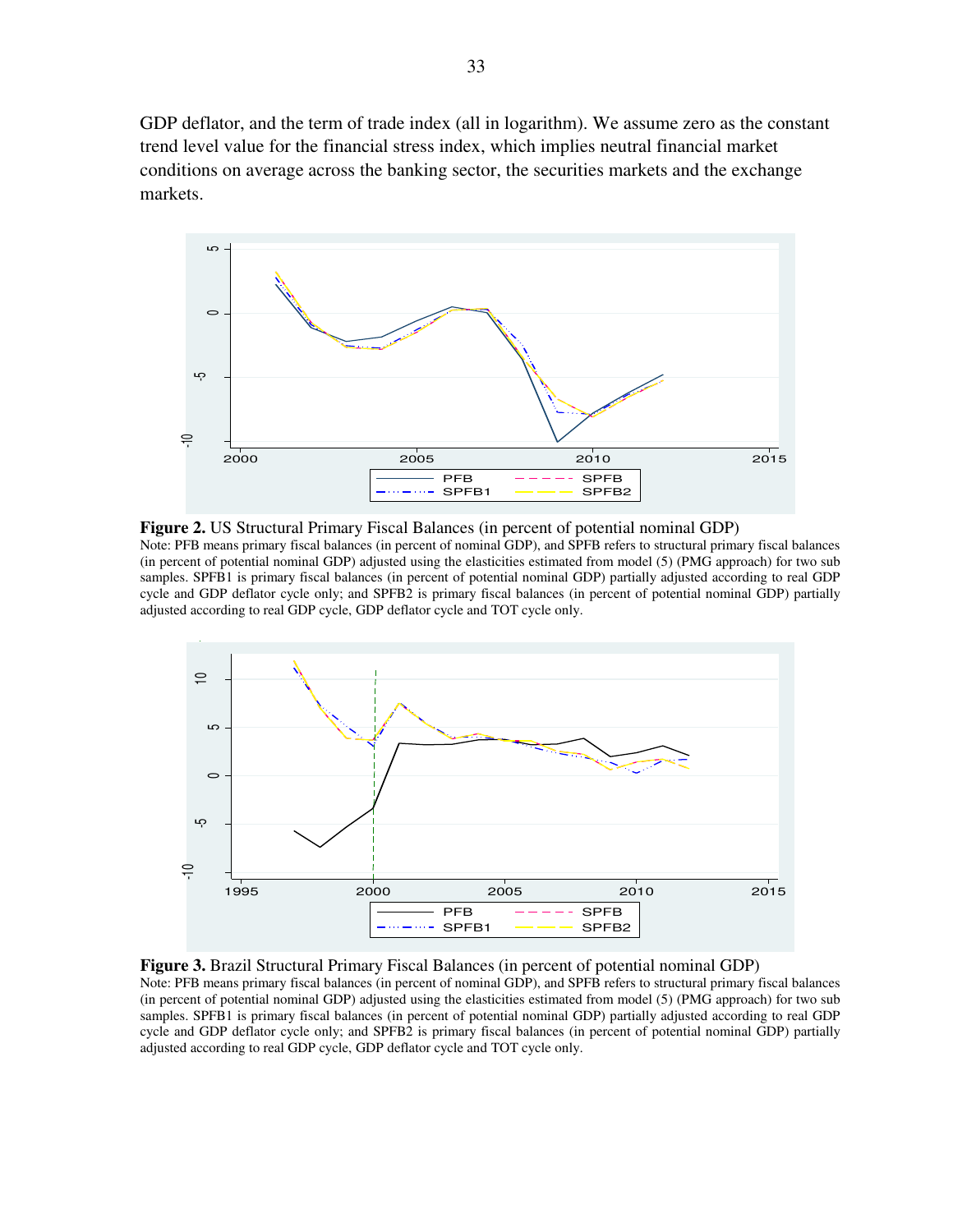GDP deflator, and the term of trade index (all in logarithm). We assume zero as the constant trend level value for the financial stress index, which implies neutral financial market conditions on average across the banking sector, the securities markets and the exchange markets.

**Figure 2.** US Structural Primary Fiscal Balances (in percent of potential nominal GDP)

Note: PFB means primary fiscal balances (in percent of nominal GDP), and SPFB refers to structural primary fiscal balances (in percent of potential nominal GDP) adjusted using the elasticities estimated from model (5) (PMG approach) for two sub samples. SPFB1 is primary fiscal balances (in percent of potential nominal GDP) partially adjusted according to real GDP cycle and GDP deflator cycle only; and SPFB2 is primary fiscal balances (in percent of potential nominal GDP) partially adjusted according to real GDP cycle, GDP deflator cycle and TOT cycle only.

**Figure 3.** Brazil Structural Primary Fiscal Balances (in percent of potential nominal GDP)

Note: PFB means primary fiscal balances (in percent of nominal GDP), and SPFB refers to structural primary fiscal balances (in percent of potential nominal GDP) adjusted using the elasticities estimated from model (5) (PMG approach) for two sub samples. SPFB1 is primary fiscal balances (in percent of potential nominal GDP) partially adjusted according to real GDP cycle and GDP deflator cycle only; and SPFB2 is primary fiscal balances (in percent of potential nominal GDP) partially adjusted according to real GDP cycle, GDP deflator cycle and TOT cycle only.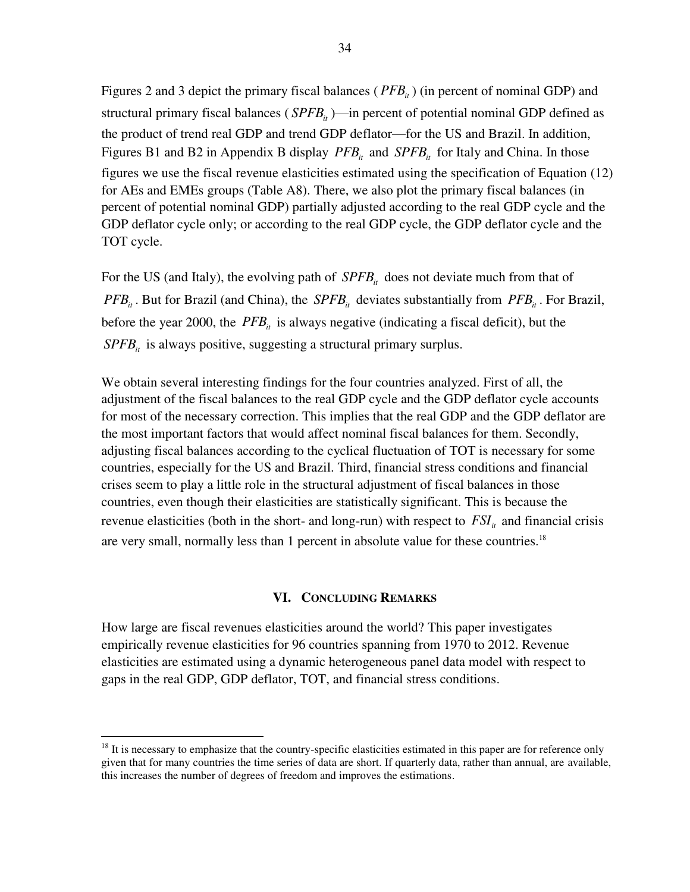Figures 2 and 3 depict the primary fiscal balances ( $PFB_{it}$ ) (in percent of nominal GDP) and structural primary fiscal balances ( $SPFB_{it}$ )—in percent of potential nominal GDP defined as the product of trend real GDP and trend GDP deflator—for the US and Brazil. In addition, Figures B1 and B2 in Appendix B display $PFB_{it}$ and $SPFB_{it}$ for Italy and China. In those figures we use the fiscal revenue elasticities estimated using the specification of Equation (12) for AEs and EMEs groups (Table A8). There, we also plot the primary fiscal balances (in percent of potential nominal GDP) partially adjusted according to the real GDP cycle and the GDP deflator cycle only; or according to the real GDP cycle, the GDP deflator cycle and the TOT cycle.

For the US (and Italy), the evolving path of $SPFB_{it}$ does not deviate much from that of $PFB_{it}$. But for Brazil (and China), the $SPFB_{it}$ deviates substantially from $PFB_{it}$. For Brazil, before the year 2000, the $PFB_{it}$ is always negative (indicating a fiscal deficit), but the $SPFB_{it}$ is always positive, suggesting a structural primary surplus.

We obtain several interesting findings for the four countries analyzed. First of all, the adjustment of the fiscal balances to the real GDP cycle and the GDP deflator cycle accounts for most of the necessary correction. This implies that the real GDP and the GDP deflator are the most important factors that would affect nominal fiscal balances for them. Secondly, adjusting fiscal balances according to the cyclical fluctuation of TOT is necessary for some countries, especially for the US and Brazil. Third, financial stress conditions and financial crises seem to play a little role in the structural adjustment of fiscal balances in those countries, even though their elasticities are statistically significant. This is because the revenue elasticities (both in the short- and long-run) with respect to $FSI_{it}$ and financial crisis are very small, normally less than 1 percent in absolute value for these countries.[18]

## VI. Concluding Remarks

How large are fiscal revenues elasticities around the world? This paper investigates empirically revenue elasticities for 96 countries spanning from 1970 to 2012. Revenue elasticities are estimated using a dynamic heterogeneous panel data model with respect to gaps in the real GDP, GDP deflator, TOT, and financial stress conditions.

---

[18] It is necessary to emphasize that the country-specific elasticities estimated in this paper are for reference only given that for many countries the time series of data are short. If quarterly data, rather than annual, are available, this increases the number of degrees of freedom and improves the estimations.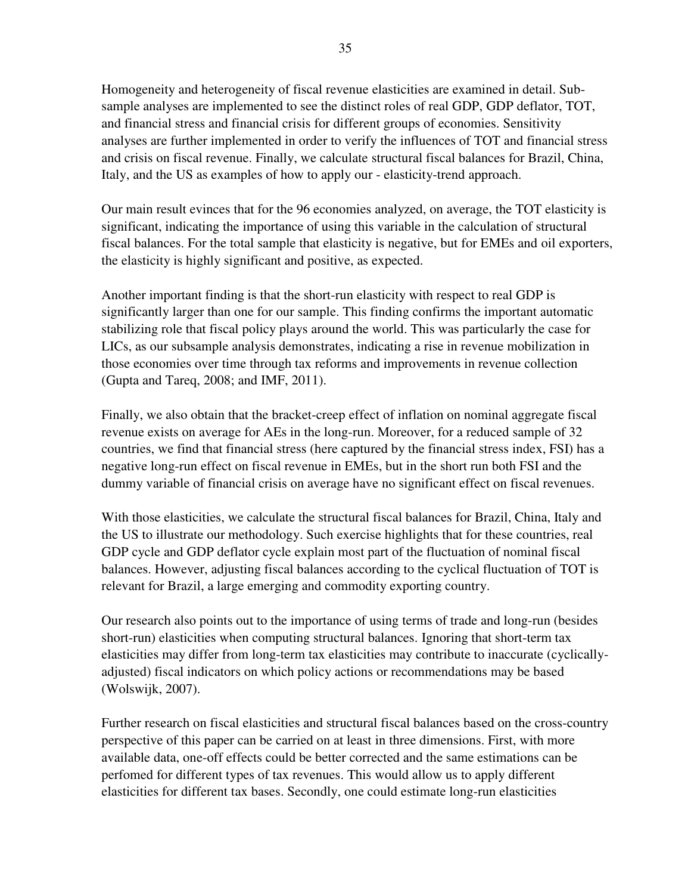Homogeneity and heterogeneity of fiscal revenue elasticities are examined in detail. Sub-sample analyses are implemented to see the distinct roles of real GDP, GDP deflator, TOT, and financial stress and financial crisis for different groups of economies. Sensitivity analyses are further implemented in order to verify the influences of TOT and financial stress and crisis on fiscal revenue. Finally, we calculate structural fiscal balances for Brazil, China, Italy, and the US as examples of how to apply our - elasticity-trend approach.

Our main result evinces that for the 96 economies analyzed, on average, the TOT elasticity is significant, indicating the importance of using this variable in the calculation of structural fiscal balances. For the total sample that elasticity is negative, but for EMEs and oil exporters, the elasticity is highly significant and positive, as expected.

Another important finding is that the short-run elasticity with respect to real GDP is significantly larger than one for our sample. This finding confirms the important automatic stabilizing role that fiscal policy plays around the world. This was particularly the case for LICs, as our subsample analysis demonstrates, indicating a rise in revenue mobilization in those economies over time through tax reforms and improvements in revenue collection (Gupta and Tareq, 2008; and IMF, 2011).

Finally, we also obtain that the bracket-creep effect of inflation on nominal aggregate fiscal revenue exists on average for AEs in the long-run. Moreover, for a reduced sample of 32 countries, we find that financial stress (here captured by the financial stress index, FSI) has a negative long-run effect on fiscal revenue in EMEs, but in the short run both FSI and the dummy variable of financial crisis on average have no significant effect on fiscal revenues.

With those elasticities, we calculate the structural fiscal balances for Brazil, China, Italy and the US to illustrate our methodology. Such exercise highlights that for these countries, real GDP cycle and GDP deflator cycle explain most part of the fluctuation of nominal fiscal balances. However, adjusting fiscal balances according to the cyclical fluctuation of TOT is relevant for Brazil, a large emerging and commodity exporting country.

Our research also points out to the importance of using terms of trade and long-run (besides short-run) elasticities when computing structural balances. Ignoring that short-term tax elasticities may differ from long-term tax elasticities may contribute to inaccurate (cyclically-adjusted) fiscal indicators on which policy actions or recommendations may be based (Wolswijk, 2007).

Further research on fiscal elasticities and structural fiscal balances based on the cross-country perspective of this paper can be carried on at least in three dimensions. First, with more available data, one-off effects could be better corrected and the same estimations can be perfomed for different types of tax revenues. This would allow us to apply different elasticities for different tax bases. Secondly, one could estimate long-run elasticities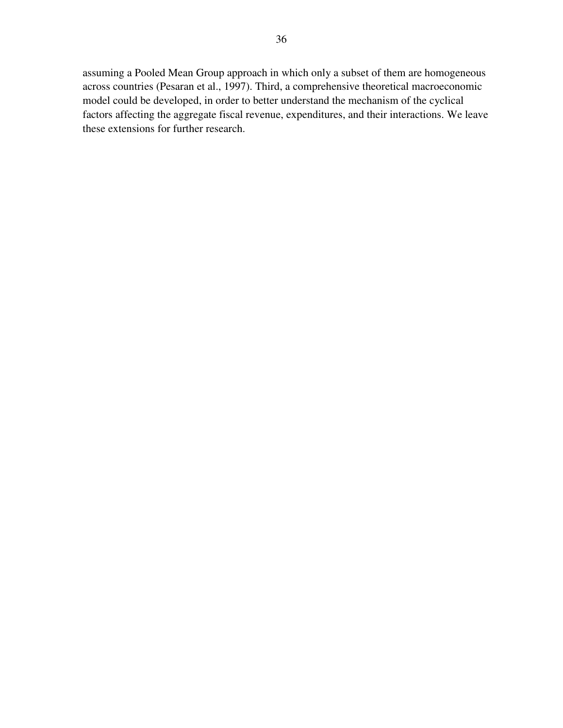assuming a Pooled Mean Group approach in which only a subset of them are homogeneous across countries (Pesaran et al., 1997). Third, a comprehensive theoretical macroeconomic model could be developed, in order to better understand the mechanism of the cyclical factors affecting the aggregate fiscal revenue, expenditures, and their interactions. We leave these extensions for further research.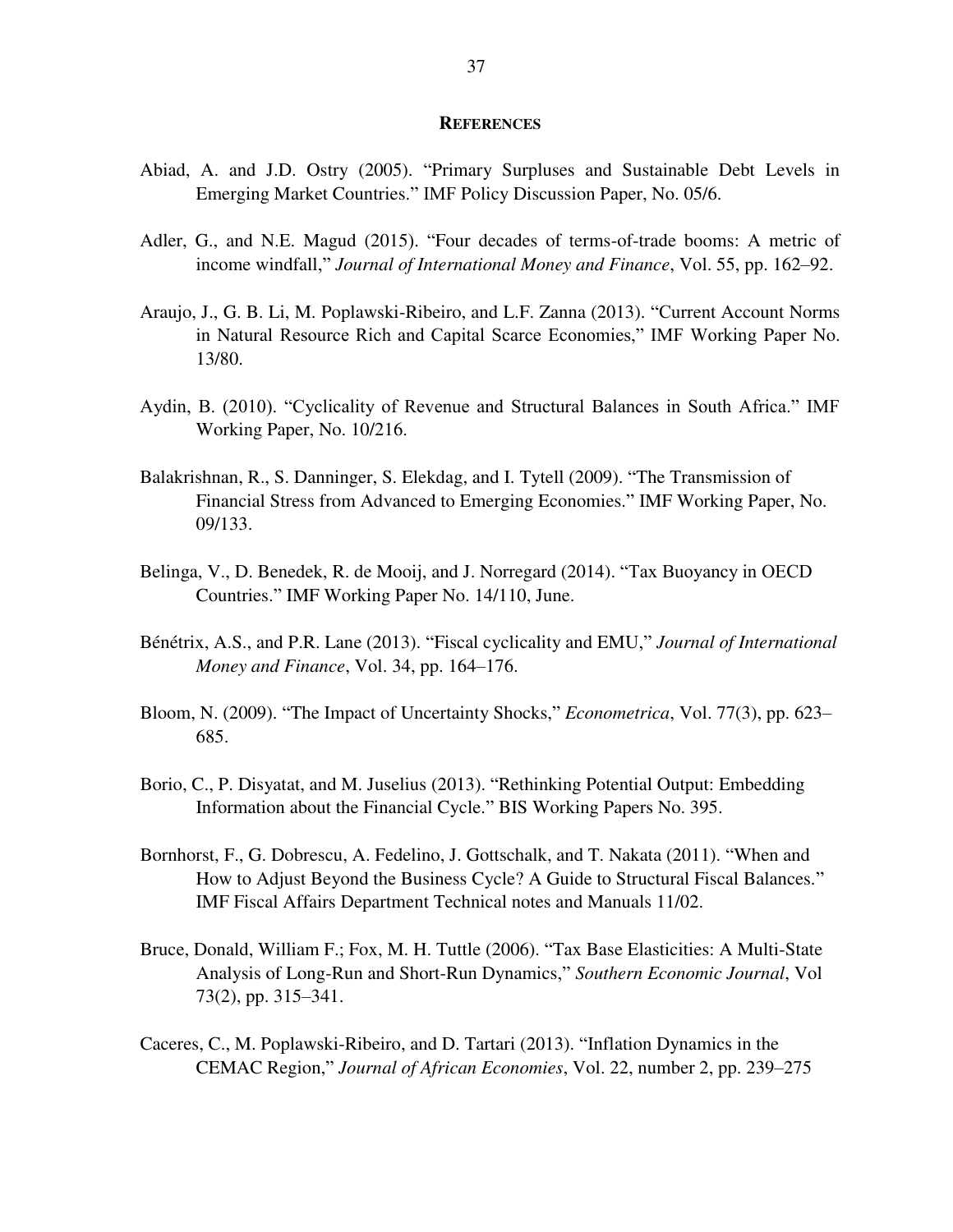## REFERENCES

Abiad, A. and J.D. Ostry (2005). "Primary Surpluses and Sustainable Debt Levels in Emerging Market Countries." IMF Policy Discussion Paper, No. 05/6.

Adler, G., and N.E. Magud (2015). "Four decades of terms-of-trade booms: A metric of income windfall," *Journal of International Money and Finance*, Vol. 55, pp. 162–92.

Araujo, J., G. B. Li, M. Poplawski-Ribeiro, and L.F. Zanna (2013). "Current Account Norms in Natural Resource Rich and Capital Scarce Economies," IMF Working Paper No. 13/80.

Aydin, B. (2010). "Cyclicality of Revenue and Structural Balances in South Africa." IMF Working Paper, No. 10/216.

Balakrishnan, R., S. Danninger, S. Elekdag, and I. Tytell (2009). "The Transmission of Financial Stress from Advanced to Emerging Economies." IMF Working Paper, No. 09/133.

Belinga, V., D. Benedek, R. de Mooij, and J. Norregard (2014). "Tax Buoyancy in OECD Countries." IMF Working Paper No. 14/110, June.

Bénétrix, A.S., and P.R. Lane (2013). "Fiscal cyclicality and EMU," *Journal of International Money and Finance*, Vol. 34, pp. 164–176.

Bloom, N. (2009). "The Impact of Uncertainty Shocks," *Econometrica*, Vol. 77(3), pp. 623–685.

Borio, C., P. Disyatat, and M. Juselius (2013). "Rethinking Potential Output: Embedding Information about the Financial Cycle." BIS Working Papers No. 395.

Bornhorst, F., G. Dobrescu, A. Fedelino, J. Gottschalk, and T. Nakata (2011). "When and How to Adjust Beyond the Business Cycle? A Guide to Structural Fiscal Balances." IMF Fiscal Affairs Department Technical notes and Manuals 11/02.

Bruce, Donald, William F.; Fox, M. H. Tuttle (2006). "Tax Base Elasticities: A Multi-State Analysis of Long-Run and Short-Run Dynamics," *Southern Economic Journal*, Vol 73(2), pp. 315–341.

Caceres, C., M. Poplawski-Ribeiro, and D. Tartari (2013). "Inflation Dynamics in the CEMAC Region," *Journal of African Economies*, Vol. 22, number 2, pp. 239–275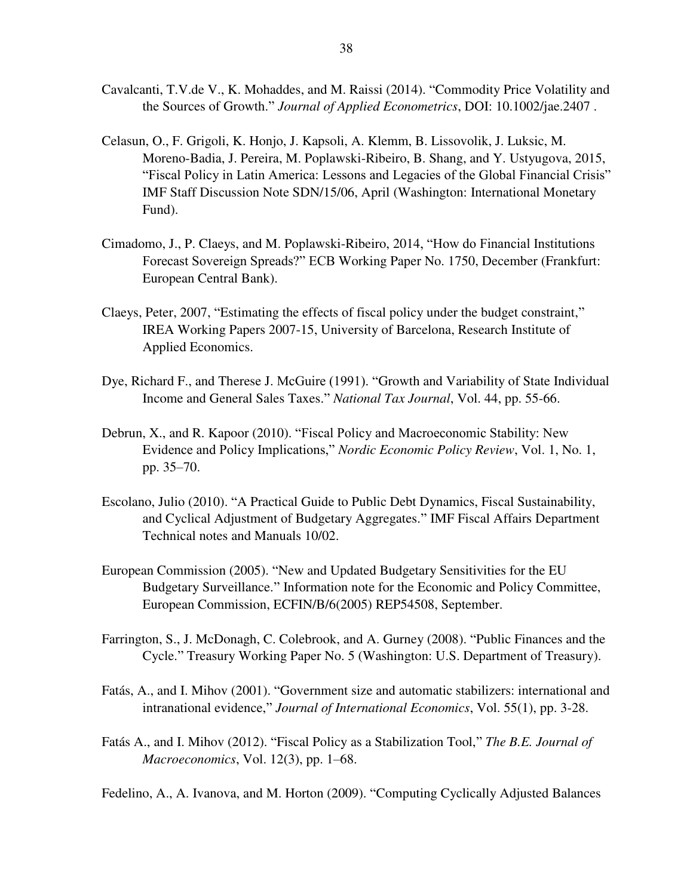Cavalcanti, T.V.de V., K. Mohaddes, and M. Raissi (2014). "Commodity Price Volatility and the Sources of Growth." *Journal of Applied Econometrics*, DOI: 10.1002/jae.2407 .

Celasun, O., F. Grigoli, K. Honjo, J. Kapsoli, A. Klemm, B. Lissovolik, J. Luksic, M. Moreno-Badia, J. Pereira, M. Poplawski-Ribeiro, B. Shang, and Y. Ustyugova, 2015, "Fiscal Policy in Latin America: Lessons and Legacies of the Global Financial Crisis" IMF Staff Discussion Note SDN/15/06, April (Washington: International Monetary Fund).

Cimadomo, J., P. Claeys, and M. Poplawski-Ribeiro, 2014, "How do Financial Institutions Forecast Sovereign Spreads?" ECB Working Paper No. 1750, December (Frankfurt: European Central Bank).

Claeys, Peter, 2007, "Estimating the effects of fiscal policy under the budget constraint," IREA Working Papers 2007-15, University of Barcelona, Research Institute of Applied Economics.

Dye, Richard F., and Therese J. McGuire (1991). "Growth and Variability of State Individual Income and General Sales Taxes." *National Tax Journal*, Vol. 44, pp. 55-66.

Debrun, X., and R. Kapoor (2010). "Fiscal Policy and Macroeconomic Stability: New Evidence and Policy Implications," *Nordic Economic Policy Review*, Vol. 1, No. 1, pp. 35–70.

Escolano, Julio (2010). "A Practical Guide to Public Debt Dynamics, Fiscal Sustainability, and Cyclical Adjustment of Budgetary Aggregates." IMF Fiscal Affairs Department Technical notes and Manuals 10/02.

European Commission (2005). "New and Updated Budgetary Sensitivities for the EU Budgetary Surveillance." Information note for the Economic and Policy Committee, European Commission, ECFIN/B/6(2005) REP54508, September.

Farrington, S., J. McDonagh, C. Colebrook, and A. Gurney (2008). "Public Finances and the Cycle." Treasury Working Paper No. 5 (Washington: U.S. Department of Treasury).

Fatás, A., and I. Mihov (2001). "Government size and automatic stabilizers: international and intranational evidence," *Journal of International Economics*, Vol. 55(1), pp. 3-28.

Fatás A., and I. Mihov (2012). "Fiscal Policy as a Stabilization Tool," *The B.E. Journal of Macroeconomics*, Vol. 12(3), pp. 1–68.

Fedelino, A., A. Ivanova, and M. Horton (2009). "Computing Cyclically Adjusted Balances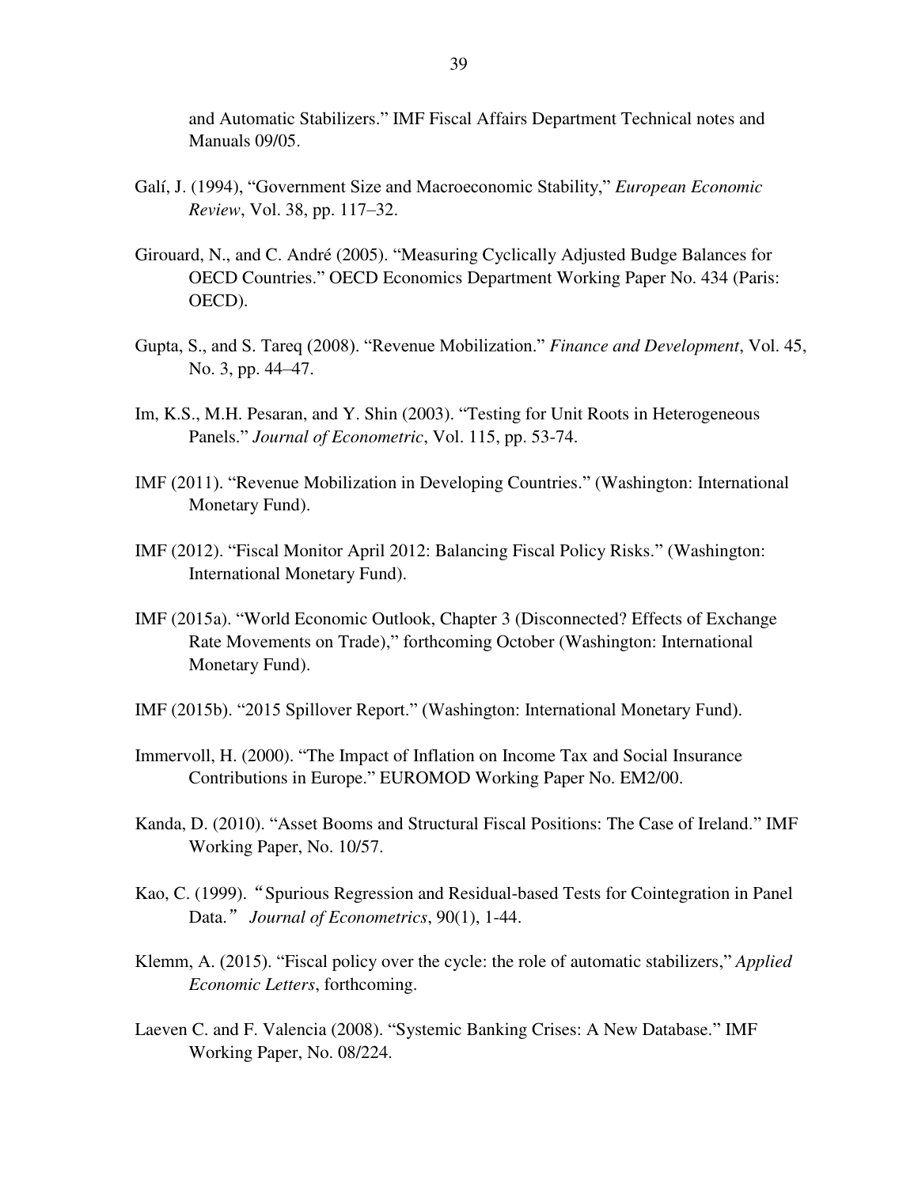and Automatic Stabilizers." IMF Fiscal Affairs Department Technical notes and Manuals 09/05.

Galí, J. (1994), "Government Size and Macroeconomic Stability," *European Economic Review*, Vol. 38, pp. 117–32.

Girouard, N., and C. André (2005). "Measuring Cyclically Adjusted Budge Balances for OECD Countries." OECD Economics Department Working Paper No. 434 (Paris: OECD).

Gupta, S., and S. Tareq (2008). "Revenue Mobilization." *Finance and Development*, Vol. 45, No. 3, pp. 44–47.

Im, K.S., M.H. Pesaran, and Y. Shin (2003). "Testing for Unit Roots in Heterogeneous Panels." *Journal of Econometric*, Vol. 115, pp. 53-74.

IMF (2011). "Revenue Mobilization in Developing Countries." (Washington: International Monetary Fund).

IMF (2012). "Fiscal Monitor April 2012: Balancing Fiscal Policy Risks." (Washington: International Monetary Fund).

IMF (2015a). "World Economic Outlook, Chapter 3 (Disconnected? Effects of Exchange Rate Movements on Trade)," forthcoming October (Washington: International Monetary Fund).

IMF (2015b). "2015 Spillover Report." (Washington: International Monetary Fund).

Immervoll, H. (2000). "The Impact of Inflation on Income Tax and Social Insurance Contributions in Europe." EUROMOD Working Paper No. EM2/00.

Kanda, D. (2010). "Asset Booms and Structural Fiscal Positions: The Case of Ireland." IMF Working Paper, No. 10/57.

Kao, C. (1999). "Spurious Regression and Residual-based Tests for Cointegration in Panel Data." *Journal of Econometrics*, 90(1), 1-44.

Klemm, A. (2015). "Fiscal policy over the cycle: the role of automatic stabilizers," *Applied Economic Letters*, forthcoming.

Laeven C. and F. Valencia (2008). "Systemic Banking Crises: A New Database." IMF Working Paper, No. 08/224.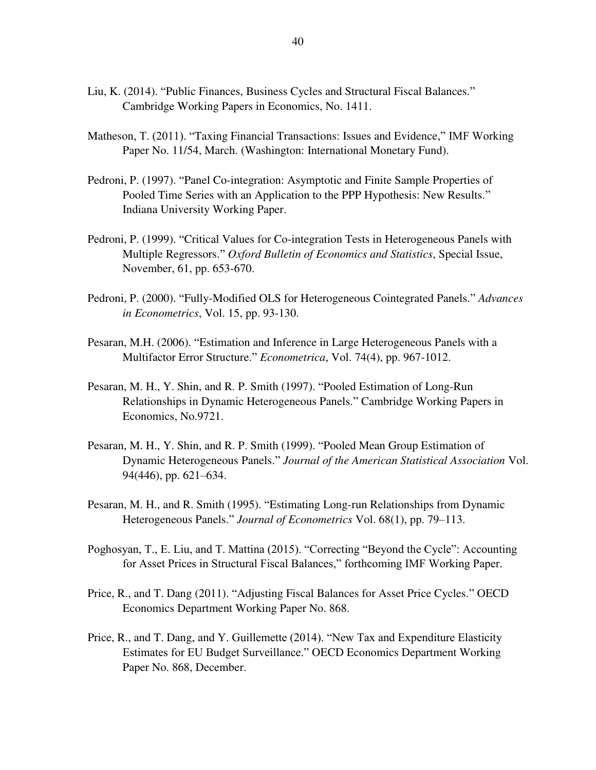Liu, K. (2014). "Public Finances, Business Cycles and Structural Fiscal Balances." Cambridge Working Papers in Economics, No. 1411.

Matheson, T. (2011). "Taxing Financial Transactions: Issues and Evidence," IMF Working Paper No. 11/54, March. (Washington: International Monetary Fund).

Pedroni, P. (1997). "Panel Co-integration: Asymptotic and Finite Sample Properties of Pooled Time Series with an Application to the PPP Hypothesis: New Results." Indiana University Working Paper.

Pedroni, P. (1999). "Critical Values for Co-integration Tests in Heterogeneous Panels with Multiple Regressors." *Oxford Bulletin of Economics and Statistics*, Special Issue, November, 61, pp. 653-670.

Pedroni, P. (2000). "Fully-Modified OLS for Heterogeneous Cointegrated Panels." *Advances in Econometrics*, Vol. 15, pp. 93-130.

Pesaran, M.H. (2006). "Estimation and Inference in Large Heterogeneous Panels with a Multifactor Error Structure." *Econometrica*, Vol. 74(4), pp. 967-1012.

Pesaran, M. H., Y. Shin, and R. P. Smith (1997). "Pooled Estimation of Long-Run Relationships in Dynamic Heterogeneous Panels." Cambridge Working Papers in Economics, No.9721.

Pesaran, M. H., Y. Shin, and R. P. Smith (1999). "Pooled Mean Group Estimation of Dynamic Heterogeneous Panels." *Journal of the American Statistical Association* Vol. 94(446), pp. 621–634.

Pesaran, M. H., and R. Smith (1995). "Estimating Long-run Relationships from Dynamic Heterogeneous Panels." *Journal of Econometrics* Vol. 68(1), pp. 79–113.

Poghosyan, T., E. Liu, and T. Mattina (2015). "Correcting "Beyond the Cycle": Accounting for Asset Prices in Structural Fiscal Balances," forthcoming IMF Working Paper.

Price, R., and T. Dang (2011). "Adjusting Fiscal Balances for Asset Price Cycles." OECD Economics Department Working Paper No. 868.

Price, R., and T. Dang, and Y. Guillemette (2014). "New Tax and Expenditure Elasticity Estimates for EU Budget Surveillance." OECD Economics Department Working Paper No. 868, December.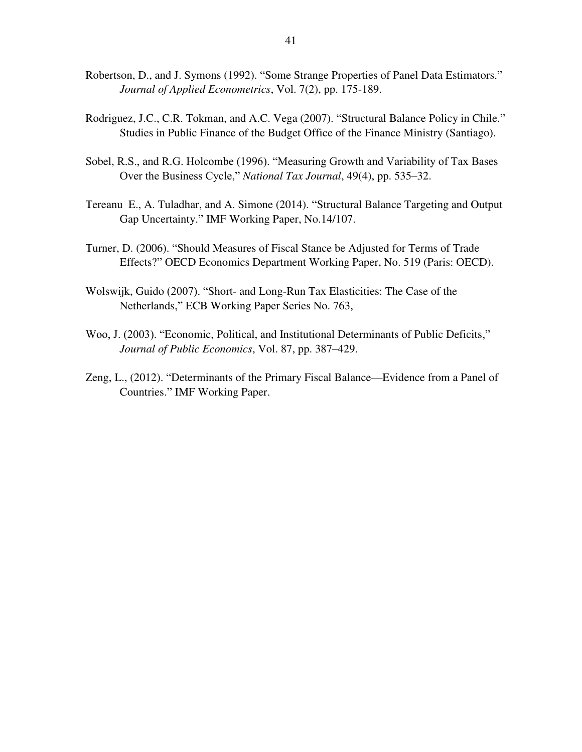Robertson, D., and J. Symons (1992). "Some Strange Properties of Panel Data Estimators." *Journal of Applied Econometrics*, Vol. 7(2), pp. 175-189.

Rodriguez, J.C., C.R. Tokman, and A.C. Vega (2007). "Structural Balance Policy in Chile." Studies in Public Finance of the Budget Office of the Finance Ministry (Santiago).

Sobel, R.S., and R.G. Holcombe (1996). "Measuring Growth and Variability of Tax Bases Over the Business Cycle," *National Tax Journal*, 49(4), pp. 535–32.

Tereanu E., A. Tuladhar, and A. Simone (2014). "Structural Balance Targeting and Output Gap Uncertainty." IMF Working Paper, No.14/107.

Turner, D. (2006). "Should Measures of Fiscal Stance be Adjusted for Terms of Trade Effects?" OECD Economics Department Working Paper, No. 519 (Paris: OECD).

Wolswijk, Guido (2007). "Short- and Long-Run Tax Elasticities: The Case of the Netherlands," ECB Working Paper Series No. 763,

Woo, J. (2003). "Economic, Political, and Institutional Determinants of Public Deficits," *Journal of Public Economics*, Vol. 87, pp. 387–429.

Zeng, L., (2012). "Determinants of the Primary Fiscal Balance—Evidence from a Panel of Countries." IMF Working Paper.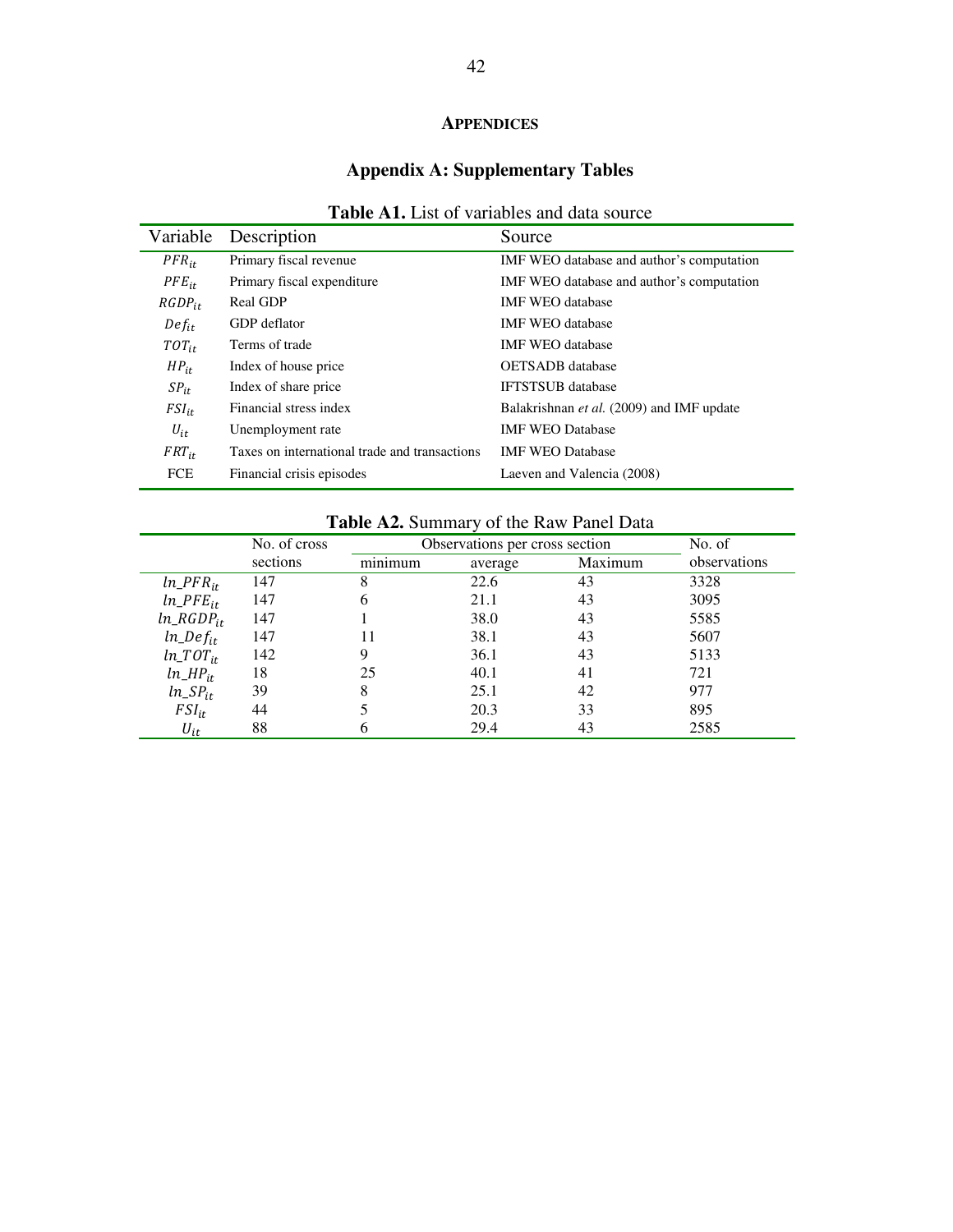# **Appendices**

## Appendix A: Supplementary Tables

**Table A1.** List of variables and data source

| Variable | Description | Source |
|---|---|---|
| $PFR_{it}$ | Primary fiscal revenue | IMF WEO database and author's computation |
| $PFE_{it}$ | Primary fiscal expenditure | IMF WEO database and author's computation |
| $RGDP_{it}$ | Real GDP | IMF WEO database |
| $Def_{it}$ | GDP deflator | IMF WEO database |
| $TOT_{it}$ | Terms of trade | IMF WEO database |
| $HP_{it}$ | Index of house price | OETSADB database |
| $SP_{it}$ | Index of share price | IFTSTSUB database |
| $FSI_{it}$ | Financial stress index | Balakrishnan *et al.* (2009) and IMF update |
| $U_{it}$ | Unemployment rate | IMF WEO Database |
| $FRT_{it}$ | Taxes on international trade and transactions | IMF WEO Database |
| FCE | Financial crisis episodes | Laeven and Valencia (2008) |

**Table A2.** Summary of the Raw Panel Data

| | No. of cross sections | Observations per cross section | | | No. of observations |
|---|---|---|---|---|---|
| | | minimum | average | Maximum | |
| $ln\_PFR_{it}$ | 147 | 8 | 22.6 | 43 | 3328 |
| $ln\_PFE_{it}$ | 147 | 6 | 21.1 | 43 | 3095 |
| $ln\_RGDP_{it}$ | 147 | 1 | 38.0 | 43 | 5585 |
| $ln\_Def_{it}$ | 147 | 11 | 38.1 | 43 | 5607 |
| $ln\_TOT_{it}$ | 142 | 9 | 36.1 | 43 | 5133 |
| $ln\_HP_{it}$ | 18 | 25 | 40.1 | 41 | 721 |
| $ln\_SP_{it}$ | 39 | 8 | 25.1 | 42 | 977 |
| $FSI_{it}$ | 44 | 5 | 20.3 | 33 | 895 |
| $U_{it}$ | 88 | 6 | 29.4 | 43 | 2585 |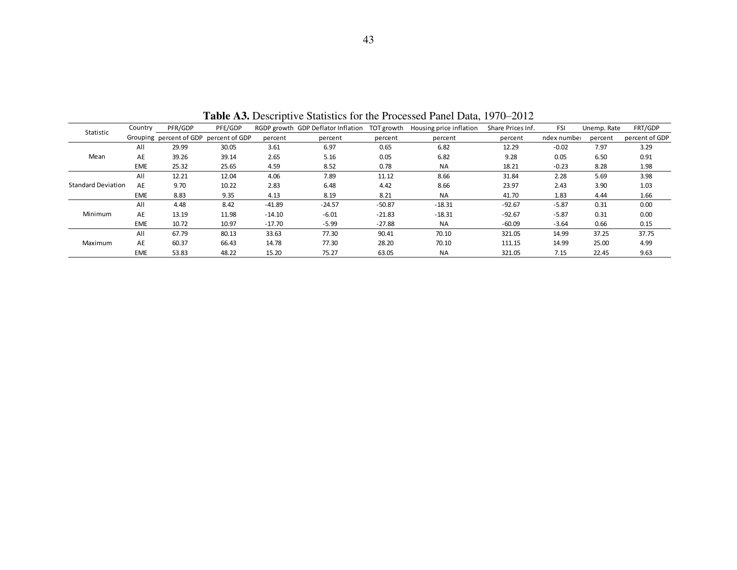**Table A3.** Descriptive Statistics for the Processed Panel Data, 1970–2012

| Statistic | Country Grouping | PFR/GDP | PFE/GDP | RGDP growth | GDP Deflator Inflation | TOT growth | Housing price inflation | Share Prices Inf. | FSI | Unemp. Rate | FRT/GDP |
|---|---|---|---|---|---|---|---|---|---|---|---|
| | | percent of GDP | percent of GDP | percent | percent | percent | percent | percent | ndex numbe | percent | percent of GDP |
| Mean | All | 29.99 | 30.05 | 3.61 | 6.97 | 0.65 | 6.82 | 12.29 | -0.02 | 7.97 | 3.29 |
| | AE | 39.26 | 39.14 | 2.65 | 5.16 | 0.05 | 6.82 | 9.28 | 0.05 | 6.50 | 0.91 |
| | EME | 25.32 | 25.65 | 4.59 | 8.52 | 0.78 | NA | 18.21 | -0.23 | 8.28 | 1.98 |
| Standard Deviation | All | 12.21 | 12.04 | 4.06 | 7.89 | 11.12 | 8.66 | 31.84 | 2.28 | 5.69 | 3.98 |
| | AE | 9.70 | 10.22 | 2.83 | 6.48 | 4.42 | 8.66 | 23.97 | 2.43 | 3.90 | 1.03 |
| | EME | 8.83 | 9.35 | 4.13 | 8.19 | 8.21 | NA | 41.70 | 1.83 | 4.44 | 1.66 |
| Minimum | All | 4.48 | 8.42 | -41.89 | -24.57 | -50.87 | -18.31 | -92.67 | -5.87 | 0.31 | 0.00 |
| | AE | 13.19 | 11.98 | -14.10 | -6.01 | -21.83 | -18.31 | -92.67 | -5.87 | 0.31 | 0.00 |
| | EME | 10.72 | 10.97 | -17.70 | -5.99 | -27.88 | NA | -60.09 | -3.64 | 0.66 | 0.15 |
| Maximum | All | 67.79 | 80.13 | 33.63 | 77.30 | 90.41 | 70.10 | 321.05 | 14.99 | 37.25 | 37.75 |
| | AE | 60.37 | 66.43 | 14.78 | 77.30 | 28.20 | 70.10 | 111.15 | 14.99 | 25.00 | 4.99 |
| | EME | 53.83 | 48.22 | 15.20 | 75.27 | 63.05 | NA | 321.05 | 7.15 | 22.45 | 9.63 |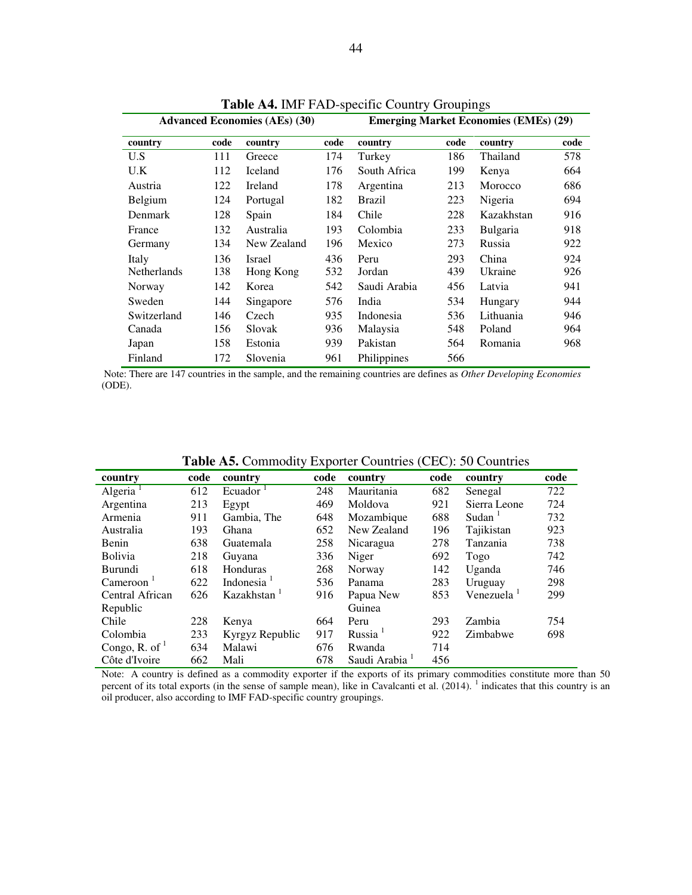**Table A4.** IMF FAD-specific Country Groupings

| Advanced Economies (AEs) (30) | | | | Emerging Market Economies (EMEs) (29) | | | |
|---|---|---|---|---|---|---|---|
| **country** | **code** | **country** | **code** | **country** | **code** | **country** | **code** |
| U.S | 111 | Greece | 174 | Turkey | 186 | Thailand | 578 |
| U.K | 112 | Iceland | 176 | South Africa | 199 | Kenya | 664 |
| Austria | 122 | Ireland | 178 | Argentina | 213 | Morocco | 686 |
| Belgium | 124 | Portugal | 182 | Brazil | 223 | Nigeria | 694 |
| Denmark | 128 | Spain | 184 | Chile | 228 | Kazakhstan | 916 |
| France | 132 | Australia | 193 | Colombia | 233 | Bulgaria | 918 |
| Germany | 134 | New Zealand | 196 | Mexico | 273 | Russia | 922 |
| Italy | 136 | Israel | 436 | Peru | 293 | China | 924 |
| Netherlands | 138 | Hong Kong | 532 | Jordan | 439 | Ukraine | 926 |
| Norway | 142 | Korea | 542 | Saudi Arabia | 456 | Latvia | 941 |
| Sweden | 144 | Singapore | 576 | India | 534 | Hungary | 944 |
| Switzerland | 146 | Czech | 935 | Indonesia | 536 | Lithuania | 946 |
| Canada | 156 | Slovak | 936 | Malaysia | 548 | Poland | 964 |
| Japan | 158 | Estonia | 939 | Pakistan | 564 | Romania | 968 |
| Finland | 172 | Slovenia | 961 | Philippines | 566 | | |

Note: There are 147 countries in the sample, and the remaining countries are defines as *Other Developing Economies* (ODE).

**Table A5.** Commodity Exporter Countries (CEC): 50 Countries

| country | code | country | code | country | code | country | code |
|---|---|---|---|---|---|---|---|
| Algeria [1] | 612 | Ecuador [1] | 248 | Mauritania | 682 | Senegal | 722 |
| Argentina | 213 | Egypt | 469 | Moldova | 921 | Sierra Leone | 724 |
| Armenia | 911 | Gambia, The | 648 | Mozambique | 688 | Sudan [1] | 732 |
| Australia | 193 | Ghana | 652 | New Zealand | 196 | Tajikistan | 923 |
| Benin | 638 | Guatemala | 258 | Nicaragua | 278 | Tanzania | 738 |
| Bolivia | 218 | Guyana | 336 | Niger | 692 | Togo | 742 |
| Burundi | 618 | Honduras | 268 | Norway | 142 | Uganda | 746 |
| Cameroon [1] | 622 | Indonesia [1] | 536 | Panama | 283 | Uruguay | 298 |
| Central African Republic | 626 | Kazakhstan [1] | 916 | Papua New Guinea | 853 | Venezuela [1] | 299 |
| Chile | 228 | Kenya | 664 | Peru | 293 | Zambia | 754 |
| Colombia | 233 | Kyrgyz Republic | 917 | Russia [1] | 922 | Zimbabwe | 698 |
| Congo, R. of [1] | 634 | Malawi | 676 | Rwanda | 714 | | |
| Côte d'Ivoire | 662 | Mali | 678 | Saudi Arabia [1] | 456 | | |

Note: A country is defined as a commodity exporter if the exports of its primary commodities constitute more than 50 percent of its total exports (in the sense of sample mean), like in Cavalcanti et al. (2014). [1] indicates that this country is an oil producer, also according to IMF FAD-specific country groupings.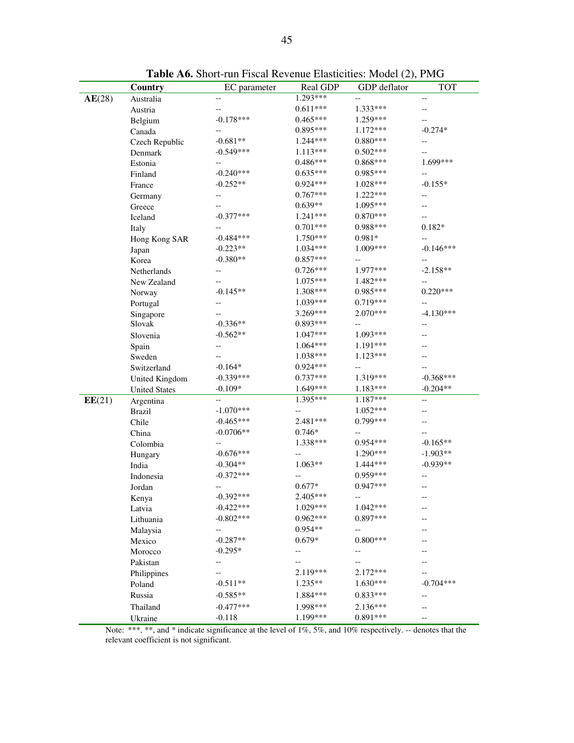**Table A6.** Short-run Fiscal Revenue Elasticities: Model (2), PMG

| | Country | EC parameter | Real GDP | GDP deflator | TOT |
|---|---|---|---|---|---|
| **AE**(28) | Australia | -- | 1.293*** | -- | -- |
| | Austria | -- | 0.611*** | 1.333*** | -- |
| | Belgium | -0.178*** | 0.465*** | 1.259*** | -- |
| | Canada | -- | 0.895*** | 1.172*** | -0.274* |
| | Czech Republic | -0.681** | 1.244*** | 0.880*** | -- |
| | Denmark | -0.549*** | 1.113*** | 0.502*** | -- |
| | Estonia | -- | 0.486*** | 0.868*** | 1.699*** |
| | Finland | -0.240*** | 0.635*** | 0.985*** | -- |
| | France | -0.252** | 0.924*** | 1.028*** | -0.155* |
| | Germany | -- | 0.767*** | 1.222*** | -- |
| | Greece | -- | 0.639** | 1.095*** | -- |
| | Iceland | -0.377*** | 1.241*** | 0.870*** | -- |
| | Italy | -- | 0.701*** | 0.988*** | 0.182* |
| | Hong Kong SAR | -0.484*** | 1.750*** | 0.981* | -- |
| | Japan | -0.223** | 1.034*** | 1.009*** | -0.146*** |
| | Korea | -0.380** | 0.857*** | -- | -- |
| | Netherlands | -- | 0.726*** | 1.977*** | -2.158** |
| | New Zealand | -- | 1.075*** | 1.482*** | -- |
| | Norway | -0.145** | 1.308*** | 0.985*** | 0.220*** |
| | Portugal | -- | 1.039*** | 0.719*** | -- |
| | Singapore | -- | 3.269*** | 2.070*** | -4.130*** |
| | Slovak | -0.336** | 0.893*** | -- | -- |
| | Slovenia | -0.562** | 1.047*** | 1.093*** | -- |
| | Spain | -- | 1.064*** | 1.191*** | -- |
| | Sweden | -- | 1.038*** | 1.123*** | -- |
| | Switzerland | -0.164* | 0.924*** | -- | -- |
| | United Kingdom | -0.339*** | 0.737*** | 1.319*** | -0.368*** |
| | United States | -0.109* | 1.649*** | 1.183*** | -0.204** |
| **EE**(21) | Argentina | -- | 1.395*** | 1.187*** | -- |
| | Brazil | -1.070*** | -- | 1.052*** | -- |
| | Chile | -0.465*** | 2.481*** | 0.799*** | -- |
| | China | -0.0706** | 0.746* | -- | -- |
| | Colombia | -- | 1.338*** | 0.954*** | -0.165** |
| | Hungary | -0.676*** | -- | 1.290*** | -1.903** |
| | India | -0.304** | 1.063** | 1.444*** | -0.939** |
| | Indonesia | -0.372*** | -- | 0.959*** | -- |
| | Jordan | -- | 0.677* | 0.947*** | -- |
| | Kenya | -0.392*** | 2.405*** | -- | -- |
| | Latvia | -0.422*** | 1.029*** | 1.042*** | -- |
| | Lithuania | -0.802*** | 0.962*** | 0.897*** | -- |
| | Malaysia | -- | 0.954** | -- | -- |
| | Mexico | -0.287** | 0.679* | 0.800*** | -- |
| | Morocco | -0.295* | -- | -- | -- |
| | Pakistan | -- | -- | -- | -- |
| | Philippines | -- | 2.119*** | 2.172*** | -- |
| | Poland | -0.511** | 1.235** | 1.630*** | -0.704*** |
| | Russia | -0.585** | 1.884*** | 0.833*** | -- |
| | Thailand | -0.477*** | 1.998*** | 2.136*** | -- |
| | Ukraine | -0.118 | 1.199*** | 0.891*** | -- |

Note: ***, **, and * indicate significance at the level of 1%, 5%, and 10% respectively. -- denotes that the relevant coefficient is not significant.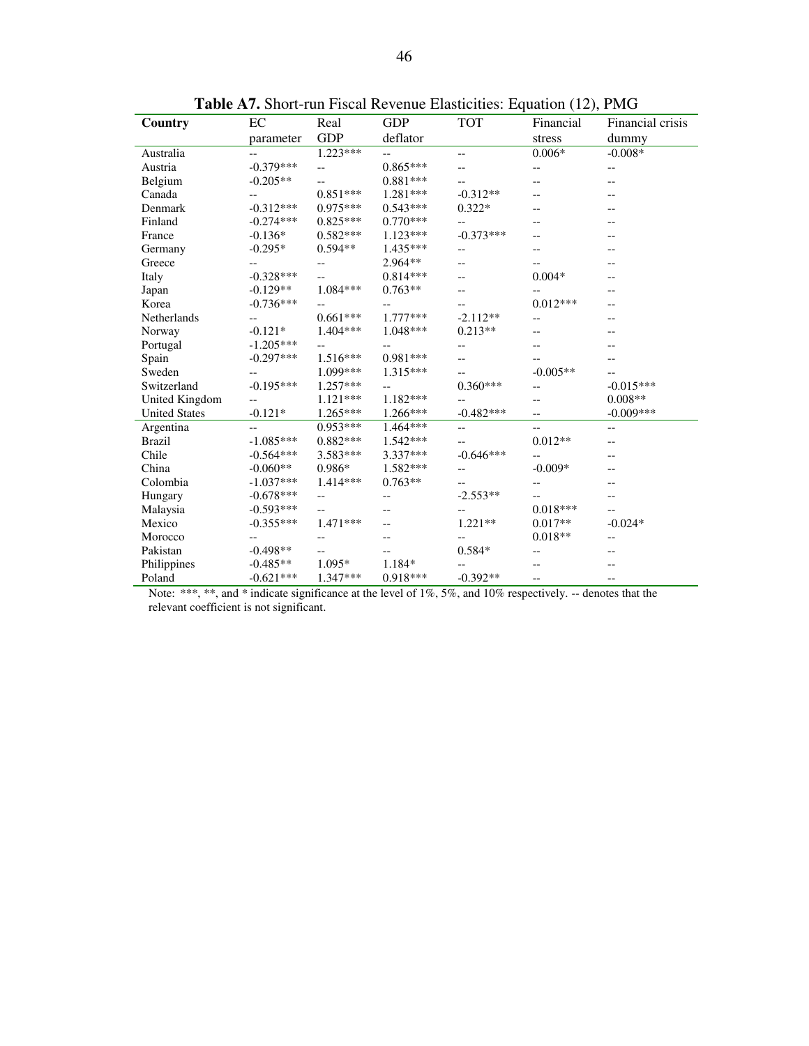**Table A7.** Short-run Fiscal Revenue Elasticities: Equation (12), PMG

| Country | EC parameter | Real GDP | GDP deflator | TOT | Financial stress | Financial crisis dummy |
|---|---|---|---|---|---|---|
| Australia | -- | 1.223*** | -- | -- | 0.006* | -0.008* |
| Austria | -0.379*** | -- | 0.865*** | -- | -- | -- |
| Belgium | -0.205** | -- | 0.881*** | -- | -- | -- |
| Canada | -- | 0.851*** | 1.281*** | -0.312** | -- | -- |
| Denmark | -0.312*** | 0.975*** | 0.543*** | 0.322* | -- | -- |
| Finland | -0.274*** | 0.825*** | 0.770*** | -- | -- | -- |
| France | -0.136* | 0.582*** | 1.123*** | -0.373*** | -- | -- |
| Germany | -0.295* | 0.594** | 1.435*** | -- | -- | -- |
| Greece | -- | -- | 2.964** | -- | -- | -- |
| Italy | -0.328*** | -- | 0.814*** | -- | 0.004* | -- |
| Japan | -0.129** | 1.084*** | 0.763** | -- | -- | -- |
| Korea | -0.736*** | -- | -- | -- | 0.012*** | -- |
| Netherlands | -- | 0.661*** | 1.777*** | -2.112** | -- | -- |
| Norway | -0.121* | 1.404*** | 1.048*** | 0.213** | -- | -- |
| Portugal | -1.205*** | -- | -- | -- | -- | -- |
| Spain | -0.297*** | 1.516*** | 0.981*** | -- | -- | -- |
| Sweden | -- | 1.099*** | 1.315*** | -- | -0.005** | -- |
| Switzerland | -0.195*** | 1.257*** | -- | 0.360*** | -- | -0.015*** |
| United Kingdom | -- | 1.121*** | 1.182*** | -- | -- | 0.008** |
| United States | -0.121* | 1.265*** | 1.266*** | -0.482*** | -- | -0.009*** |
| Argentina | -- | 0.953*** | 1.464*** | -- | -- | -- |
| Brazil | -1.085*** | 0.882*** | 1.542*** | -- | 0.012** | -- |
| Chile | -0.564*** | 3.583*** | 3.337*** | -0.646*** | -- | -- |
| China | -0.060** | 0.986* | 1.582*** | -- | -0.009* | -- |
| Colombia | -1.037*** | 1.414*** | 0.763** | -- | -- | -- |
| Hungary | -0.678*** | -- | -- | -2.553** | -- | -- |
| Malaysia | -0.593*** | -- | -- | -- | 0.018*** | -- |
| Mexico | -0.355*** | 1.471*** | -- | 1.221** | 0.017** | -0.024* |
| Morocco | -- | -- | -- | -- | 0.018** | -- |
| Pakistan | -0.498** | -- | -- | 0.584* | -- | -- |
| Philippines | -0.485** | 1.095* | 1.184* | -- | -- | -- |
| Poland | -0.621*** | 1.347*** | 0.918*** | -0.392** | -- | -- |

Note: ***, **, and * indicate significance at the level of 1%, 5%, and 10% respectively. -- denotes that the relevant coefficient is not significant.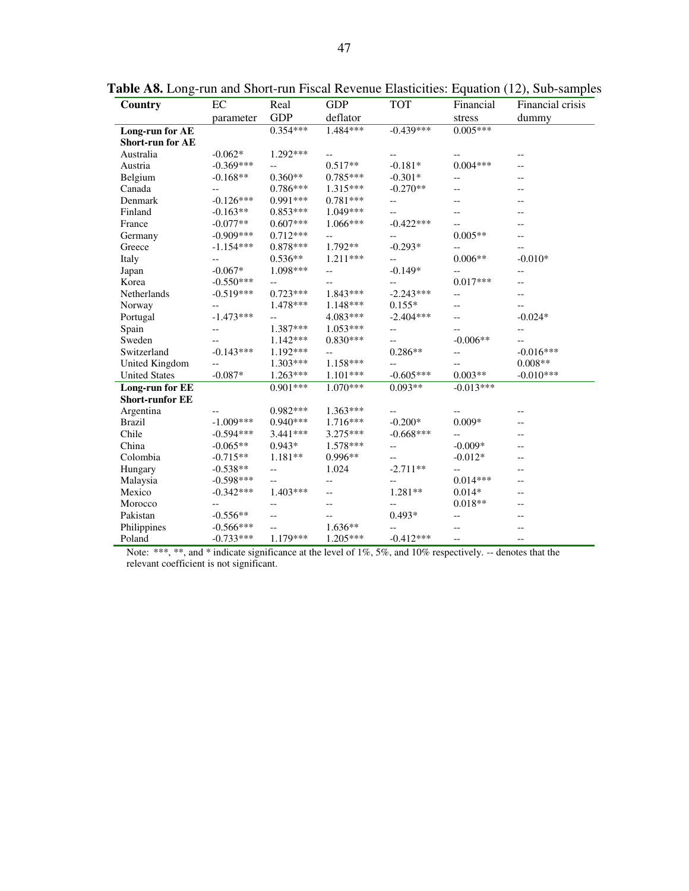**Table A8.** Long-run and Short-run Fiscal Revenue Elasticities: Equation (12), Sub-samples

| Country | EC parameter | Real GDP | GDP deflator | TOT | Financial stress | Financial crisis dummy |
|---|---|---|---|---|---|---|
| **Long-run for AE** | | 0.354*** | 1.484*** | -0.439*** | 0.005*** | |
| **Short-run for AE** | | | | | | |
| Australia | -0.062* | 1.292*** | -- | -- | -- | -- |
| Austria | -0.369*** | -- | 0.517** | -0.181* | 0.004*** | -- |
| Belgium | -0.168** | 0.360** | 0.785*** | -0.301* | -- | -- |
| Canada | -- | 0.786*** | 1.315*** | -0.270** | -- | -- |
| Denmark | -0.126*** | 0.991*** | 0.781*** | -- | -- | -- |
| Finland | -0.163** | 0.853*** | 1.049*** | -- | -- | -- |
| France | -0.077** | 0.607*** | 1.066*** | -0.422*** | -- | -- |
| Germany | -0.909*** | 0.712*** | -- | -- | 0.005** | -- |
| Greece | -1.154*** | 0.878*** | 1.792** | -0.293* | -- | -- |
| Italy | -- | 0.536** | 1.211*** | -- | 0.006** | -0.010* |
| Japan | -0.067* | 1.098*** | -- | -0.149* | -- | -- |
| Korea | -0.550*** | -- | -- | -- | 0.017*** | -- |
| Netherlands | -0.519*** | 0.723*** | 1.843*** | -2.243*** | -- | -- |
| Norway | -- | 1.478*** | 1.148*** | 0.155* | -- | -- |
| Portugal | -1.473*** | -- | 4.083*** | -2.404*** | -- | -0.024* |
| Spain | -- | 1.387*** | 1.053*** | -- | -- | -- |
| Sweden | -- | 1.142*** | 0.830*** | -- | -0.006** | -- |
| Switzerland | -0.143*** | 1.192*** | -- | 0.286** | -- | -0.016*** |
| United Kingdom | -- | 1.303*** | 1.158*** | -- | -- | 0.008** |
| United States | -0.087* | 1.263*** | 1.101*** | -0.605*** | 0.003** | -0.010*** |
| **Long-run for EE** | | 0.901*** | 1.070*** | 0.093** | -0.013*** | |
| **Short-runfor EE** | | | | | | |
| Argentina | -- | 0.982*** | 1.363*** | -- | -- | -- |
| Brazil | -1.009*** | 0.940*** | 1.716*** | -0.200* | 0.009* | -- |
| Chile | -0.594*** | 3.441*** | 3.275*** | -0.668*** | -- | -- |
| China | -0.065** | 0.943* | 1.578*** | -- | -0.009* | -- |
| Colombia | -0.715** | 1.181** | 0.996** | -- | -0.012* | -- |
| Hungary | -0.538** | -- | 1.024 | -2.711** | -- | -- |
| Malaysia | -0.598*** | -- | -- | -- | 0.014*** | -- |
| Mexico | -0.342*** | 1.403*** | -- | 1.281** | 0.014* | -- |
| Morocco | -- | -- | -- | -- | 0.018** | -- |
| Pakistan | -0.556** | -- | -- | 0.493* | -- | -- |
| Philippines | -0.566*** | -- | 1.636** | -- | -- | -- |
| Poland | -0.733*** | 1.179*** | 1.205*** | -0.412*** | -- | -- |

Note: ***, **, and * indicate significance at the level of 1%, 5%, and 10% respectively. -- denotes that the relevant coefficient is not significant.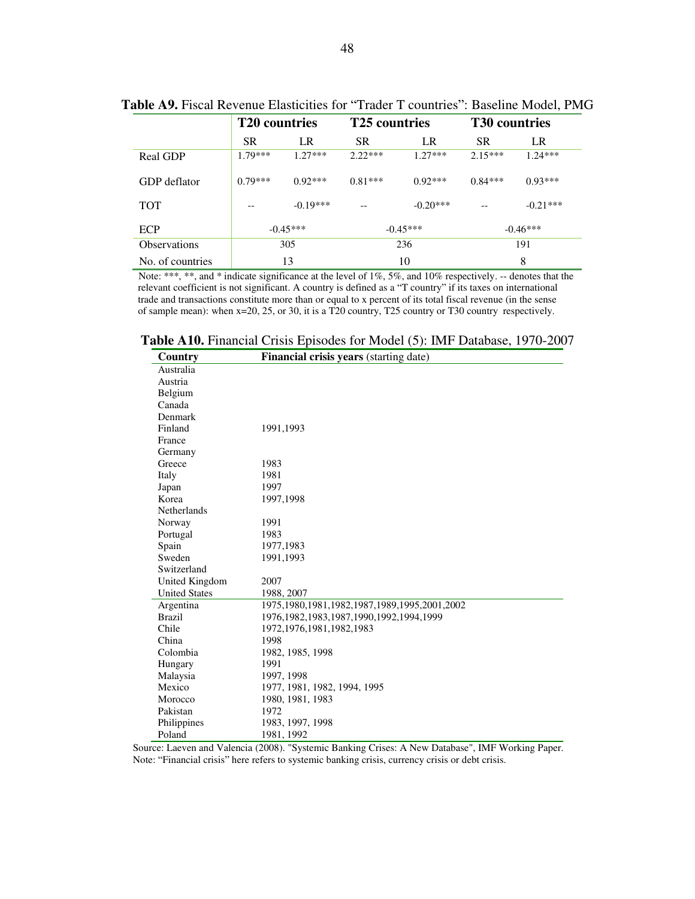**Table A9.** Fiscal Revenue Elasticities for "Trader T countries": Baseline Model, PMG

| | **T20 countries** | | **T25 countries** | | **T30 countries** | |
|---|---|---|---|---|---|---|
| | SR | LR | SR | LR | SR | LR |
| Real GDP | 1.79*** | 1.27*** | 2.22*** | 1.27*** | 2.15*** | 1.24*** |
| GDP deflator | 0.79*** | 0.92*** | 0.81*** | 0.92*** | 0.84*** | 0.93*** |
| TOT | -- | -0.19*** | -- | -0.20*** | -- | -0.21*** |
| ECP | -0.45*** | | -0.45*** | | -0.46*** | |
| Observations | 305 | | 236 | | 191 | |
| No. of countries | 13 | | 10 | | 8 | |

Note: ***, **, and * indicate significance at the level of 1%, 5%, and 10% respectively. -- denotes that the relevant coefficient is not significant. A country is defined as a "T country" if its taxes on international trade and transactions constitute more than or equal to x percent of its total fiscal revenue (in the sense of sample mean): when x=20, 25, or 30, it is a T20 country, T25 country or T30 country respectively.

**Table A10.** Financial Crisis Episodes for Model (5): IMF Database, 1970-2007

| Country | **Financial crisis years** (starting date) |
|---|---|
| Australia | |
| Austria | |
| Belgium | |
| Canada | |
| Denmark | |
| Finland | 1991,1993 |
| France | |
| Germany | |
| Greece | 1983 |
| Italy | 1981 |
| Japan | 1997 |
| Korea | 1997,1998 |
| Netherlands | |
| Norway | 1991 |
| Portugal | 1983 |
| Spain | 1977,1983 |
| Sweden | 1991,1993 |
| Switzerland | |
| United Kingdom | 2007 |
| United States | 1988, 2007 |
| Argentina | 1975,1980,1981,1982,1987,1989,1995,2001,2002 |
| Brazil | 1976,1982,1983,1987,1990,1992,1994,1999 |
| Chile | 1972,1976,1981,1982,1983 |
| China | 1998 |
| Colombia | 1982, 1985, 1998 |
| Hungary | 1991 |
| Malaysia | 1997, 1998 |
| Mexico | 1977, 1981, 1982, 1994, 1995 |
| Morocco | 1980, 1981, 1983 |
| Pakistan | 1972 |
| Philippines | 1983, 1997, 1998 |
| Poland | 1981, 1992 |

Source: Laeven and Valencia (2008). "Systemic Banking Crises: A New Database", IMF Working Paper.
Note: "Financial crisis" here refers to systemic banking crisis, currency crisis or debt crisis.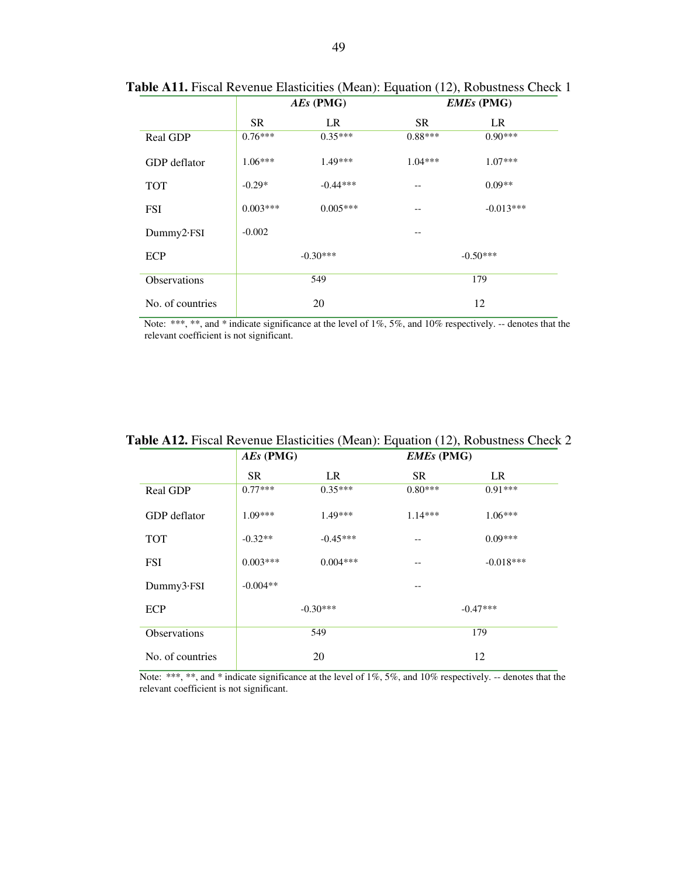**Table A11.** Fiscal Revenue Elasticities (Mean): Equation (12), Robustness Check 1

| | *AEs* **(PMG)** | | *EMEs* **(PMG)** | |
|---|---|---|---|---|
| | SR | LR | SR | LR |
| Real GDP | 0.76*** | 0.35*** | 0.88*** | 0.90*** |
| GDP deflator | 1.06*** | 1.49*** | 1.04*** | 1.07*** |
| TOT | -0.29* | -0.44*** | -- | 0.09** |
| FSI | 0.003*** | 0.005*** | -- | -0.013*** |
| Dummy2·FSI | -0.002 | | -- | |
| ECP | -0.30*** | | -0.50*** | |
| Observations | 549 | | 179 | |
| No. of countries | 20 | | 12 | |

Note: ***, **, and * indicate significance at the level of 1%, 5%, and 10% respectively. -- denotes that the relevant coefficient is not significant.

**Table A12.** Fiscal Revenue Elasticities (Mean): Equation (12), Robustness Check 2

| | *AEs* **(PMG)** | | *EMEs* **(PMG)** | |
|---|---|---|---|---|
| | SR | LR | SR | LR |
| Real GDP | 0.77*** | 0.35*** | 0.80*** | 0.91*** |
| GDP deflator | 1.09*** | 1.49*** | 1.14*** | 1.06*** |
| TOT | -0.32** | -0.45*** | -- | 0.09*** |
| FSI | 0.003*** | 0.004*** | -- | -0.018*** |
| Dummy3·FSI | -0.004** | | -- | |
| ECP | -0.30*** | | -0.47*** | |
| Observations | 549 | | 179 | |
| No. of countries | 20 | | 12 | |

Note: ***, **, and * indicate significance at the level of 1%, 5%, and 10% respectively. -- denotes that the relevant coefficient is not significant.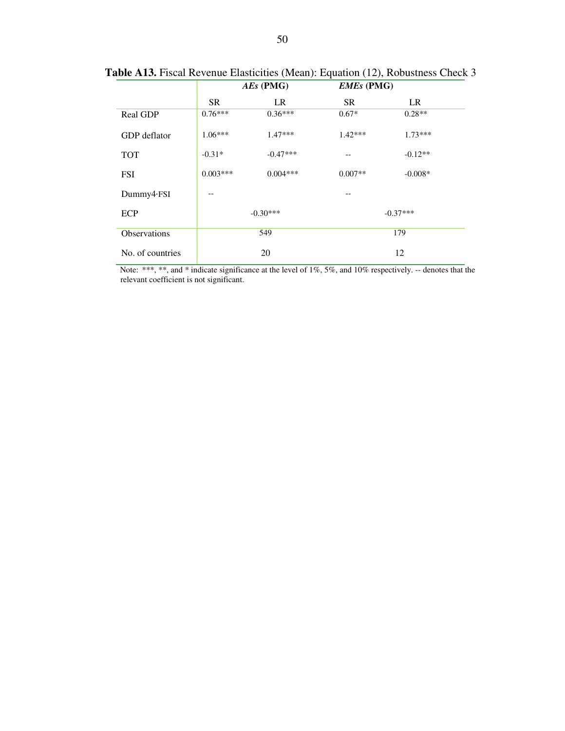**Table A13.** Fiscal Revenue Elasticities (Mean): Equation (12), Robustness Check 3

| | *AEs* (PMG) | | *EMEs* (PMG) | |
|---|---|---|---|---|
| | SR | LR | SR | LR |
| Real GDP | 0.76*** | 0.36*** | 0.67* | 0.28** |
| GDP deflator | 1.06*** | 1.47*** | 1.42*** | 1.73*** |
| TOT | -0.31* | -0.47*** | -- | -0.12** |
| FSI | 0.003*** | 0.004*** | 0.007** | -0.008* |
| Dummy4·FSI | -- | | -- | |
| ECP | | -0.30*** | | -0.37*** |
| Observations | | 549 | | 179 |
| No. of countries | | 20 | | 12 |

Note: ***, **, and * indicate significance at the level of 1%, 5%, and 10% respectively. -- denotes that the relevant coefficient is not significant.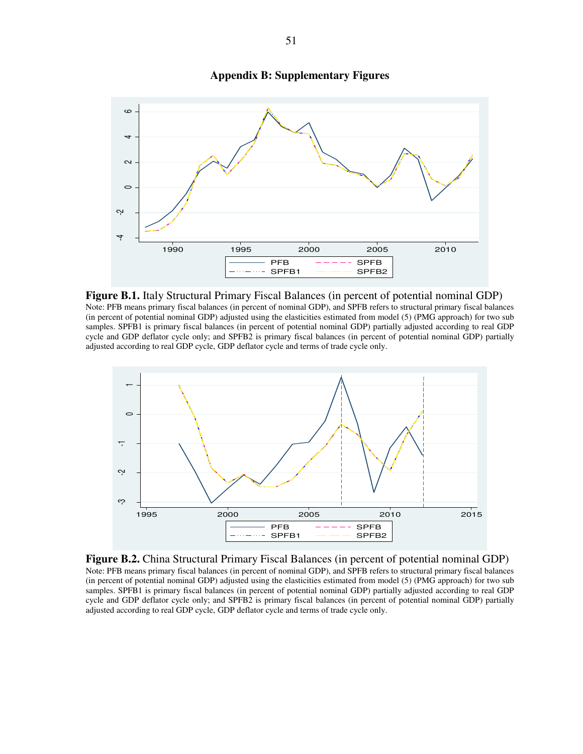# Appendix B: Supplementary Figures

6
4
2
0
-2
-4
1990
1995
2000
2005
2010
PFB
SPFB
SPFB1
SPFB2

**Figure B.1.** Italy Structural Primary Fiscal Balances (in percent of potential nominal GDP)

Note: PFB means primary fiscal balances (in percent of nominal GDP), and SPFB refers to structural primary fiscal balances (in percent of potential nominal GDP) adjusted using the elasticities estimated from model (5) (PMG approach) for two sub samples. SPFB1 is primary fiscal balances (in percent of potential nominal GDP) partially adjusted according to real GDP cycle and GDP deflator cycle only; and SPFB2 is primary fiscal balances (in percent of potential nominal GDP) partially adjusted according to real GDP cycle, GDP deflator cycle and terms of trade cycle only.

1
0
-1
-2
-3
1995
2000
2005
2010
2015
PFB
SPFB
SPFB1
SPFB2

**Figure B.2.** China Structural Primary Fiscal Balances (in percent of potential nominal GDP)

Note: PFB means primary fiscal balances (in percent of nominal GDP), and SPFB refers to structural primary fiscal balances (in percent of potential nominal GDP) adjusted using the elasticities estimated from model (5) (PMG approach) for two sub samples. SPFB1 is primary fiscal balances (in percent of potential nominal GDP) partially adjusted according to real GDP cycle and GDP deflator cycle only; and SPFB2 is primary fiscal balances (in percent of potential nominal GDP) partially adjusted according to real GDP cycle, GDP deflator cycle and terms of trade cycle only.